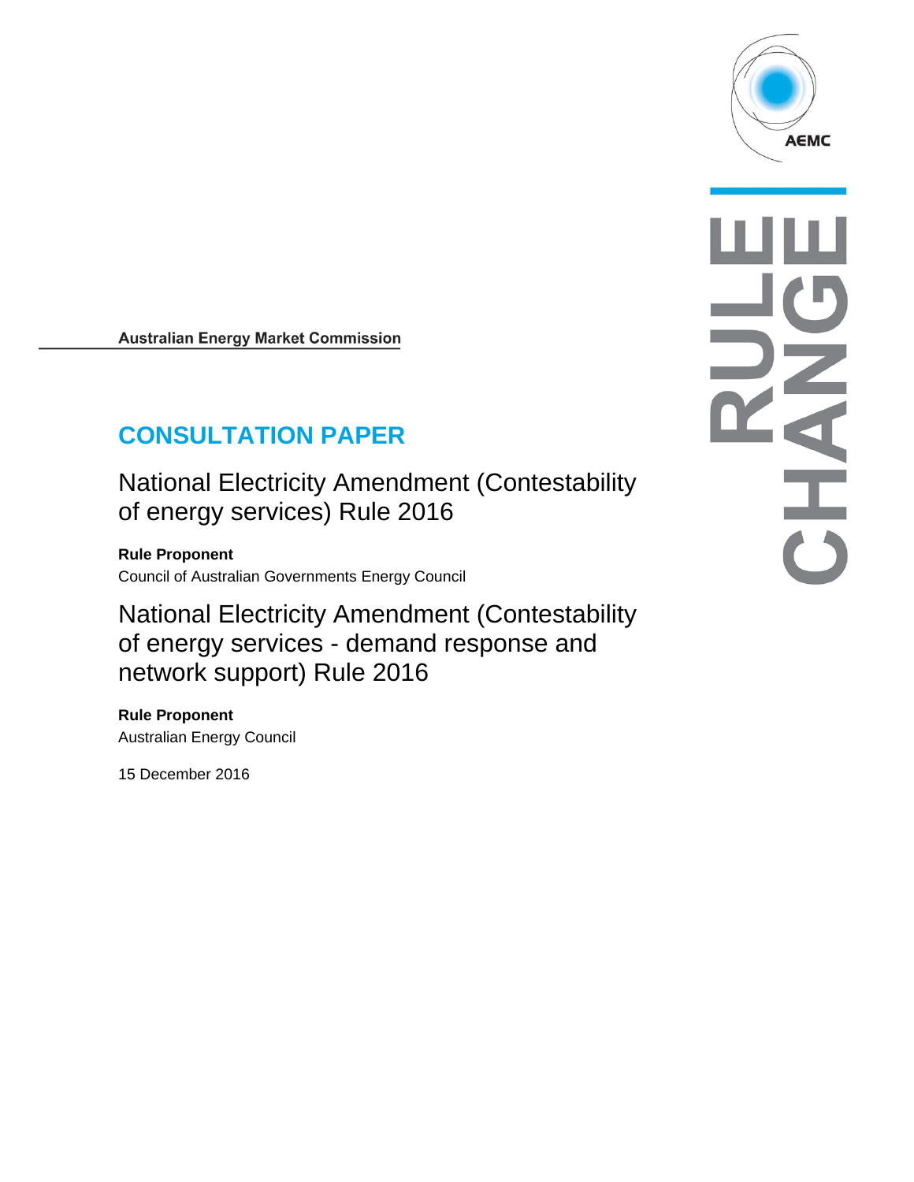Australian Energy Market Commission

# CONSULTATION PAPER

## National Electricity Amendment (Contestability of energy services) Rule 2016

**Rule Proponent**

Council of Australian Governments Energy Council

## National Electricity Amendment (Contestability of energy services - demand response and network support) Rule 2016

**Rule Proponent**

Australian Energy Council

15 December 2016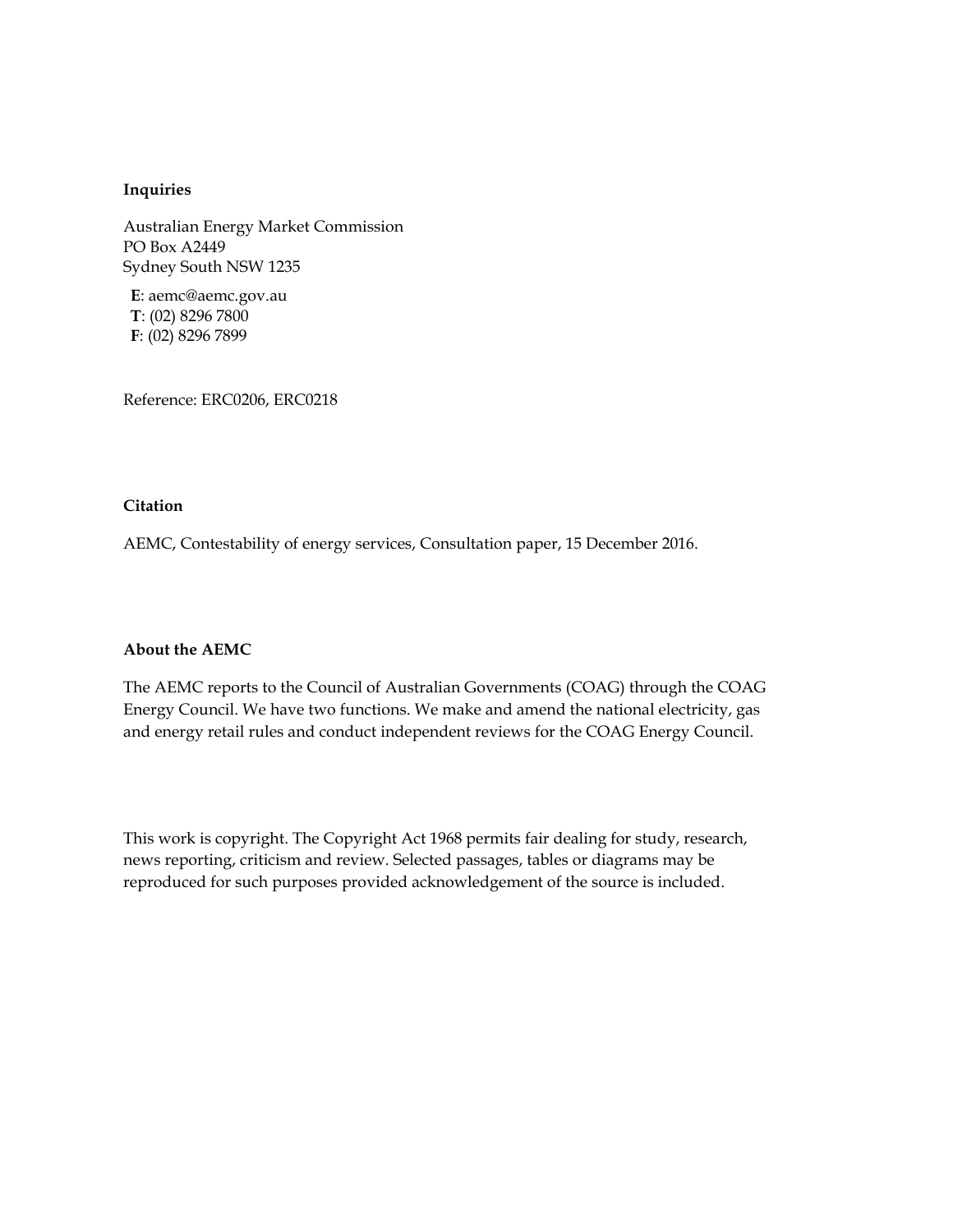**Inquiries**

Australian Energy Market Commission
PO Box A2449
Sydney South NSW 1235

**E**: aemc@aemc.gov.au
**T**: (02) 8296 7800
**F**: (02) 8296 7899

Reference: ERC0206, ERC0218

**Citation**

AEMC, Contestability of energy services, Consultation paper, 15 December 2016.

**About the AEMC**

The AEMC reports to the Council of Australian Governments (COAG) through the COAG Energy Council. We have two functions. We make and amend the national electricity, gas and energy retail rules and conduct independent reviews for the COAG Energy Council.

This work is copyright. The Copyright Act 1968 permits fair dealing for study, research, news reporting, criticism and review. Selected passages, tables or diagrams may be reproduced for such purposes provided acknowledgement of the source is included.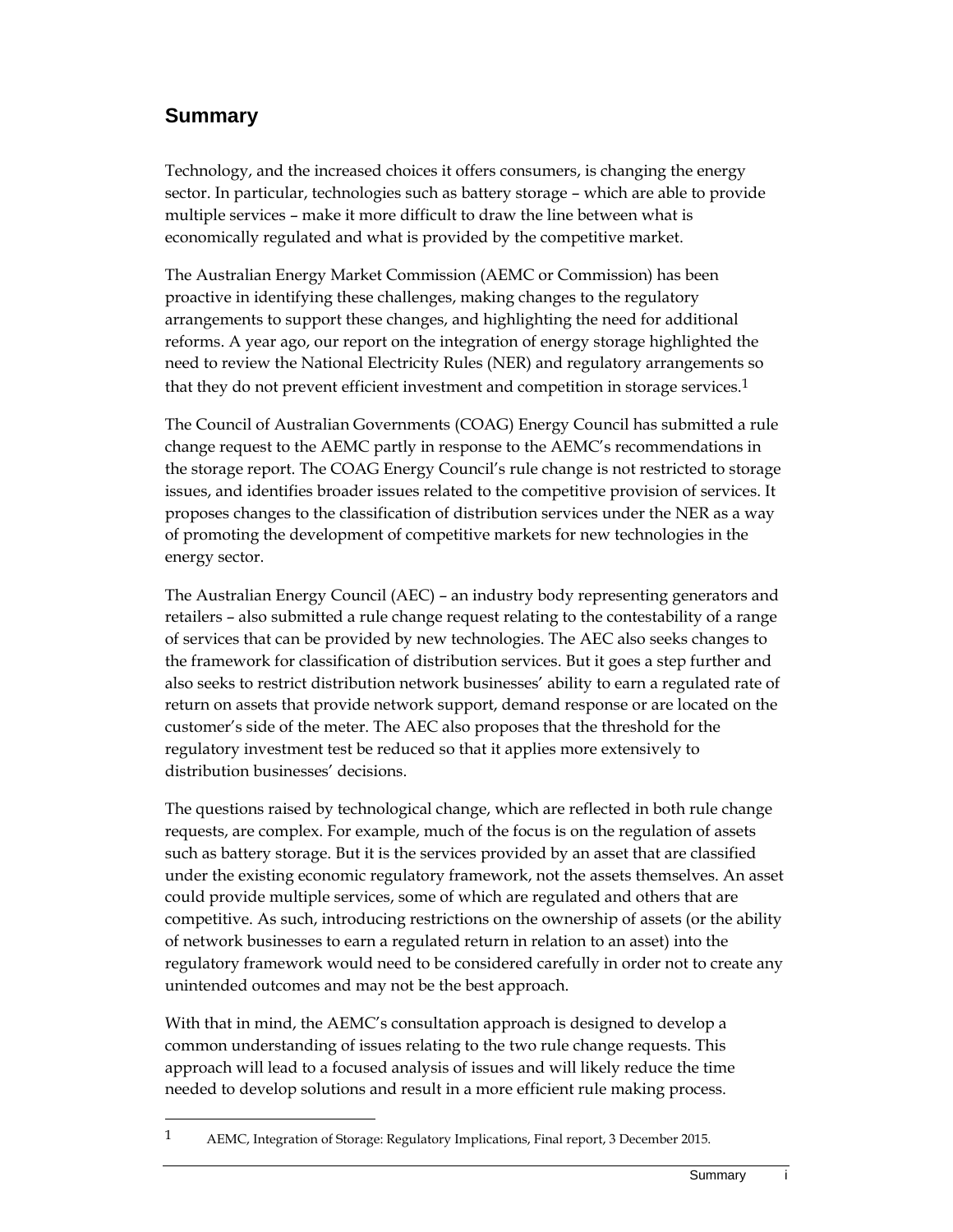## Summary

Technology, and the increased choices it offers consumers, is changing the energy sector. In particular, technologies such as battery storage – which are able to provide multiple services – make it more difficult to draw the line between what is economically regulated and what is provided by the competitive market.

The Australian Energy Market Commission (AEMC or Commission) has been proactive in identifying these challenges, making changes to the regulatory arrangements to support these changes, and highlighting the need for additional reforms. A year ago, our report on the integration of energy storage highlighted the need to review the National Electricity Rules (NER) and regulatory arrangements so that they do not prevent efficient investment and competition in storage services.[1]

The Council of Australian Governments (COAG) Energy Council has submitted a rule change request to the AEMC partly in response to the AEMC's recommendations in the storage report. The COAG Energy Council's rule change is not restricted to storage issues, and identifies broader issues related to the competitive provision of services. It proposes changes to the classification of distribution services under the NER as a way of promoting the development of competitive markets for new technologies in the energy sector.

The Australian Energy Council (AEC) – an industry body representing generators and retailers – also submitted a rule change request relating to the contestability of a range of services that can be provided by new technologies. The AEC also seeks changes to the framework for classification of distribution services. But it goes a step further and also seeks to restrict distribution network businesses' ability to earn a regulated rate of return on assets that provide network support, demand response or are located on the customer's side of the meter. The AEC also proposes that the threshold for the regulatory investment test be reduced so that it applies more extensively to distribution businesses' decisions.

The questions raised by technological change, which are reflected in both rule change requests, are complex. For example, much of the focus is on the regulation of assets such as battery storage. But it is the services provided by an asset that are classified under the existing economic regulatory framework, not the assets themselves. An asset could provide multiple services, some of which are regulated and others that are competitive. As such, introducing restrictions on the ownership of assets (or the ability of network businesses to earn a regulated return in relation to an asset) into the regulatory framework would need to be considered carefully in order not to create any unintended outcomes and may not be the best approach.

With that in mind, the AEMC's consultation approach is designed to develop a common understanding of issues relating to the two rule change requests. This approach will lead to a focused analysis of issues and will likely reduce the time needed to develop solutions and result in a more efficient rule making process.

---

[1] AEMC, Integration of Storage: Regulatory Implications, Final report, 3 December 2015.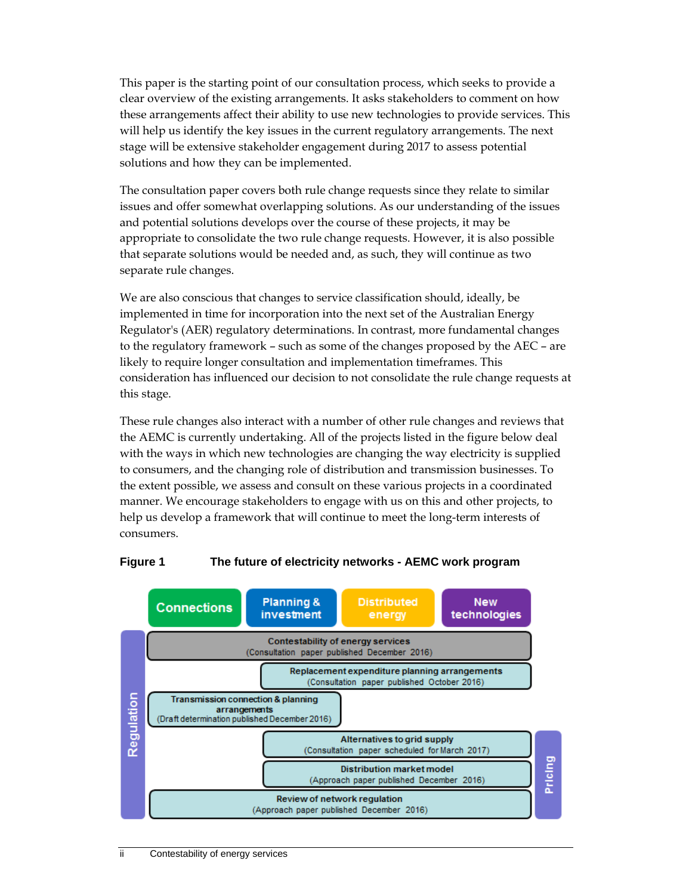This paper is the starting point of our consultation process, which seeks to provide a clear overview of the existing arrangements. It asks stakeholders to comment on how these arrangements affect their ability to use new technologies to provide services. This will help us identify the key issues in the current regulatory arrangements. The next stage will be extensive stakeholder engagement during 2017 to assess potential solutions and how they can be implemented.

The consultation paper covers both rule change requests since they relate to similar issues and offer somewhat overlapping solutions. As our understanding of the issues and potential solutions develops over the course of these projects, it may be appropriate to consolidate the two rule change requests. However, it is also possible that separate solutions would be needed and, as such, they will continue as two separate rule changes.

We are also conscious that changes to service classification should, ideally, be implemented in time for incorporation into the next set of the Australian Energy Regulator's (AER) regulatory determinations. In contrast, more fundamental changes to the regulatory framework – such as some of the changes proposed by the AEC – are likely to require longer consultation and implementation timeframes. This consideration has influenced our decision to not consolidate the rule change requests at this stage.

These rule changes also interact with a number of other rule changes and reviews that the AEMC is currently undertaking. All of the projects listed in the figure below deal with the ways in which new technologies are changing the way electricity is supplied to consumers, and the changing role of distribution and transmission businesses. To the extent possible, we assess and consult on these various projects in a coordinated manner. We encourage stakeholders to engage with us on this and other projects, to help us develop a framework that will continue to meet the long-term interests of consumers.

**Figure 1 The future of electricity networks - AEMC work program**

Connections | Planning & investment | Distributed energy | New technologies

Regulation | Pricing

- Contestability of energy services (Consultation paper published December 2016)
- Replacement expenditure planning arrangements (Consultation paper published October 2016)
- Transmission connection & planning arrangements (Draft determination published December 2016)
- Alternatives to grid supply (Consultation paper scheduled for March 2017)
- Distribution market model (Approach paper published December 2016)
- Review of network regulation (Approach paper published December 2016)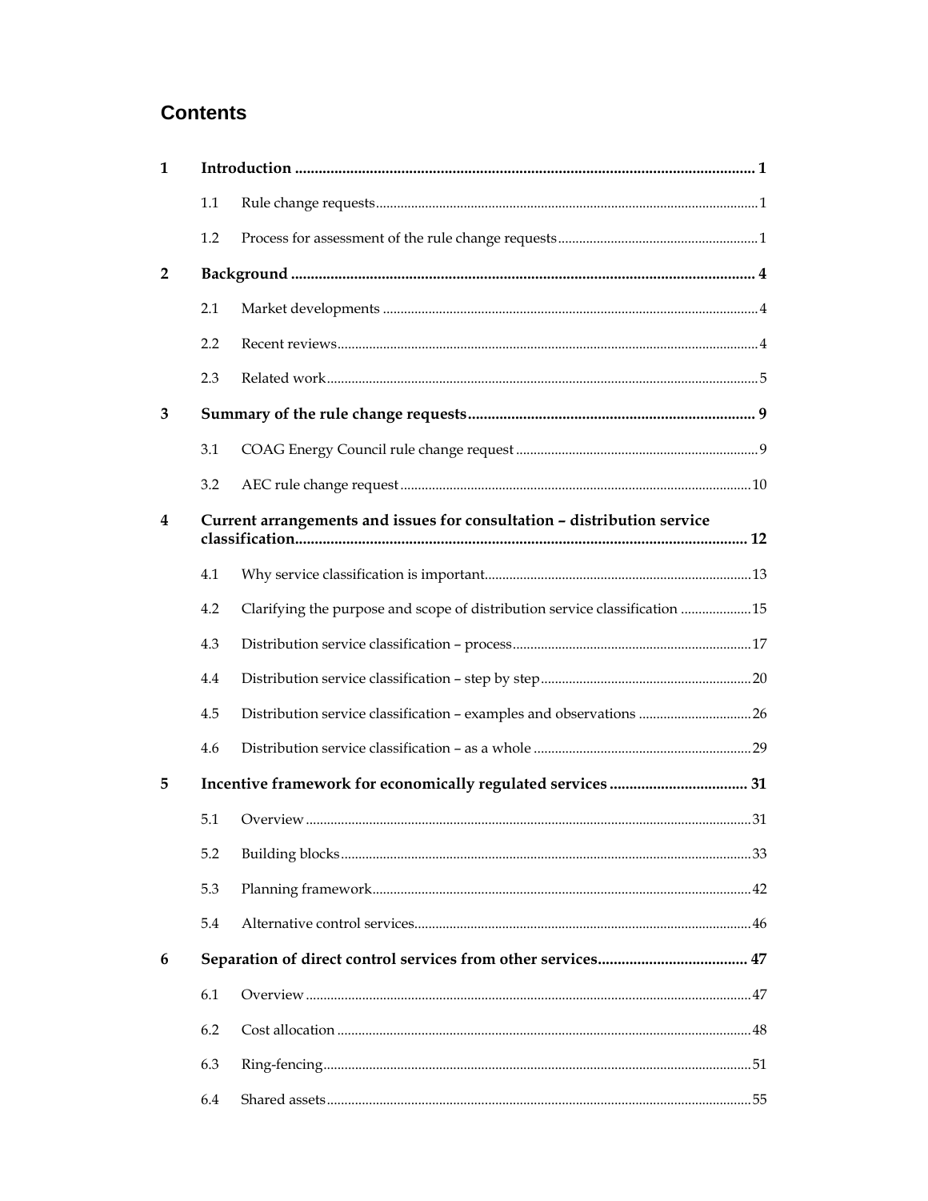# Contents

**1 Introduction .......... 1**

- 1.1 Rule change requests .......... 1
- 1.2 Process for assessment of the rule change requests .......... 1

**2 Background .......... 4**

- 2.1 Market developments .......... 4
- 2.2 Recent reviews .......... 4
- 2.3 Related work .......... 5

**3 Summary of the rule change requests .......... 9**

- 3.1 COAG Energy Council rule change request .......... 9
- 3.2 AEC rule change request .......... 10

**4 Current arrangements and issues for consultation – distribution service classification .......... 12**

- 4.1 Why service classification is important .......... 13
- 4.2 Clarifying the purpose and scope of distribution service classification .......... 15
- 4.3 Distribution service classification – process .......... 17
- 4.4 Distribution service classification – step by step .......... 20
- 4.5 Distribution service classification – examples and observations .......... 26
- 4.6 Distribution service classification – as a whole .......... 29

**5 Incentive framework for economically regulated services .......... 31**

- 5.1 Overview .......... 31
- 5.2 Building blocks .......... 33
- 5.3 Planning framework .......... 42
- 5.4 Alternative control services .......... 46

**6 Separation of direct control services from other services .......... 47**

- 6.1 Overview .......... 47
- 6.2 Cost allocation .......... 48
- 6.3 Ring-fencing .......... 51
- 6.4 Shared assets .......... 55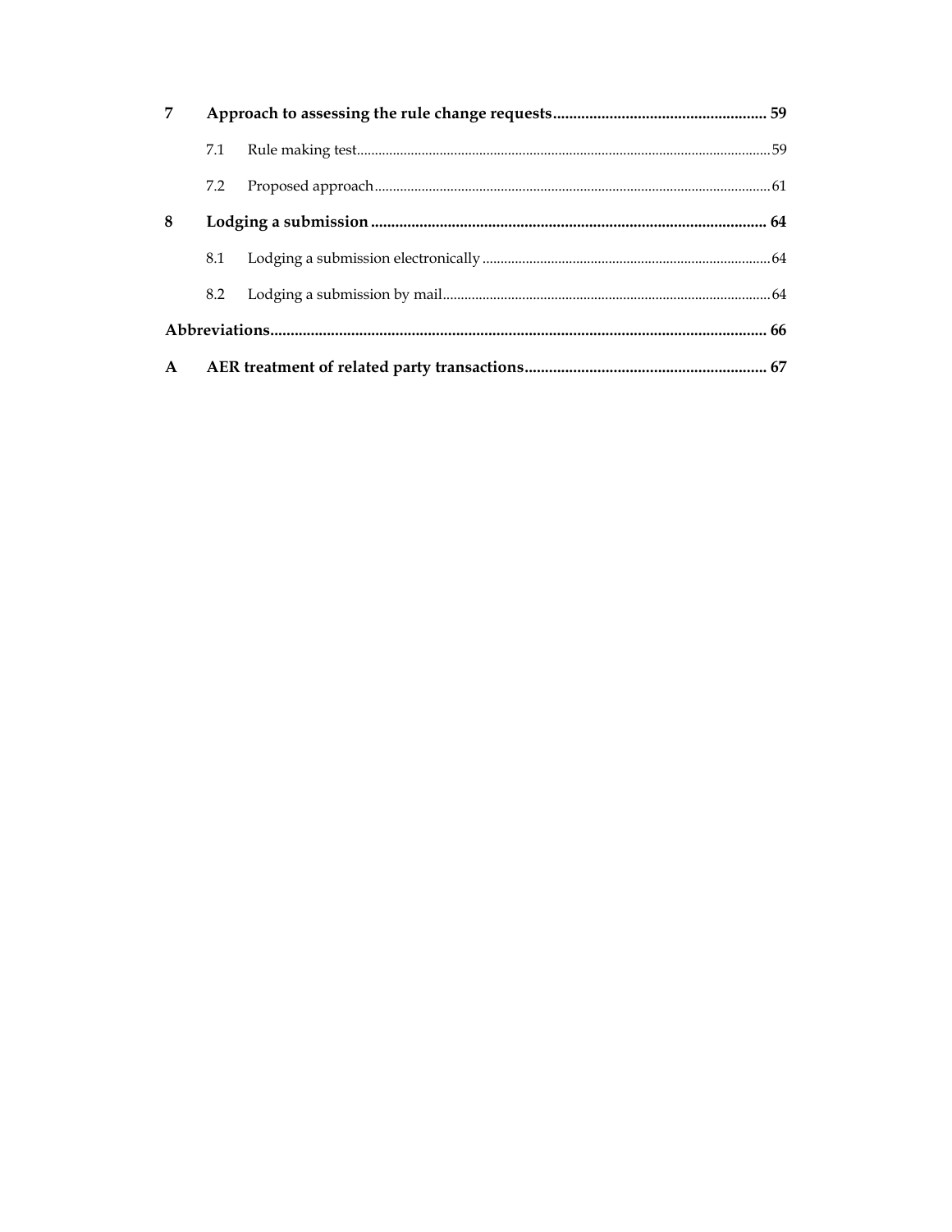**7 Approach to assessing the rule change requests ........ 59**

7.1 Rule making test ........ 59

7.2 Proposed approach ........ 61

**8 Lodging a submission ........ 64**

8.1 Lodging a submission electronically ........ 64

8.2 Lodging a submission by mail ........ 64

**Abbreviations ........ 66**

**A AER treatment of related party transactions ........ 67**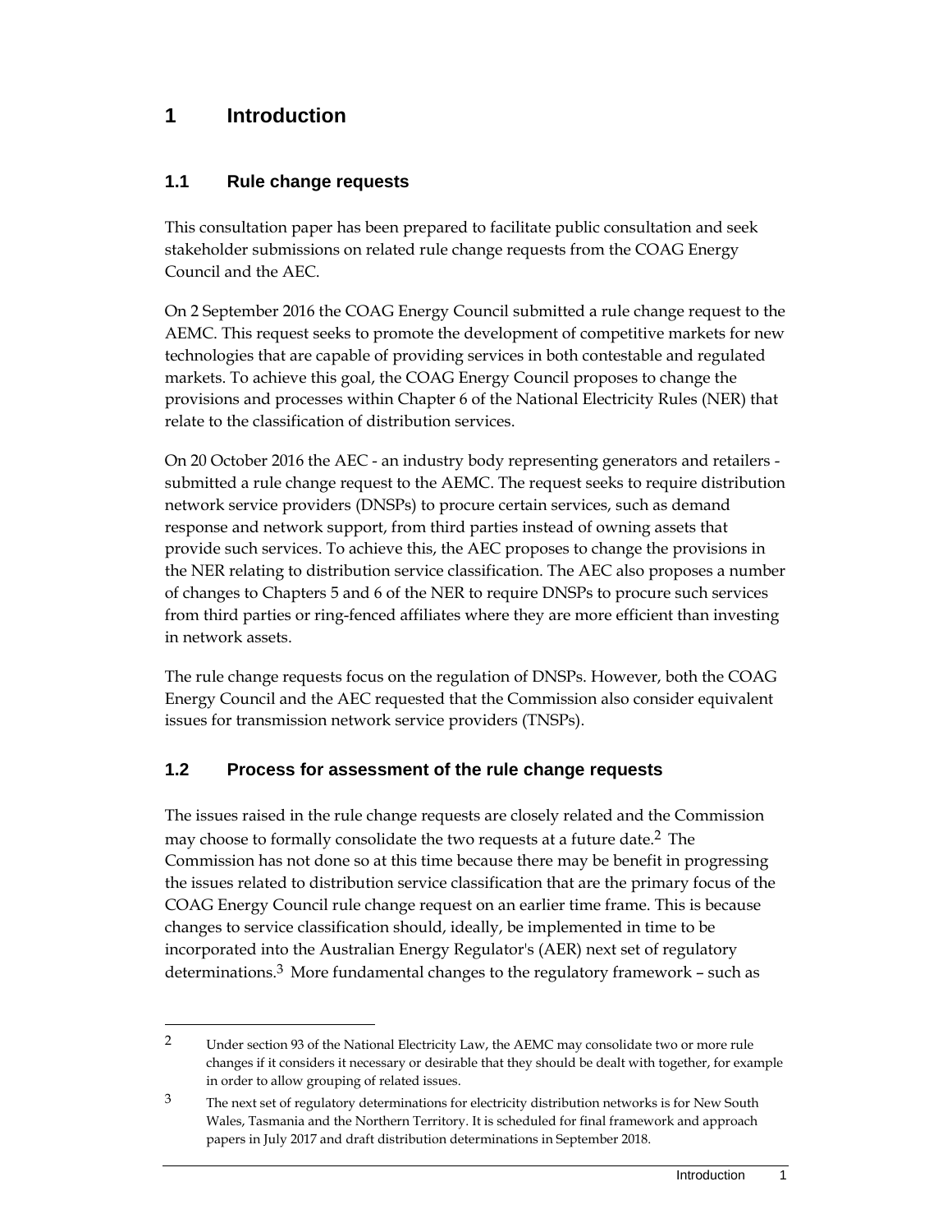# 1 Introduction

## 1.1 Rule change requests

This consultation paper has been prepared to facilitate public consultation and seek stakeholder submissions on related rule change requests from the COAG Energy Council and the AEC.

On 2 September 2016 the COAG Energy Council submitted a rule change request to the AEMC. This request seeks to promote the development of competitive markets for new technologies that are capable of providing services in both contestable and regulated markets. To achieve this goal, the COAG Energy Council proposes to change the provisions and processes within Chapter 6 of the National Electricity Rules (NER) that relate to the classification of distribution services.

On 20 October 2016 the AEC - an industry body representing generators and retailers - submitted a rule change request to the AEMC. The request seeks to require distribution network service providers (DNSPs) to procure certain services, such as demand response and network support, from third parties instead of owning assets that provide such services. To achieve this, the AEC proposes to change the provisions in the NER relating to distribution service classification. The AEC also proposes a number of changes to Chapters 5 and 6 of the NER to require DNSPs to procure such services from third parties or ring-fenced affiliates where they are more efficient than investing in network assets.

The rule change requests focus on the regulation of DNSPs. However, both the COAG Energy Council and the AEC requested that the Commission also consider equivalent issues for transmission network service providers (TNSPs).

## 1.2 Process for assessment of the rule change requests

The issues raised in the rule change requests are closely related and the Commission may choose to formally consolidate the two requests at a future date.[2] The Commission has not done so at this time because there may be benefit in progressing the issues related to distribution service classification that are the primary focus of the COAG Energy Council rule change request on an earlier time frame. This is because changes to service classification should, ideally, be implemented in time to be incorporated into the Australian Energy Regulator's (AER) next set of regulatory determinations.[3] More fundamental changes to the regulatory framework – such as

---

[2] Under section 93 of the National Electricity Law, the AEMC may consolidate two or more rule changes if it considers it necessary or desirable that they should be dealt with together, for example in order to allow grouping of related issues.

[3] The next set of regulatory determinations for electricity distribution networks is for New South Wales, Tasmania and the Northern Territory. It is scheduled for final framework and approach papers in July 2017 and draft distribution determinations in September 2018.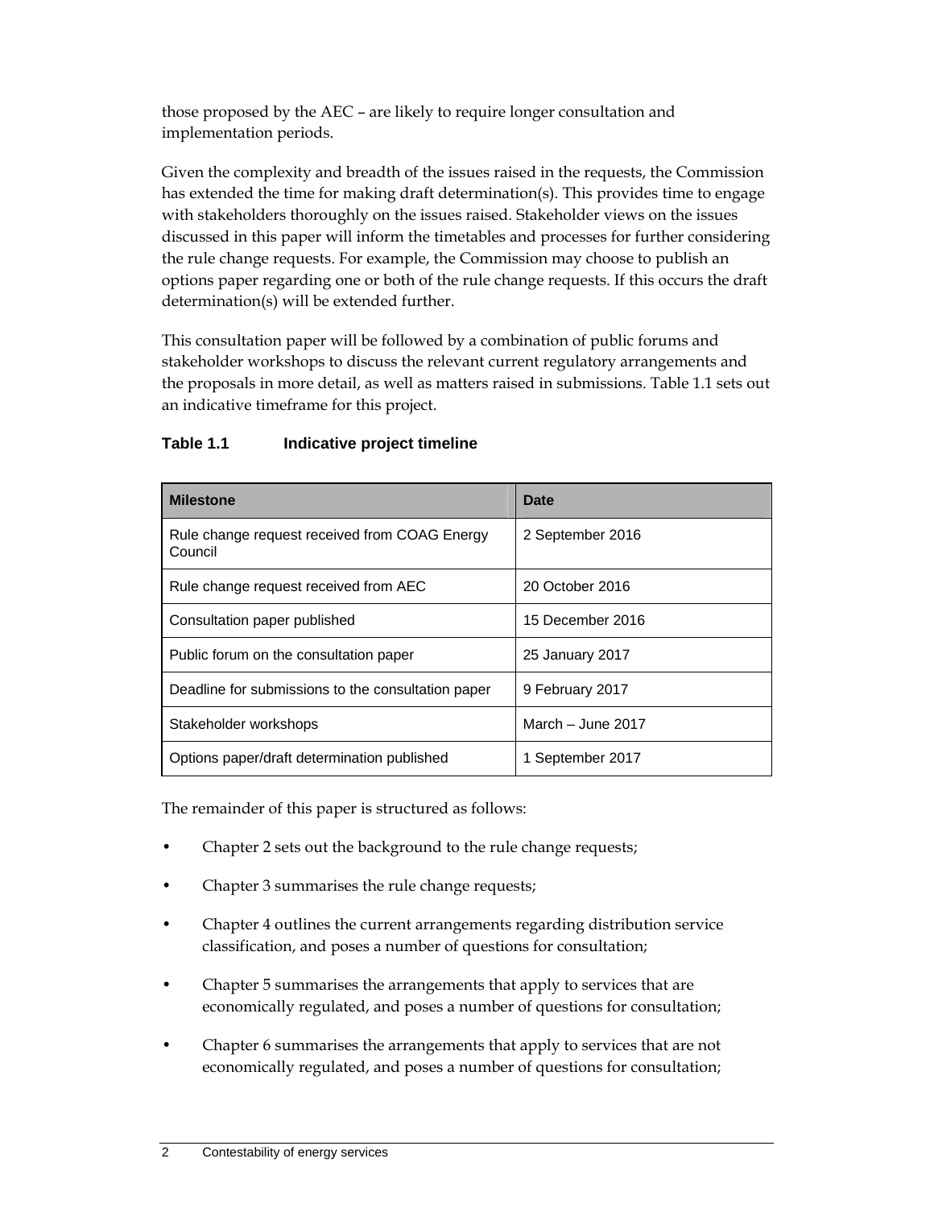those proposed by the AEC – are likely to require longer consultation and implementation periods.

Given the complexity and breadth of the issues raised in the requests, the Commission has extended the time for making draft determination(s). This provides time to engage with stakeholders thoroughly on the issues raised. Stakeholder views on the issues discussed in this paper will inform the timetables and processes for further considering the rule change requests. For example, the Commission may choose to publish an options paper regarding one or both of the rule change requests. If this occurs the draft determination(s) will be extended further.

This consultation paper will be followed by a combination of public forums and stakeholder workshops to discuss the relevant current regulatory arrangements and the proposals in more detail, as well as matters raised in submissions. Table 1.1 sets out an indicative timeframe for this project.

**Table 1.1 Indicative project timeline**

| Milestone | Date |
|---|---|
| Rule change request received from COAG Energy Council | 2 September 2016 |
| Rule change request received from AEC | 20 October 2016 |
| Consultation paper published | 15 December 2016 |
| Public forum on the consultation paper | 25 January 2017 |
| Deadline for submissions to the consultation paper | 9 February 2017 |
| Stakeholder workshops | March – June 2017 |
| Options paper/draft determination published | 1 September 2017 |

The remainder of this paper is structured as follows:

- Chapter 2 sets out the background to the rule change requests;
- Chapter 3 summarises the rule change requests;
- Chapter 4 outlines the current arrangements regarding distribution service classification, and poses a number of questions for consultation;
- Chapter 5 summarises the arrangements that apply to services that are economically regulated, and poses a number of questions for consultation;
- Chapter 6 summarises the arrangements that apply to services that are not economically regulated, and poses a number of questions for consultation;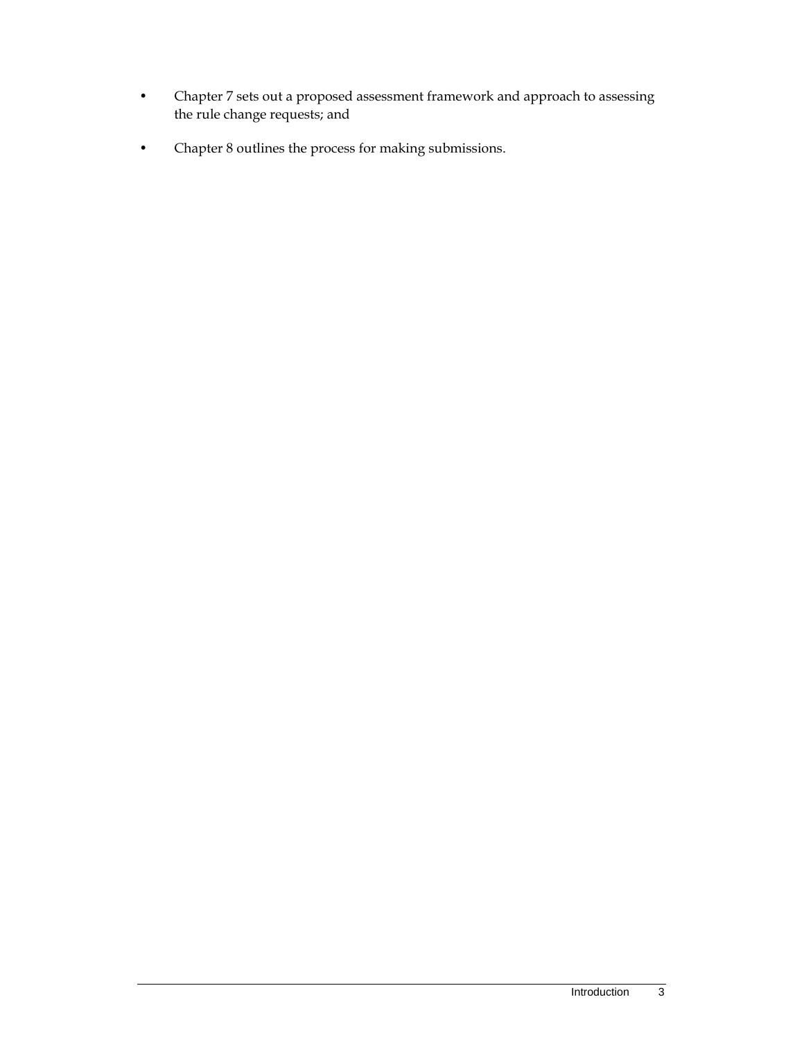- Chapter 7 sets out a proposed assessment framework and approach to assessing the rule change requests; and
- Chapter 8 outlines the process for making submissions.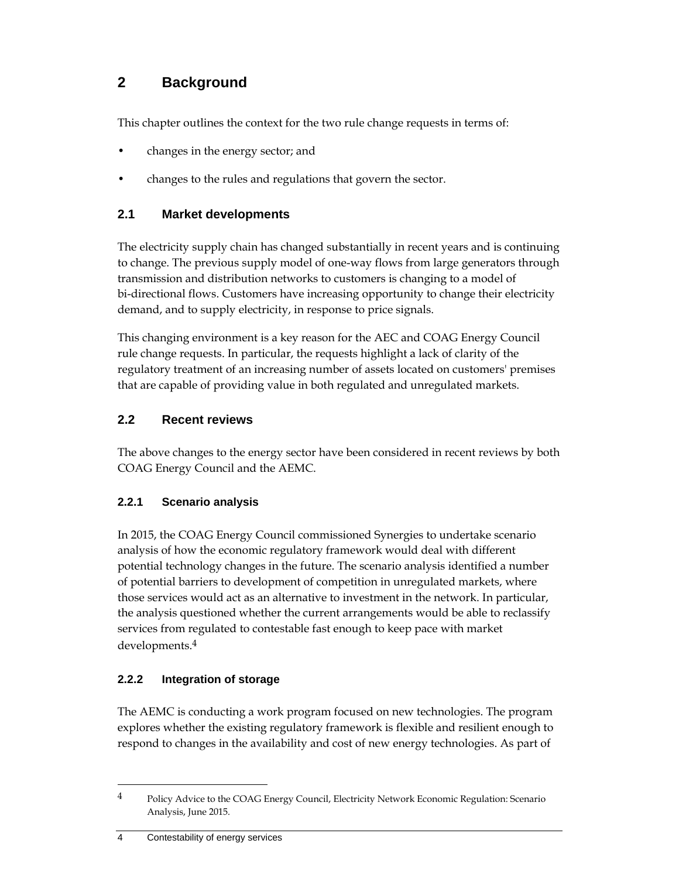# 2 Background

This chapter outlines the context for the two rule change requests in terms of:

- changes in the energy sector; and
- changes to the rules and regulations that govern the sector.

## 2.1 Market developments

The electricity supply chain has changed substantially in recent years and is continuing to change. The previous supply model of one-way flows from large generators through transmission and distribution networks to customers is changing to a model of bi-directional flows. Customers have increasing opportunity to change their electricity demand, and to supply electricity, in response to price signals.

This changing environment is a key reason for the AEC and COAG Energy Council rule change requests. In particular, the requests highlight a lack of clarity of the regulatory treatment of an increasing number of assets located on customers' premises that are capable of providing value in both regulated and unregulated markets.

## 2.2 Recent reviews

The above changes to the energy sector have been considered in recent reviews by both COAG Energy Council and the AEMC.

### 2.2.1 Scenario analysis

In 2015, the COAG Energy Council commissioned Synergies to undertake scenario analysis of how the economic regulatory framework would deal with different potential technology changes in the future. The scenario analysis identified a number of potential barriers to development of competition in unregulated markets, where those services would act as an alternative to investment in the network. In particular, the analysis questioned whether the current arrangements would be able to reclassify services from regulated to contestable fast enough to keep pace with market developments.[4]

### 2.2.2 Integration of storage

The AEMC is conducting a work program focused on new technologies. The program explores whether the existing regulatory framework is flexible and resilient enough to respond to changes in the availability and cost of new energy technologies. As part of

[4] Policy Advice to the COAG Energy Council, Electricity Network Economic Regulation: Scenario Analysis, June 2015.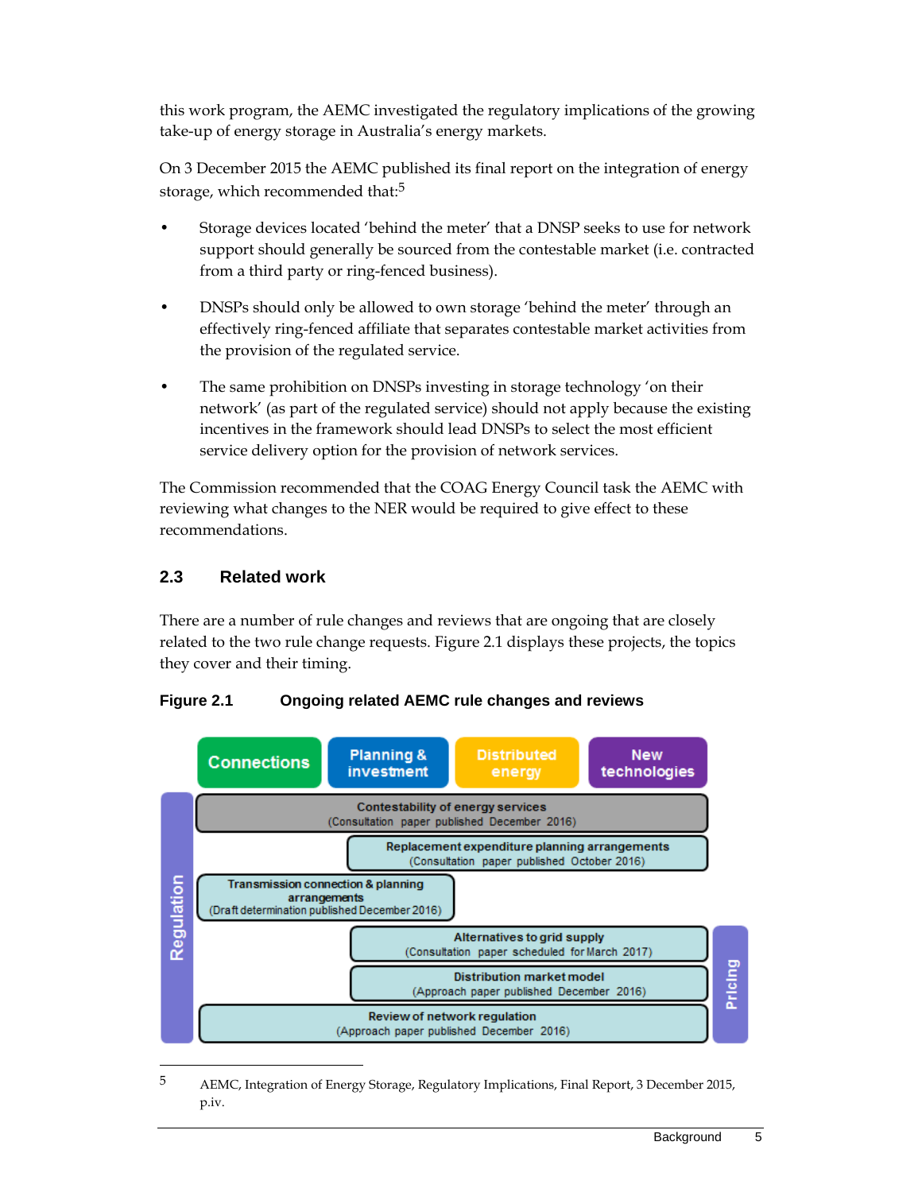this work program, the AEMC investigated the regulatory implications of the growing take-up of energy storage in Australia's energy markets.

On 3 December 2015 the AEMC published its final report on the integration of energy storage, which recommended that:[5]

- Storage devices located 'behind the meter' that a DNSP seeks to use for network support should generally be sourced from the contestable market (i.e. contracted from a third party or ring-fenced business).
- DNSPs should only be allowed to own storage 'behind the meter' through an effectively ring-fenced affiliate that separates contestable market activities from the provision of the regulated service.
- The same prohibition on DNSPs investing in storage technology 'on their network' (as part of the regulated service) should not apply because the existing incentives in the framework should lead DNSPs to select the most efficient service delivery option for the provision of network services.

The Commission recommended that the COAG Energy Council task the AEMC with reviewing what changes to the NER would be required to give effect to these recommendations.

## 2.3 Related work

There are a number of rule changes and reviews that are ongoing that are closely related to the two rule change requests. Figure 2.1 displays these projects, the topics they cover and their timing.

**Figure 2.1 Ongoing related AEMC rule changes and reviews**

Connections | Planning & investment | Distributed energy | New technologies

Regulation

- Contestability of energy services (Consultation paper published December 2016)
- Replacement expenditure planning arrangements (Consultation paper published October 2016)
- Transmission connection & planning arrangements (Draft determination published December 2016)
- Alternatives to grid supply (Consultation paper scheduled for March 2017)
- Distribution market model (Approach paper published December 2016)
- Review of network regulation (Approach paper published December 2016)

Pricing

---

[5] AEMC, Integration of Energy Storage, Regulatory Implications, Final Report, 3 December 2015, p.iv.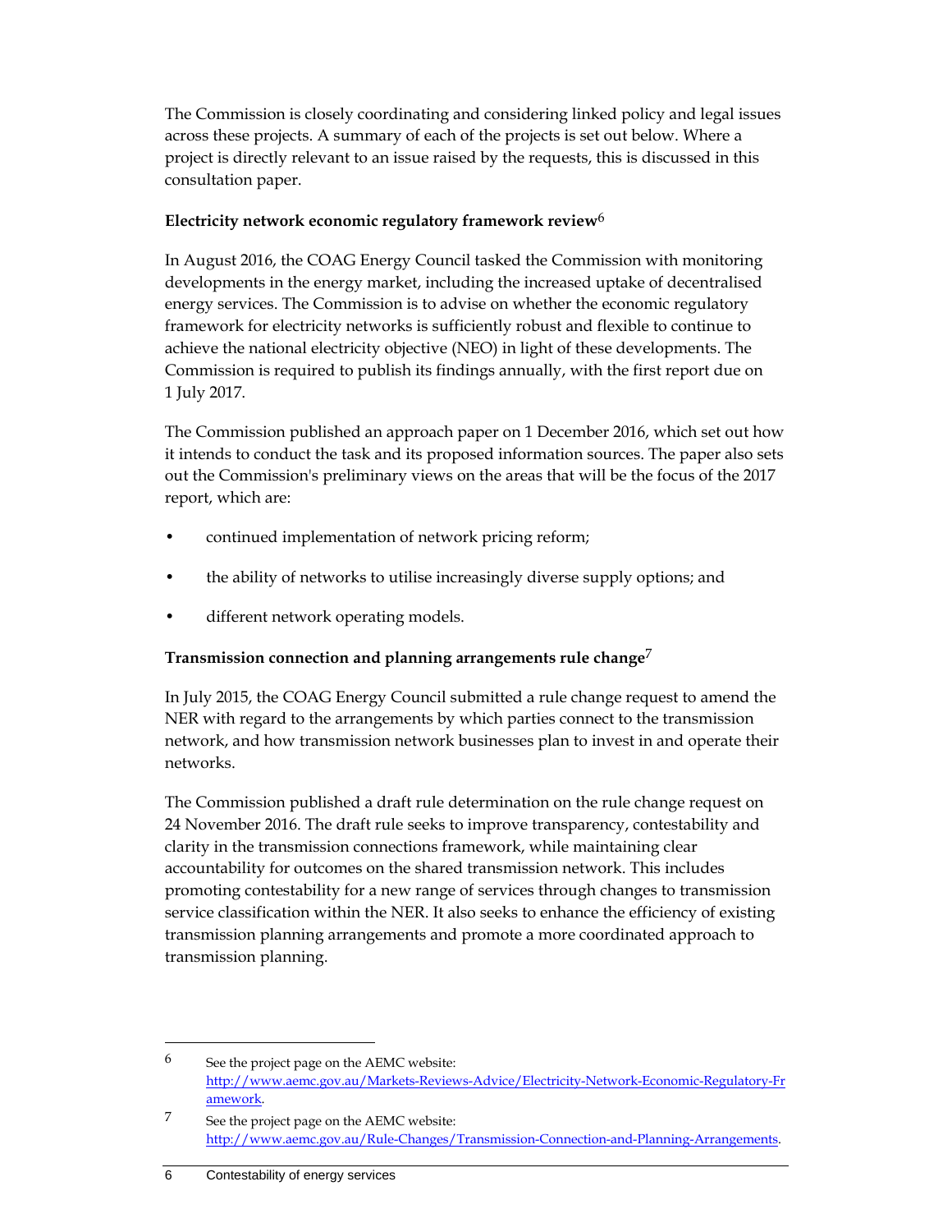The Commission is closely coordinating and considering linked policy and legal issues across these projects. A summary of each of the projects is set out below. Where a project is directly relevant to an issue raised by the requests, this is discussed in this consultation paper.

**Electricity network economic regulatory framework review**[6]

In August 2016, the COAG Energy Council tasked the Commission with monitoring developments in the energy market, including the increased uptake of decentralised energy services. The Commission is to advise on whether the economic regulatory framework for electricity networks is sufficiently robust and flexible to continue to achieve the national electricity objective (NEO) in light of these developments. The Commission is required to publish its findings annually, with the first report due on 1 July 2017.

The Commission published an approach paper on 1 December 2016, which set out how it intends to conduct the task and its proposed information sources. The paper also sets out the Commission's preliminary views on the areas that will be the focus of the 2017 report, which are:

- continued implementation of network pricing reform;
- the ability of networks to utilise increasingly diverse supply options; and
- different network operating models.

**Transmission connection and planning arrangements rule change**[7]

In July 2015, the COAG Energy Council submitted a rule change request to amend the NER with regard to the arrangements by which parties connect to the transmission network, and how transmission network businesses plan to invest in and operate their networks.

The Commission published a draft rule determination on the rule change request on 24 November 2016. The draft rule seeks to improve transparency, contestability and clarity in the transmission connections framework, while maintaining clear accountability for outcomes on the shared transmission network. This includes promoting contestability for a new range of services through changes to transmission service classification within the NER. It also seeks to enhance the efficiency of existing transmission planning arrangements and promote a more coordinated approach to transmission planning.

[6] See the project page on the AEMC website: http://www.aemc.gov.au/Markets-Reviews-Advice/Electricity-Network-Economic-Regulatory-Framework.

[7] See the project page on the AEMC website: http://www.aemc.gov.au/Rule-Changes/Transmission-Connection-and-Planning-Arrangements.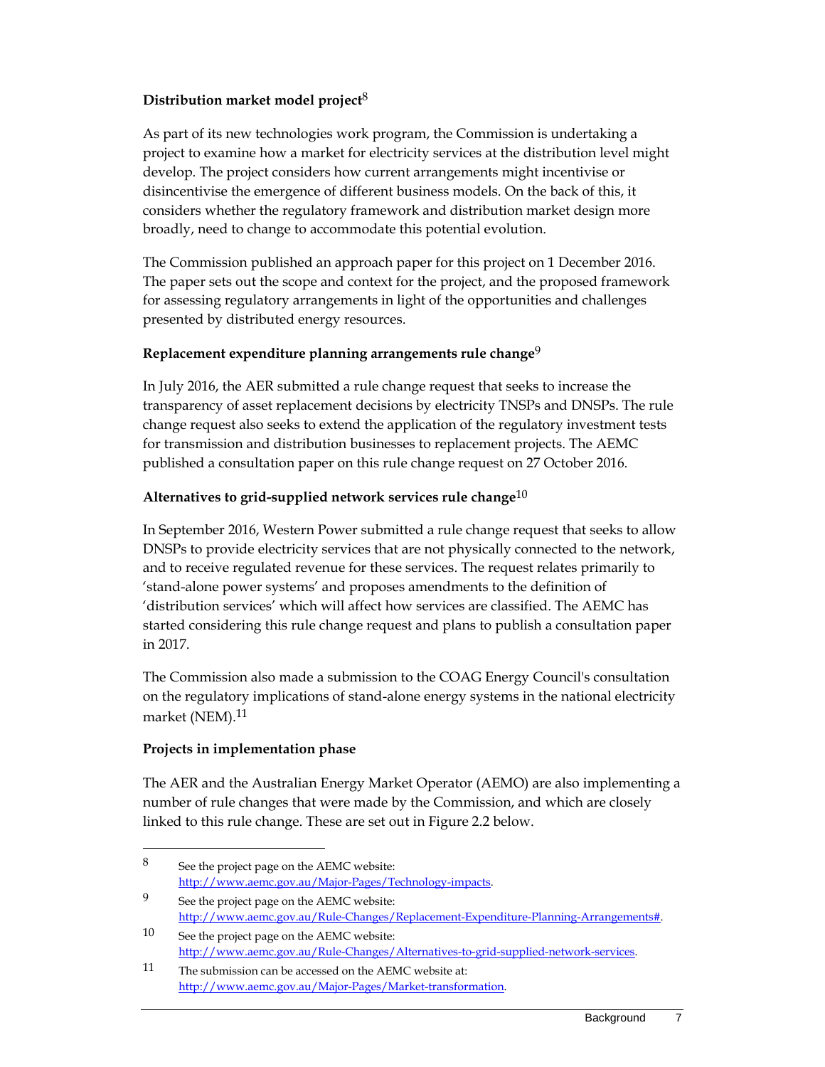**Distribution market model project**[8]

As part of its new technologies work program, the Commission is undertaking a project to examine how a market for electricity services at the distribution level might develop. The project considers how current arrangements might incentivise or disincentivise the emergence of different business models. On the back of this, it considers whether the regulatory framework and distribution market design more broadly, need to change to accommodate this potential evolution.

The Commission published an approach paper for this project on 1 December 2016. The paper sets out the scope and context for the project, and the proposed framework for assessing regulatory arrangements in light of the opportunities and challenges presented by distributed energy resources.

**Replacement expenditure planning arrangements rule change**[9]

In July 2016, the AER submitted a rule change request that seeks to increase the transparency of asset replacement decisions by electricity TNSPs and DNSPs. The rule change request also seeks to extend the application of the regulatory investment tests for transmission and distribution businesses to replacement projects. The AEMC published a consultation paper on this rule change request on 27 October 2016.

**Alternatives to grid-supplied network services rule change**[10]

In September 2016, Western Power submitted a rule change request that seeks to allow DNSPs to provide electricity services that are not physically connected to the network, and to receive regulated revenue for these services. The request relates primarily to 'stand-alone power systems' and proposes amendments to the definition of 'distribution services' which will affect how services are classified. The AEMC has started considering this rule change request and plans to publish a consultation paper in 2017.

The Commission also made a submission to the COAG Energy Council's consultation on the regulatory implications of stand-alone energy systems in the national electricity market (NEM).[11]

**Projects in implementation phase**

The AER and the Australian Energy Market Operator (AEMO) are also implementing a number of rule changes that were made by the Commission, and which are closely linked to this rule change. These are set out in Figure 2.2 below.

---

[8] See the project page on the AEMC website: http://www.aemc.gov.au/Major-Pages/Technology-impacts.

[9] See the project page on the AEMC website: http://www.aemc.gov.au/Rule-Changes/Replacement-Expenditure-Planning-Arrangements#.

[10] See the project page on the AEMC website: http://www.aemc.gov.au/Rule-Changes/Alternatives-to-grid-supplied-network-services.

[11] The submission can be accessed on the AEMC website at: http://www.aemc.gov.au/Major-Pages/Market-transformation.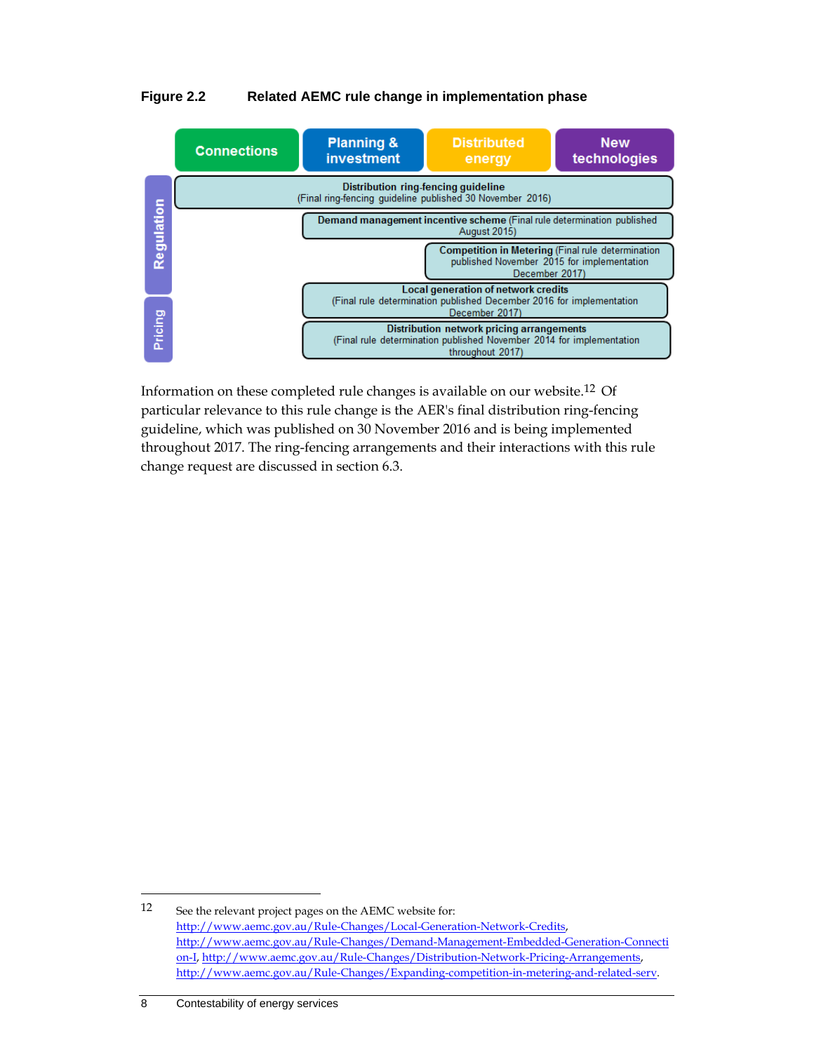**Figure 2.2 Related AEMC rule change in implementation phase**

| | Connections | Planning & investment | Distributed energy | New technologies |
|---|---|---|---|---|
| Regulation | **Distribution ring-fencing guideline** (Final ring-fencing guideline published 30 November 2016) | | | |
| | | **Demand management incentive scheme** (Final rule determination published August 2015) | | |
| | | | **Competition in Metering** (Final rule determination published November 2015 for implementation December 2017) | |
| | | **Local generation of network credits** (Final rule determination published December 2016 for implementation December 2017) | | |
| Pricing | | **Distribution network pricing arrangements** (Final rule determination published November 2014 for implementation throughout 2017) | | |

Information on these completed rule changes is available on our website.[12] Of particular relevance to this rule change is the AER's final distribution ring-fencing guideline, which was published on 30 November 2016 and is being implemented throughout 2017. The ring-fencing arrangements and their interactions with this rule change request are discussed in section 6.3.

---

12 See the relevant project pages on the AEMC website for: http://www.aemc.gov.au/Rule-Changes/Local-Generation-Network-Credits, http://www.aemc.gov.au/Rule-Changes/Demand-Management-Embedded-Generation-Connection-I, http://www.aemc.gov.au/Rule-Changes/Distribution-Network-Pricing-Arrangements, http://www.aemc.gov.au/Rule-Changes/Expanding-competition-in-metering-and-related-serv.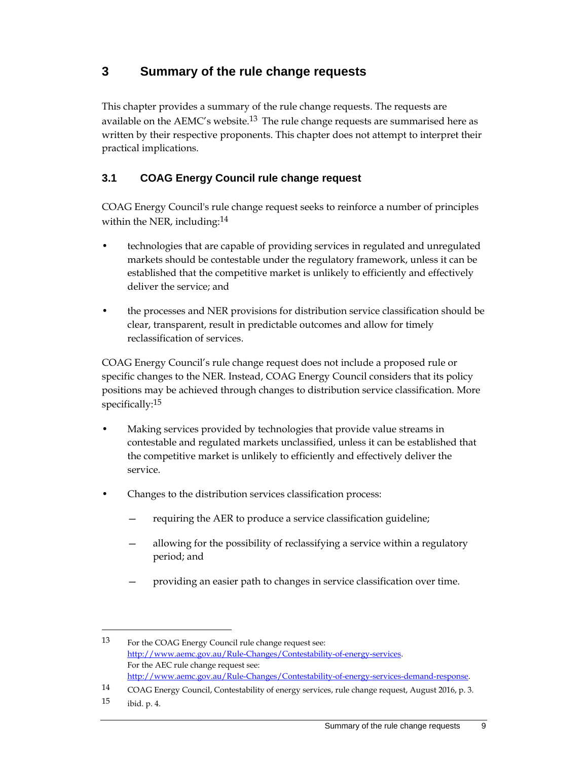# 3 Summary of the rule change requests

This chapter provides a summary of the rule change requests. The requests are available on the AEMC's website.[13] The rule change requests are summarised here as written by their respective proponents. This chapter does not attempt to interpret their practical implications.

## 3.1 COAG Energy Council rule change request

COAG Energy Council's rule change request seeks to reinforce a number of principles within the NER, including:[14]

- technologies that are capable of providing services in regulated and unregulated markets should be contestable under the regulatory framework, unless it can be established that the competitive market is unlikely to efficiently and effectively deliver the service; and
- the processes and NER provisions for distribution service classification should be clear, transparent, result in predictable outcomes and allow for timely reclassification of services.

COAG Energy Council's rule change request does not include a proposed rule or specific changes to the NER. Instead, COAG Energy Council considers that its policy positions may be achieved through changes to distribution service classification. More specifically:[15]

- Making services provided by technologies that provide value streams in contestable and regulated markets unclassified, unless it can be established that the competitive market is unlikely to efficiently and effectively deliver the service.
- Changes to the distribution services classification process:
  - requiring the AER to produce a service classification guideline;
  - allowing for the possibility of reclassifying a service within a regulatory period; and
  - providing an easier path to changes in service classification over time.

---

13 For the COAG Energy Council rule change request see: http://www.aemc.gov.au/Rule-Changes/Contestability-of-energy-services. For the AEC rule change request see: http://www.aemc.gov.au/Rule-Changes/Contestability-of-energy-services-demand-response.

14 COAG Energy Council, Contestability of energy services, rule change request, August 2016, p. 3.

15 ibid. p. 4.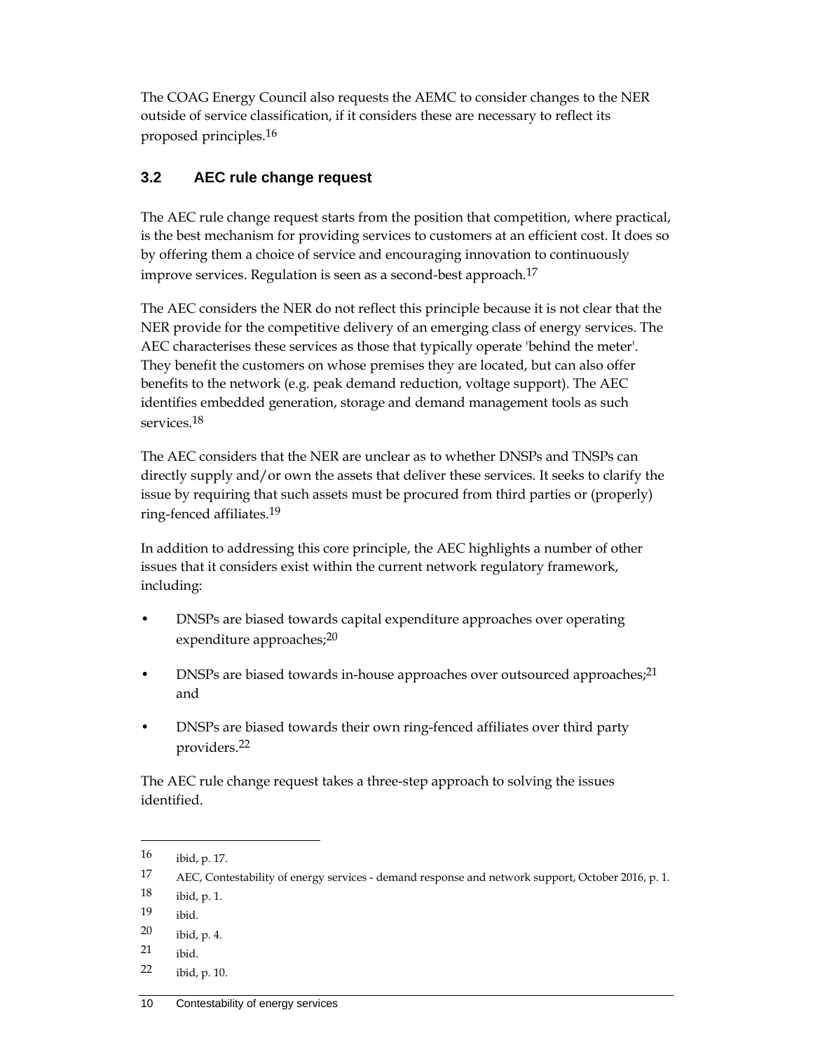The COAG Energy Council also requests the AEMC to consider changes to the NER outside of service classification, if it considers these are necessary to reflect its proposed principles.[16]

### 3.2 AEC rule change request

The AEC rule change request starts from the position that competition, where practical, is the best mechanism for providing services to customers at an efficient cost. It does so by offering them a choice of service and encouraging innovation to continuously improve services. Regulation is seen as a second-best approach.[17]

The AEC considers the NER do not reflect this principle because it is not clear that the NER provide for the competitive delivery of an emerging class of energy services. The AEC characterises these services as those that typically operate 'behind the meter'. They benefit the customers on whose premises they are located, but can also offer benefits to the network (e.g. peak demand reduction, voltage support). The AEC identifies embedded generation, storage and demand management tools as such services.[18]

The AEC considers that the NER are unclear as to whether DNSPs and TNSPs can directly supply and/or own the assets that deliver these services. It seeks to clarify the issue by requiring that such assets must be procured from third parties or (properly) ring-fenced affiliates.[19]

In addition to addressing this core principle, the AEC highlights a number of other issues that it considers exist within the current network regulatory framework, including:

- DNSPs are biased towards capital expenditure approaches over operating expenditure approaches;[20]
- DNSPs are biased towards in-house approaches over outsourced approaches;[21] and
- DNSPs are biased towards their own ring-fenced affiliates over third party providers.[22]

The AEC rule change request takes a three-step approach to solving the issues identified.

---

16 ibid, p. 17.

17 AEC, Contestability of energy services - demand response and network support, October 2016, p. 1.

18 ibid, p. 1.

19 ibid.

20 ibid, p. 4.

21 ibid.

22 ibid, p. 10.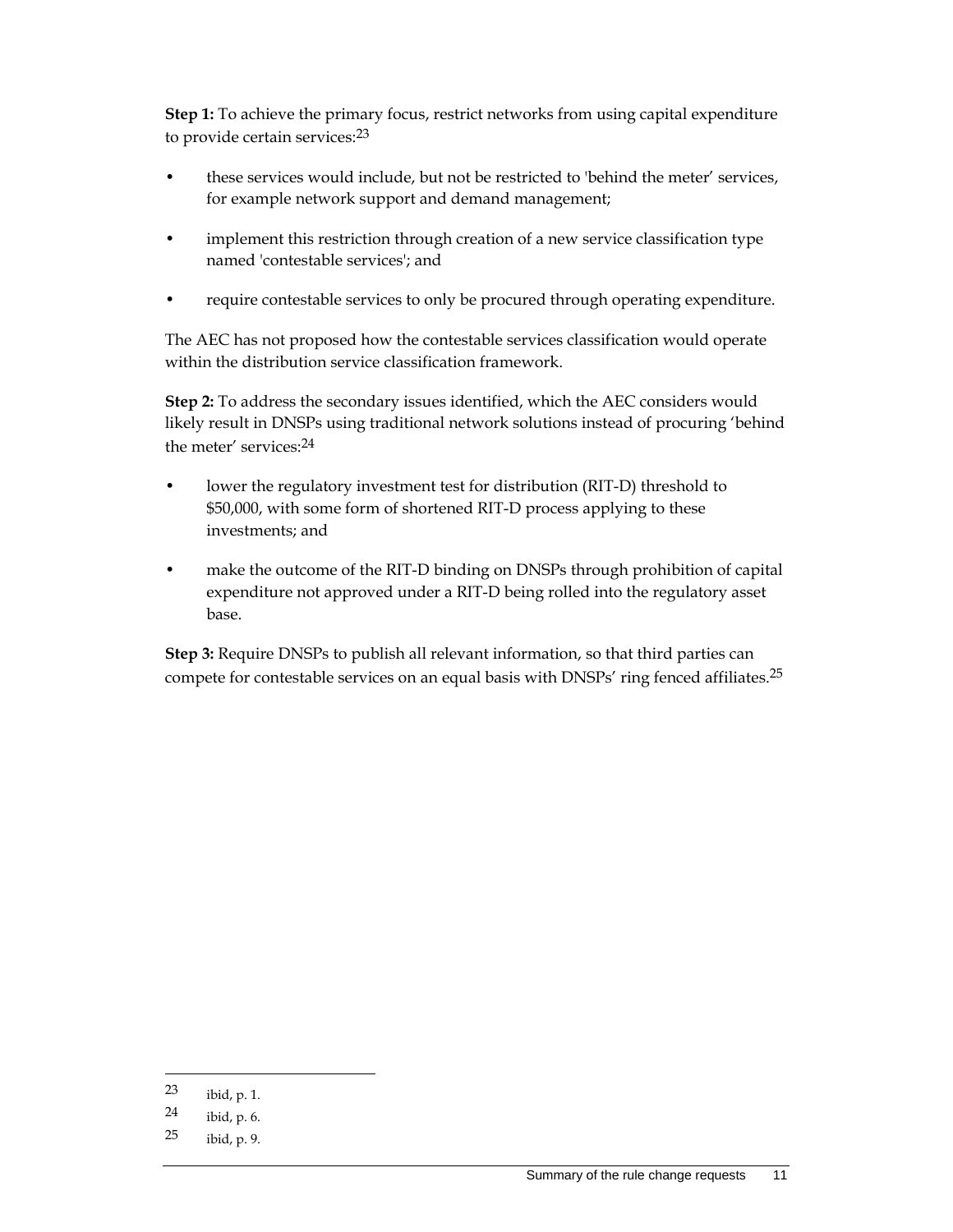**Step 1:** To achieve the primary focus, restrict networks from using capital expenditure to provide certain services:[23]

- these services would include, but not be restricted to 'behind the meter' services, for example network support and demand management;
- implement this restriction through creation of a new service classification type named 'contestable services'; and
- require contestable services to only be procured through operating expenditure.

The AEC has not proposed how the contestable services classification would operate within the distribution service classification framework.

**Step 2:** To address the secondary issues identified, which the AEC considers would likely result in DNSPs using traditional network solutions instead of procuring 'behind the meter' services:[24]

- lower the regulatory investment test for distribution (RIT-D) threshold to $50,000, with some form of shortened RIT-D process applying to these investments; and
- make the outcome of the RIT-D binding on DNSPs through prohibition of capital expenditure not approved under a RIT-D being rolled into the regulatory asset base.

**Step 3:** Require DNSPs to publish all relevant information, so that third parties can compete for contestable services on an equal basis with DNSPs' ring fenced affiliates.[25]

---

23 ibid, p. 1.

24 ibid, p. 6.

25 ibid, p. 9.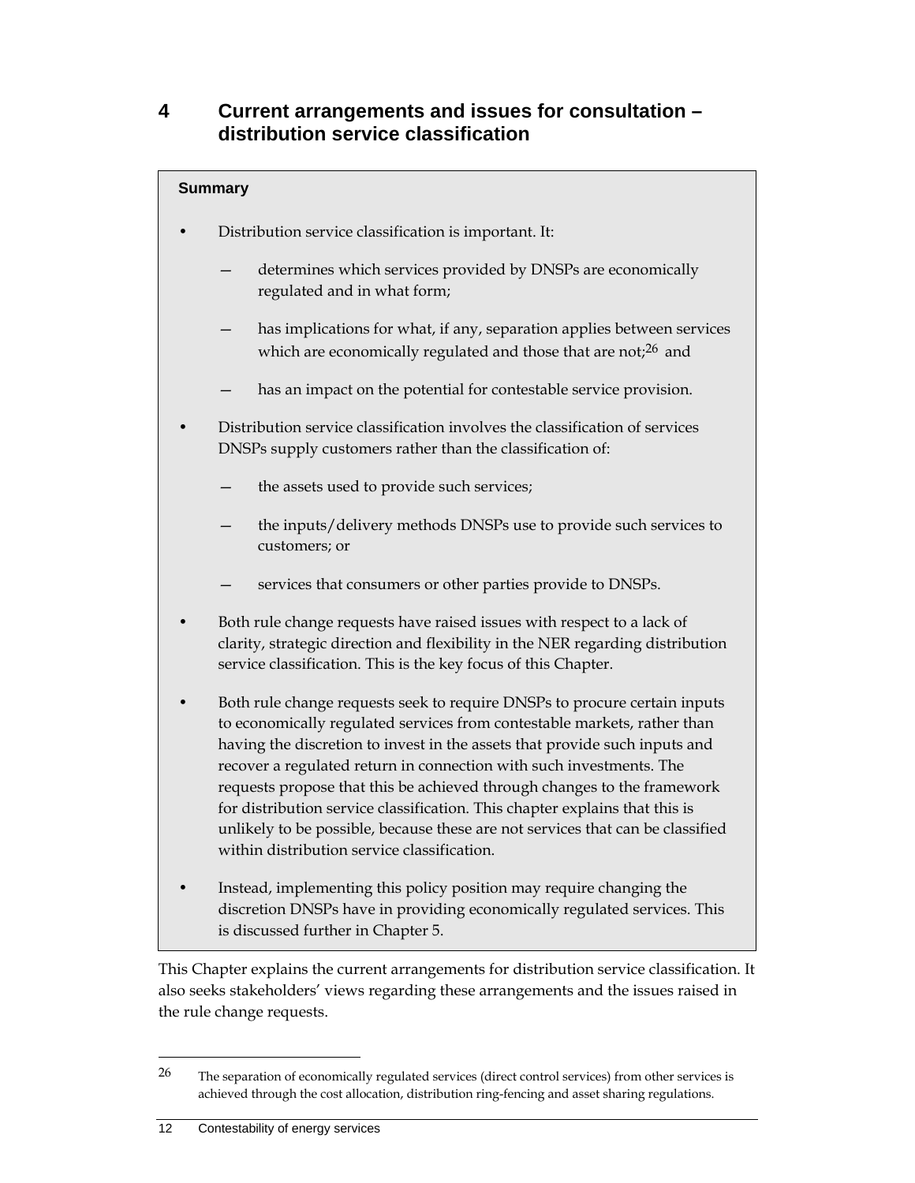# 4 Current arrangements and issues for consultation – distribution service classification

**Summary**

- Distribution service classification is important. It:
  - determines which services provided by DNSPs are economically regulated and in what form;
  - has implications for what, if any, separation applies between services which are economically regulated and those that are not;[26] and
  - has an impact on the potential for contestable service provision.
- Distribution service classification involves the classification of services DNSPs supply customers rather than the classification of:
  - the assets used to provide such services;
  - the inputs/delivery methods DNSPs use to provide such services to customers; or
  - services that consumers or other parties provide to DNSPs.
- Both rule change requests have raised issues with respect to a lack of clarity, strategic direction and flexibility in the NER regarding distribution service classification. This is the key focus of this Chapter.
- Both rule change requests seek to require DNSPs to procure certain inputs to economically regulated services from contestable markets, rather than having the discretion to invest in the assets that provide such inputs and recover a regulated return in connection with such investments. The requests propose that this be achieved through changes to the framework for distribution service classification. This chapter explains that this is unlikely to be possible, because these are not services that can be classified within distribution service classification.
- Instead, implementing this policy position may require changing the discretion DNSPs have in providing economically regulated services. This is discussed further in Chapter 5.

This Chapter explains the current arrangements for distribution service classification. It also seeks stakeholders' views regarding these arrangements and the issues raised in the rule change requests.

---

26 The separation of economically regulated services (direct control services) from other services is achieved through the cost allocation, distribution ring-fencing and asset sharing regulations.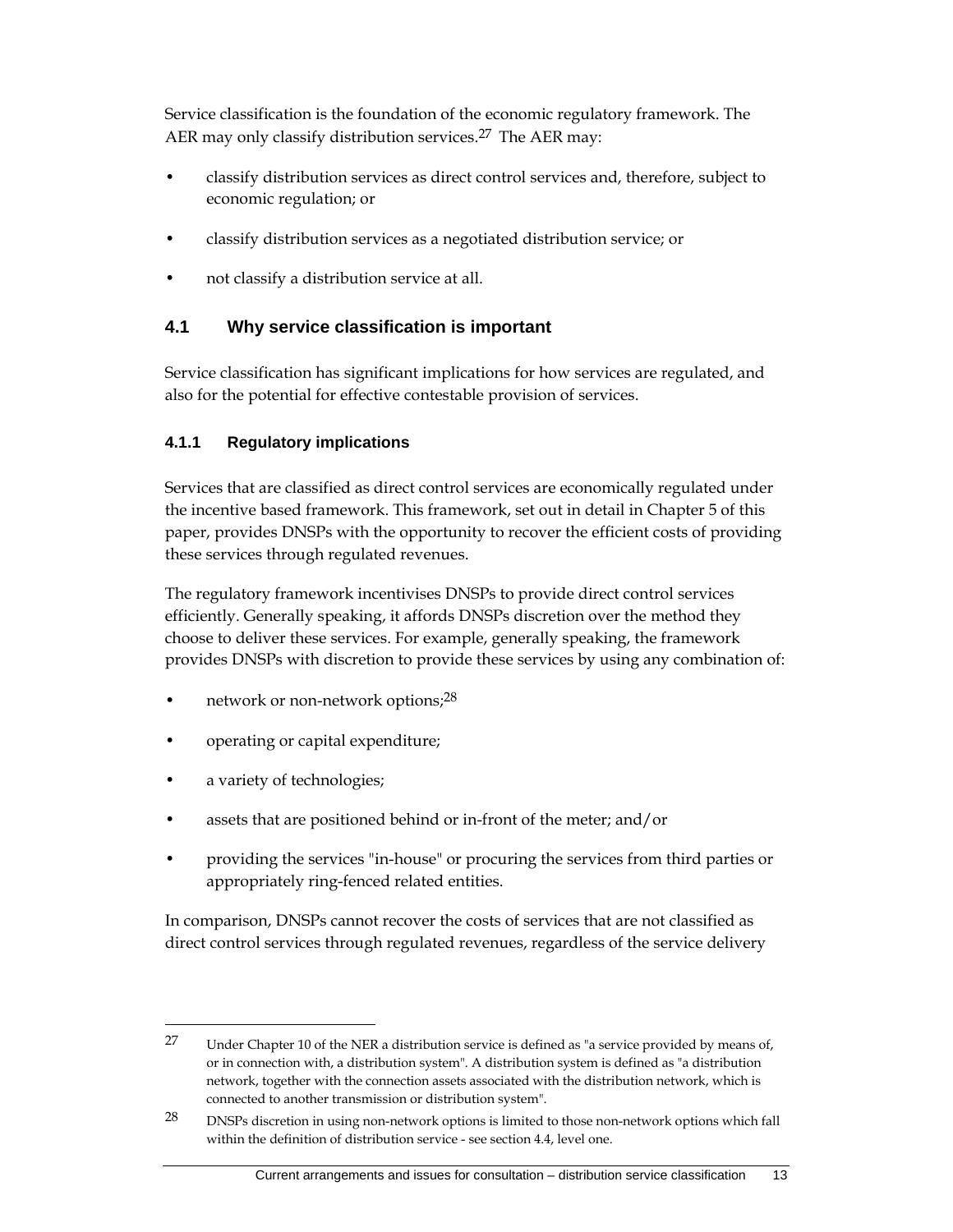Service classification is the foundation of the economic regulatory framework. The AER may only classify distribution services.[27] The AER may:

- classify distribution services as direct control services and, therefore, subject to economic regulation; or
- classify distribution services as a negotiated distribution service; or
- not classify a distribution service at all.

## 4.1 Why service classification is important

Service classification has significant implications for how services are regulated, and also for the potential for effective contestable provision of services.

### 4.1.1 Regulatory implications

Services that are classified as direct control services are economically regulated under the incentive based framework. This framework, set out in detail in Chapter 5 of this paper, provides DNSPs with the opportunity to recover the efficient costs of providing these services through regulated revenues.

The regulatory framework incentivises DNSPs to provide direct control services efficiently. Generally speaking, it affords DNSPs discretion over the method they choose to deliver these services. For example, generally speaking, the framework provides DNSPs with discretion to provide these services by using any combination of:

- network or non-network options;[28]
- operating or capital expenditure;
- a variety of technologies;
- assets that are positioned behind or in-front of the meter; and/or
- providing the services "in-house" or procuring the services from third parties or appropriately ring-fenced related entities.

In comparison, DNSPs cannot recover the costs of services that are not classified as direct control services through regulated revenues, regardless of the service delivery

---

[27] Under Chapter 10 of the NER a distribution service is defined as "a service provided by means of, or in connection with, a distribution system". A distribution system is defined as "a distribution network, together with the connection assets associated with the distribution network, which is connected to another transmission or distribution system".

[28] DNSPs discretion in using non-network options is limited to those non-network options which fall within the definition of distribution service - see section 4.4, level one.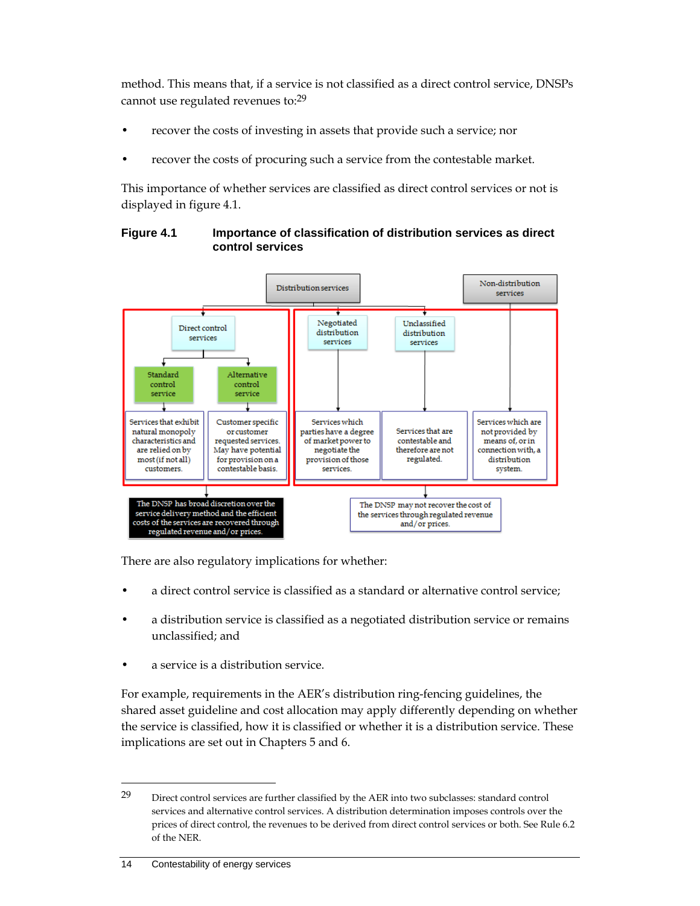method. This means that, if a service is not classified as a direct control service, DNSPs cannot use regulated revenues to:[29]

- recover the costs of investing in assets that provide such a service; nor
- recover the costs of procuring such a service from the contestable market.

This importance of whether services are classified as direct control services or not is displayed in figure 4.1.

**Figure 4.1 Importance of classification of distribution services as direct control services**

Distribution services

Non-distribution services

Direct control services

Standard control service

Alternative control service

Services that exhibit natural monopoly characteristics and are relied on by most (if not all) customers.

Customer specific or customer requested services. May have potential for provision on a contestable basis.

Negotiated distribution services

Unclassified distribution services

Services which parties have a degree of market power to negotiate the provision of those services.

Services that are contestable and therefore are not regulated.

Services which are not provided by means of, or in connection with, a distribution system.

The DNSP has broad discretion over the service delivery method and the efficient costs of the services are recovered through regulated revenue and/or prices.

The DNSP may not recover the cost of the services through regulated revenue and/or prices.

There are also regulatory implications for whether:

- a direct control service is classified as a standard or alternative control service;
- a distribution service is classified as a negotiated distribution service or remains unclassified; and
- a service is a distribution service.

For example, requirements in the AER's distribution ring-fencing guidelines, the shared asset guideline and cost allocation may apply differently depending on whether the service is classified, how it is classified or whether it is a distribution service. These implications are set out in Chapters 5 and 6.

---

29 Direct control services are further classified by the AER into two subclasses: standard control services and alternative control services. A distribution determination imposes controls over the prices of direct control, the revenues to be derived from direct control services or both. See Rule 6.2 of the NER.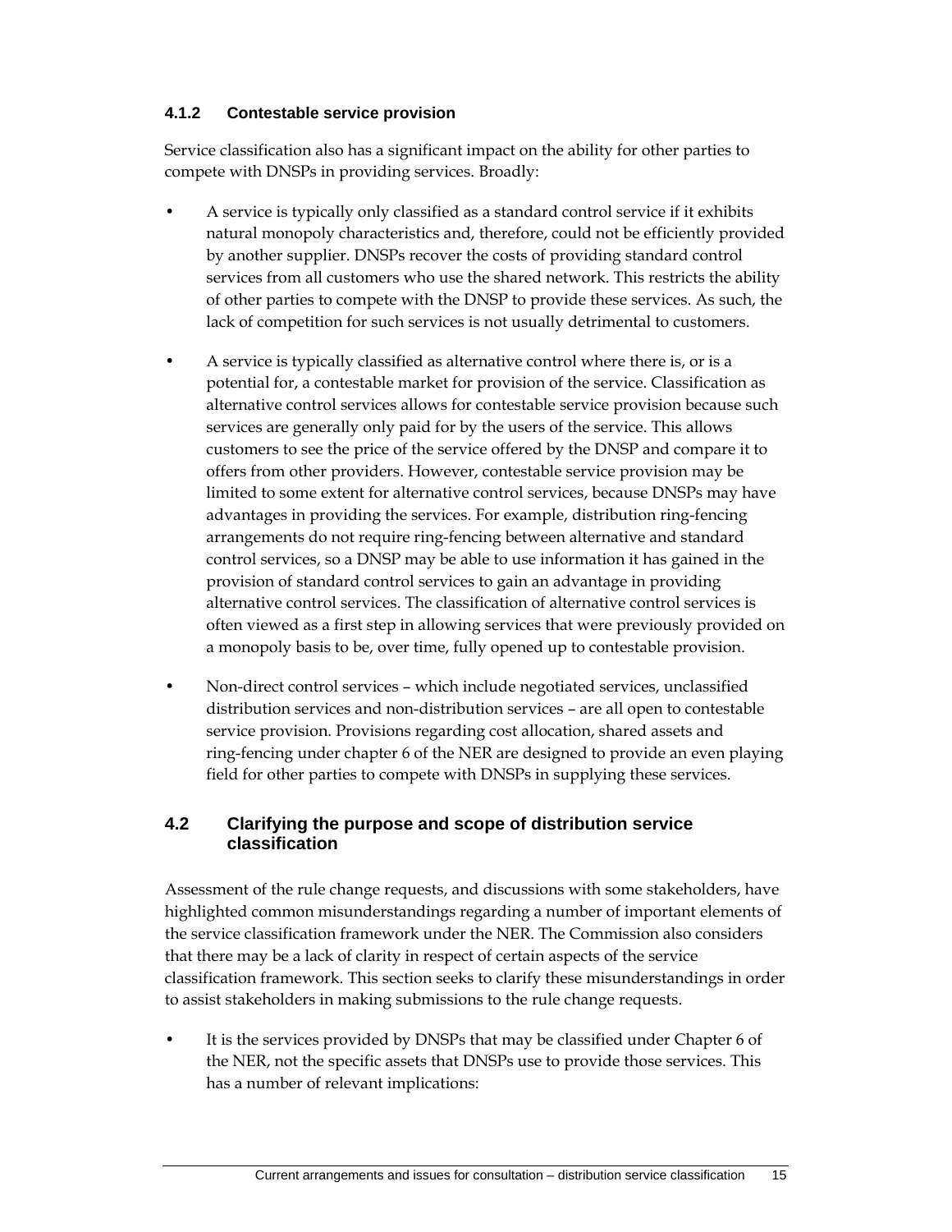### 4.1.2 Contestable service provision

Service classification also has a significant impact on the ability for other parties to compete with DNSPs in providing services. Broadly:

- A service is typically only classified as a standard control service if it exhibits natural monopoly characteristics and, therefore, could not be efficiently provided by another supplier. DNSPs recover the costs of providing standard control services from all customers who use the shared network. This restricts the ability of other parties to compete with the DNSP to provide these services. As such, the lack of competition for such services is not usually detrimental to customers.
- A service is typically classified as alternative control where there is, or is a potential for, a contestable market for provision of the service. Classification as alternative control services allows for contestable service provision because such services are generally only paid for by the users of the service. This allows customers to see the price of the service offered by the DNSP and compare it to offers from other providers. However, contestable service provision may be limited to some extent for alternative control services, because DNSPs may have advantages in providing the services. For example, distribution ring-fencing arrangements do not require ring-fencing between alternative and standard control services, so a DNSP may be able to use information it has gained in the provision of standard control services to gain an advantage in providing alternative control services. The classification of alternative control services is often viewed as a first step in allowing services that were previously provided on a monopoly basis to be, over time, fully opened up to contestable provision.
- Non-direct control services – which include negotiated services, unclassified distribution services and non-distribution services – are all open to contestable service provision. Provisions regarding cost allocation, shared assets and ring-fencing under chapter 6 of the NER are designed to provide an even playing field for other parties to compete with DNSPs in supplying these services.

## 4.2 Clarifying the purpose and scope of distribution service classification

Assessment of the rule change requests, and discussions with some stakeholders, have highlighted common misunderstandings regarding a number of important elements of the service classification framework under the NER. The Commission also considers that there may be a lack of clarity in respect of certain aspects of the service classification framework. This section seeks to clarify these misunderstandings in order to assist stakeholders in making submissions to the rule change requests.

- It is the services provided by DNSPs that may be classified under Chapter 6 of the NER, not the specific assets that DNSPs use to provide those services. This has a number of relevant implications: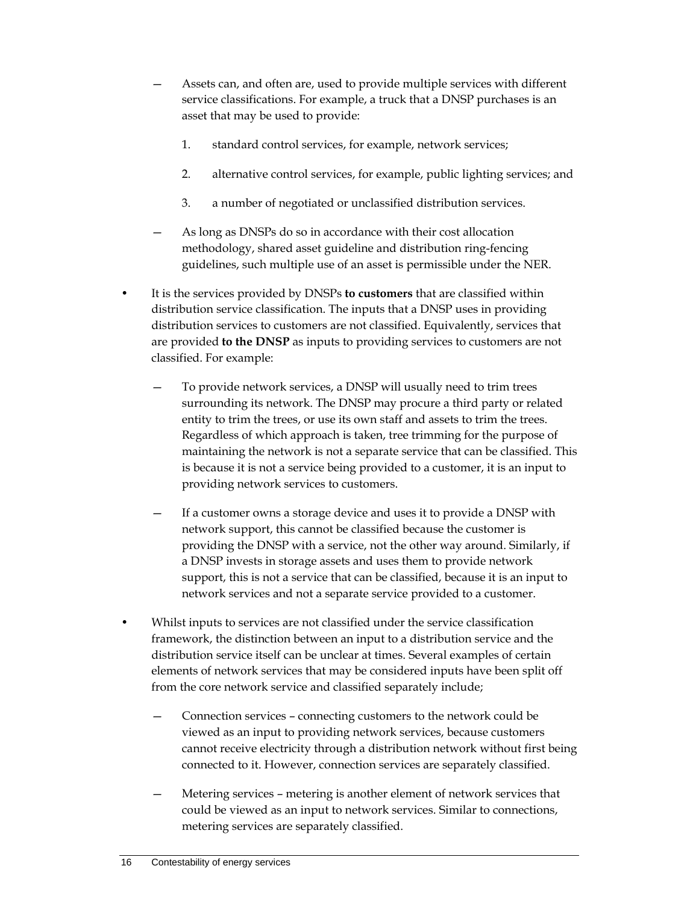- Assets can, and often are, used to provide multiple services with different service classifications. For example, a truck that a DNSP purchases is an asset that may be used to provide:

  1. standard control services, for example, network services;

  2. alternative control services, for example, public lighting services; and

  3. a number of negotiated or unclassified distribution services.

- As long as DNSPs do so in accordance with their cost allocation methodology, shared asset guideline and distribution ring-fencing guidelines, such multiple use of an asset is permissible under the NER.

• It is the services provided by DNSPs **to customers** that are classified within distribution service classification. The inputs that a DNSP uses in providing distribution services to customers are not classified. Equivalently, services that are provided **to the DNSP** as inputs to providing services to customers are not classified. For example:

  - To provide network services, a DNSP will usually need to trim trees surrounding its network. The DNSP may procure a third party or related entity to trim the trees, or use its own staff and assets to trim the trees. Regardless of which approach is taken, tree trimming for the purpose of maintaining the network is not a separate service that can be classified. This is because it is not a service being provided to a customer, it is an input to providing network services to customers.

  - If a customer owns a storage device and uses it to provide a DNSP with network support, this cannot be classified because the customer is providing the DNSP with a service, not the other way around. Similarly, if a DNSP invests in storage assets and uses them to provide network support, this is not a service that can be classified, because it is an input to network services and not a separate service provided to a customer.

• Whilst inputs to services are not classified under the service classification framework, the distinction between an input to a distribution service and the distribution service itself can be unclear at times. Several examples of certain elements of network services that may be considered inputs have been split off from the core network service and classified separately include;

  - Connection services – connecting customers to the network could be viewed as an input to providing network services, because customers cannot receive electricity through a distribution network without first being connected to it. However, connection services are separately classified.

  - Metering services – metering is another element of network services that could be viewed as an input to network services. Similar to connections, metering services are separately classified.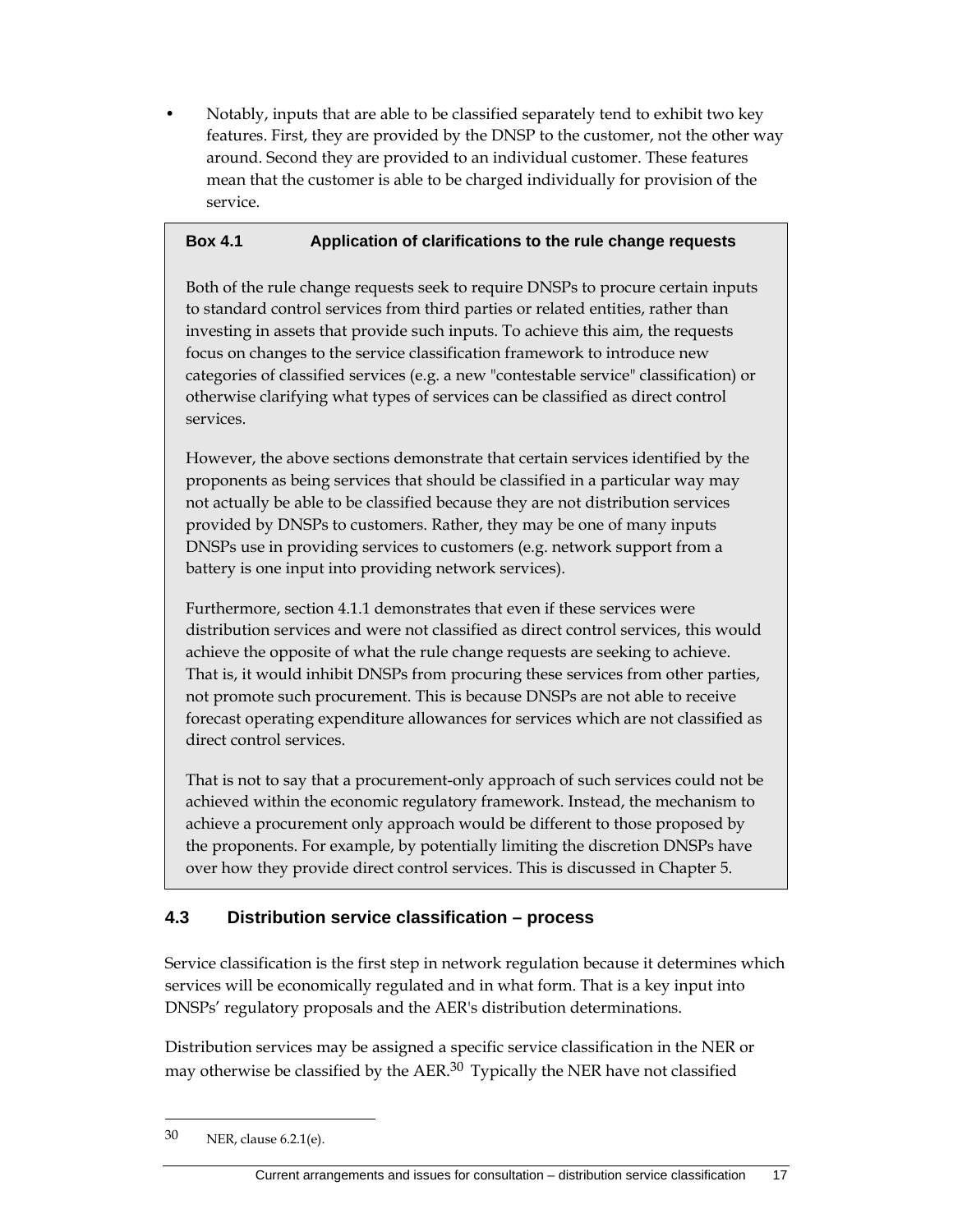- Notably, inputs that are able to be classified separately tend to exhibit two key features. First, they are provided by the DNSP to the customer, not the other way around. Second they are provided to an individual customer. These features mean that the customer is able to be charged individually for provision of the service.

> **Box 4.1 Application of clarifications to the rule change requests**
>
> Both of the rule change requests seek to require DNSPs to procure certain inputs to standard control services from third parties or related entities, rather than investing in assets that provide such inputs. To achieve this aim, the requests focus on changes to the service classification framework to introduce new categories of classified services (e.g. a new "contestable service" classification) or otherwise clarifying what types of services can be classified as direct control services.
>
> However, the above sections demonstrate that certain services identified by the proponents as being services that should be classified in a particular way may not actually be able to be classified because they are not distribution services provided by DNSPs to customers. Rather, they may be one of many inputs DNSPs use in providing services to customers (e.g. network support from a battery is one input into providing network services).
>
> Furthermore, section 4.1.1 demonstrates that even if these services were distribution services and were not classified as direct control services, this would achieve the opposite of what the rule change requests are seeking to achieve. That is, it would inhibit DNSPs from procuring these services from other parties, not promote such procurement. This is because DNSPs are not able to receive forecast operating expenditure allowances for services which are not classified as direct control services.
>
> That is not to say that a procurement-only approach of such services could not be achieved within the economic regulatory framework. Instead, the mechanism to achieve a procurement only approach would be different to those proposed by the proponents. For example, by potentially limiting the discretion DNSPs have over how they provide direct control services. This is discussed in Chapter 5.

## 4.3 Distribution service classification – process

Service classification is the first step in network regulation because it determines which services will be economically regulated and in what form. That is a key input into DNSPs' regulatory proposals and the AER's distribution determinations.

Distribution services may be assigned a specific service classification in the NER or may otherwise be classified by the AER.[30] Typically the NER have not classified

---

30 NER, clause 6.2.1(e).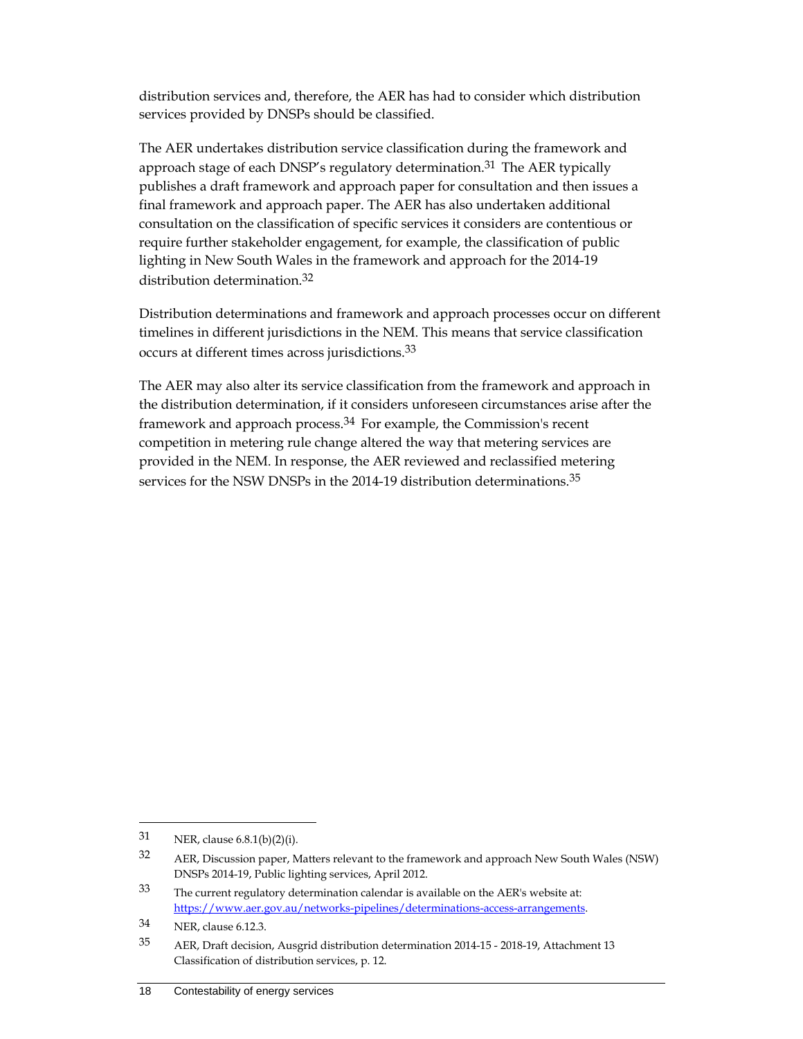distribution services and, therefore, the AER has had to consider which distribution services provided by DNSPs should be classified.

The AER undertakes distribution service classification during the framework and approach stage of each DNSP's regulatory determination.[31] The AER typically publishes a draft framework and approach paper for consultation and then issues a final framework and approach paper. The AER has also undertaken additional consultation on the classification of specific services it considers are contentious or require further stakeholder engagement, for example, the classification of public lighting in New South Wales in the framework and approach for the 2014-19 distribution determination.[32]

Distribution determinations and framework and approach processes occur on different timelines in different jurisdictions in the NEM. This means that service classification occurs at different times across jurisdictions.[33]

The AER may also alter its service classification from the framework and approach in the distribution determination, if it considers unforeseen circumstances arise after the framework and approach process.[34] For example, the Commission's recent competition in metering rule change altered the way that metering services are provided in the NEM. In response, the AER reviewed and reclassified metering services for the NSW DNSPs in the 2014-19 distribution determinations.[35]

---

31 NER, clause 6.8.1(b)(2)(i).

32 AER, Discussion paper, Matters relevant to the framework and approach New South Wales (NSW) DNSPs 2014-19, Public lighting services, April 2012.

33 The current regulatory determination calendar is available on the AER's website at: https://www.aer.gov.au/networks-pipelines/determinations-access-arrangements.

34 NER, clause 6.12.3.

35 AER, Draft decision, Ausgrid distribution determination 2014-15 - 2018-19, Attachment 13 Classification of distribution services, p. 12.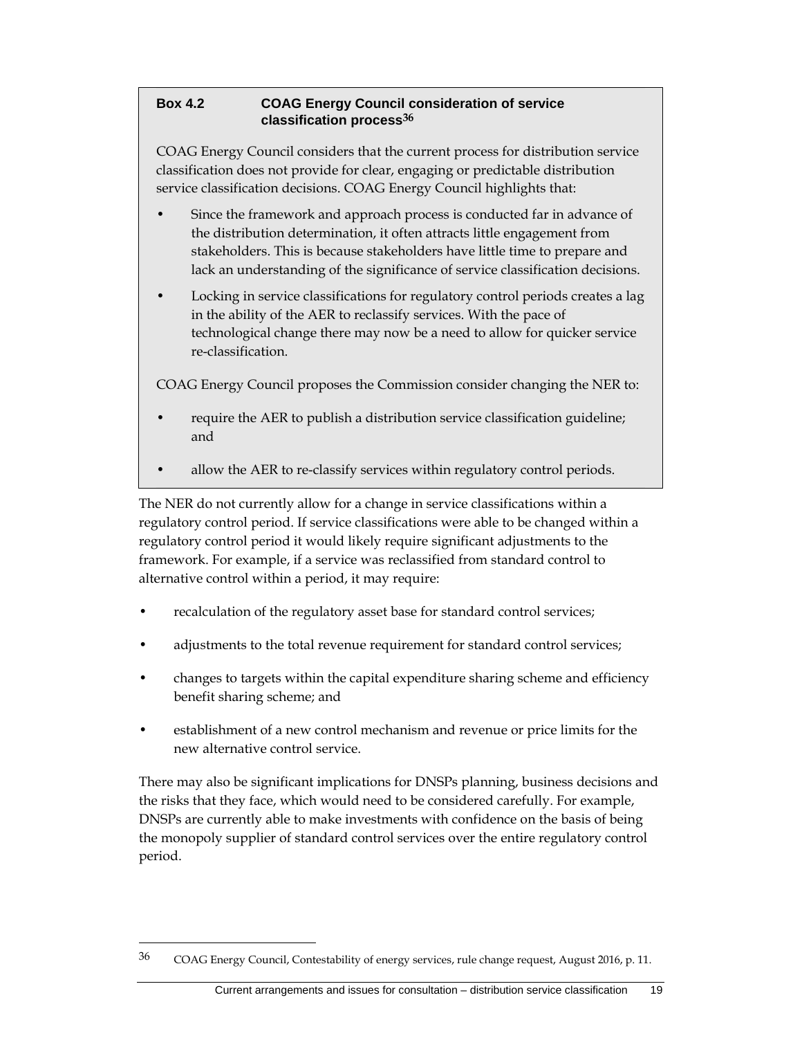**Box 4.2 COAG Energy Council consideration of service classification process[36]**

COAG Energy Council considers that the current process for distribution service classification does not provide for clear, engaging or predictable distribution service classification decisions. COAG Energy Council highlights that:

- Since the framework and approach process is conducted far in advance of the distribution determination, it often attracts little engagement from stakeholders. This is because stakeholders have little time to prepare and lack an understanding of the significance of service classification decisions.
- Locking in service classifications for regulatory control periods creates a lag in the ability of the AER to reclassify services. With the pace of technological change there may now be a need to allow for quicker service re-classification.

COAG Energy Council proposes the Commission consider changing the NER to:

- require the AER to publish a distribution service classification guideline; and
- allow the AER to re-classify services within regulatory control periods.

The NER do not currently allow for a change in service classifications within a regulatory control period. If service classifications were able to be changed within a regulatory control period it would likely require significant adjustments to the framework. For example, if a service was reclassified from standard control to alternative control within a period, it may require:

- recalculation of the regulatory asset base for standard control services;
- adjustments to the total revenue requirement for standard control services;
- changes to targets within the capital expenditure sharing scheme and efficiency benefit sharing scheme; and
- establishment of a new control mechanism and revenue or price limits for the new alternative control service.

There may also be significant implications for DNSPs planning, business decisions and the risks that they face, which would need to be considered carefully. For example, DNSPs are currently able to make investments with confidence on the basis of being the monopoly supplier of standard control services over the entire regulatory control period.

---

36 COAG Energy Council, Contestability of energy services, rule change request, August 2016, p. 11.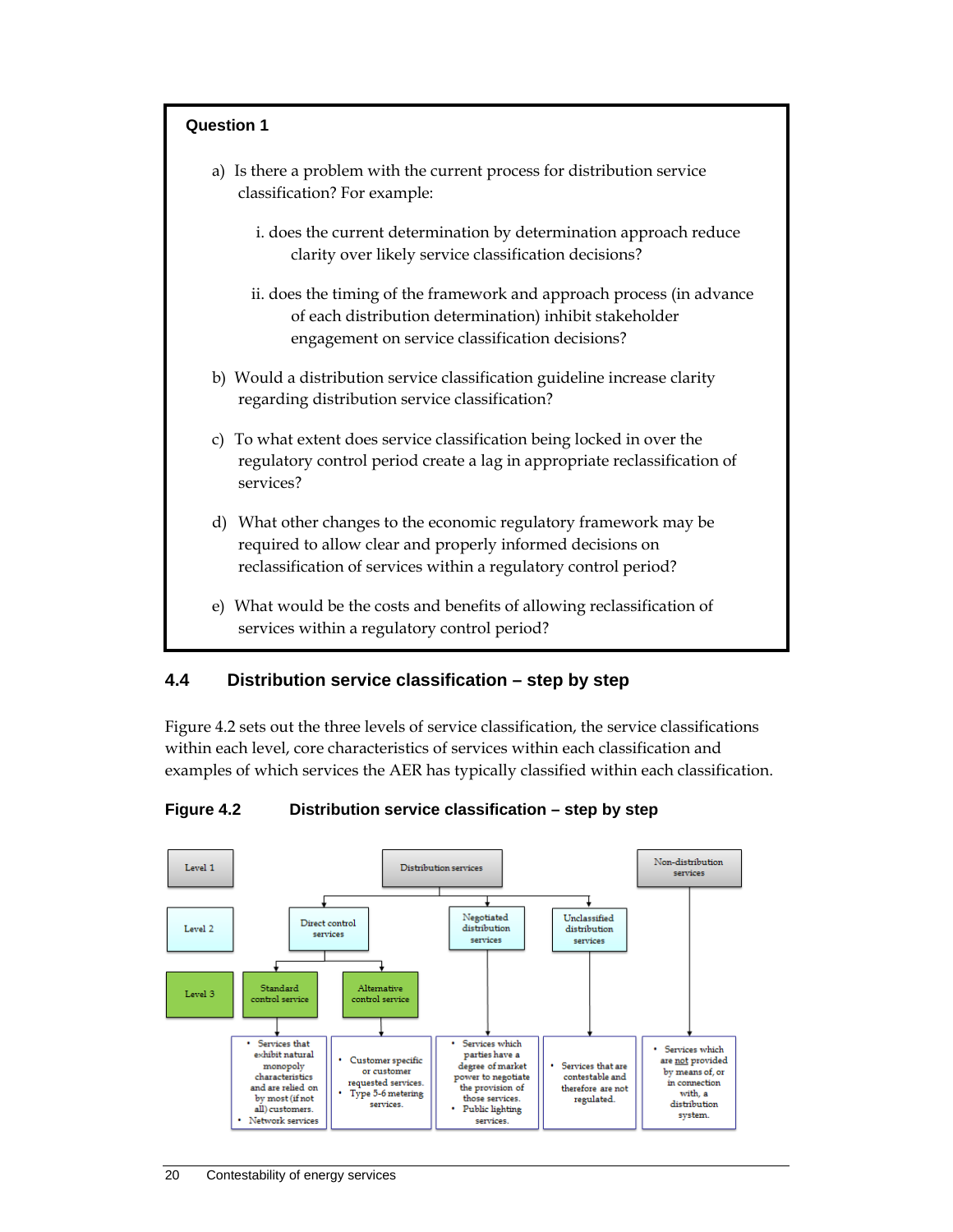**Question 1**

a) Is there a problem with the current process for distribution service classification? For example:

   i. does the current determination by determination approach reduce clarity over likely service classification decisions?

   ii. does the timing of the framework and approach process (in advance of each distribution determination) inhibit stakeholder engagement on service classification decisions?

b) Would a distribution service classification guideline increase clarity regarding distribution service classification?

c) To what extent does service classification being locked in over the regulatory control period create a lag in appropriate reclassification of services?

d) What other changes to the economic regulatory framework may be required to allow clear and properly informed decisions on reclassification of services within a regulatory control period?

e) What would be the costs and benefits of allowing reclassification of services within a regulatory control period?

## 4.4 Distribution service classification – step by step

Figure 4.2 sets out the three levels of service classification, the service classifications within each level, core characteristics of services within each classification and examples of which services the AER has typically classified within each classification.

**Figure 4.2 Distribution service classification – step by step**

Level 1: Distribution services; Non-distribution services

Level 2 (under Distribution services): Direct control services; Negotiated distribution services; Unclassified distribution services

Level 3 (under Direct control services): Standard control service; Alternative control service

- Standard control service:
  - Services that exhibit natural monopoly characteristics and are relied on by most (if not all) customers.
  - Network services
- Alternative control service:
  - Customer specific or customer requested services.
  - Type 5-6 metering services.
- Negotiated distribution services:
  - Services which parties have a degree of market power to negotiate the provision of those services.
  - Public lighting services.
- Unclassified distribution services:
  - Services that are contestable and therefore are not regulated.
- Non-distribution services:
  - Services which are not provided by means of, or in connection with, a distribution system.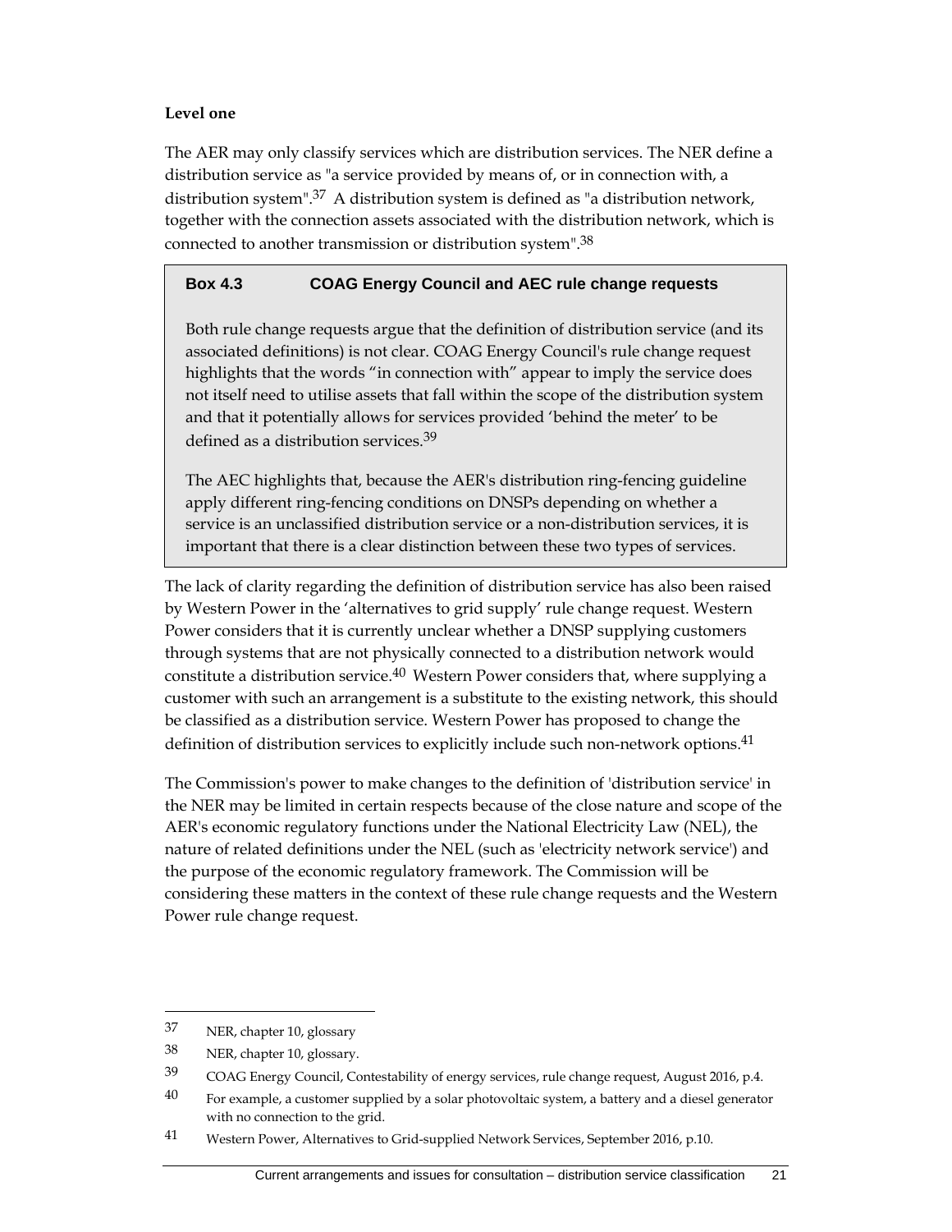**Level one**

The AER may only classify services which are distribution services. The NER define a distribution service as "a service provided by means of, or in connection with, a distribution system".[37] A distribution system is defined as "a distribution network, together with the connection assets associated with the distribution network, which is connected to another transmission or distribution system".[38]

> **Box 4.3 COAG Energy Council and AEC rule change requests**
>
> Both rule change requests argue that the definition of distribution service (and its associated definitions) is not clear. COAG Energy Council's rule change request highlights that the words "in connection with" appear to imply the service does not itself need to utilise assets that fall within the scope of the distribution system and that it potentially allows for services provided 'behind the meter' to be defined as a distribution services.[39]
>
> The AEC highlights that, because the AER's distribution ring-fencing guideline apply different ring-fencing conditions on DNSPs depending on whether a service is an unclassified distribution service or a non-distribution services, it is important that there is a clear distinction between these two types of services.

The lack of clarity regarding the definition of distribution service has also been raised by Western Power in the 'alternatives to grid supply' rule change request. Western Power considers that it is currently unclear whether a DNSP supplying customers through systems that are not physically connected to a distribution network would constitute a distribution service.[40] Western Power considers that, where supplying a customer with such an arrangement is a substitute to the existing network, this should be classified as a distribution service. Western Power has proposed to change the definition of distribution services to explicitly include such non-network options.[41]

The Commission's power to make changes to the definition of 'distribution service' in the NER may be limited in certain respects because of the close nature and scope of the AER's economic regulatory functions under the National Electricity Law (NEL), the nature of related definitions under the NEL (such as 'electricity network service') and the purpose of the economic regulatory framework. The Commission will be considering these matters in the context of these rule change requests and the Western Power rule change request.

---

37 NER, chapter 10, glossary

38 NER, chapter 10, glossary.

39 COAG Energy Council, Contestability of energy services, rule change request, August 2016, p.4.

40 For example, a customer supplied by a solar photovoltaic system, a battery and a diesel generator with no connection to the grid.

41 Western Power, Alternatives to Grid-supplied Network Services, September 2016, p.10.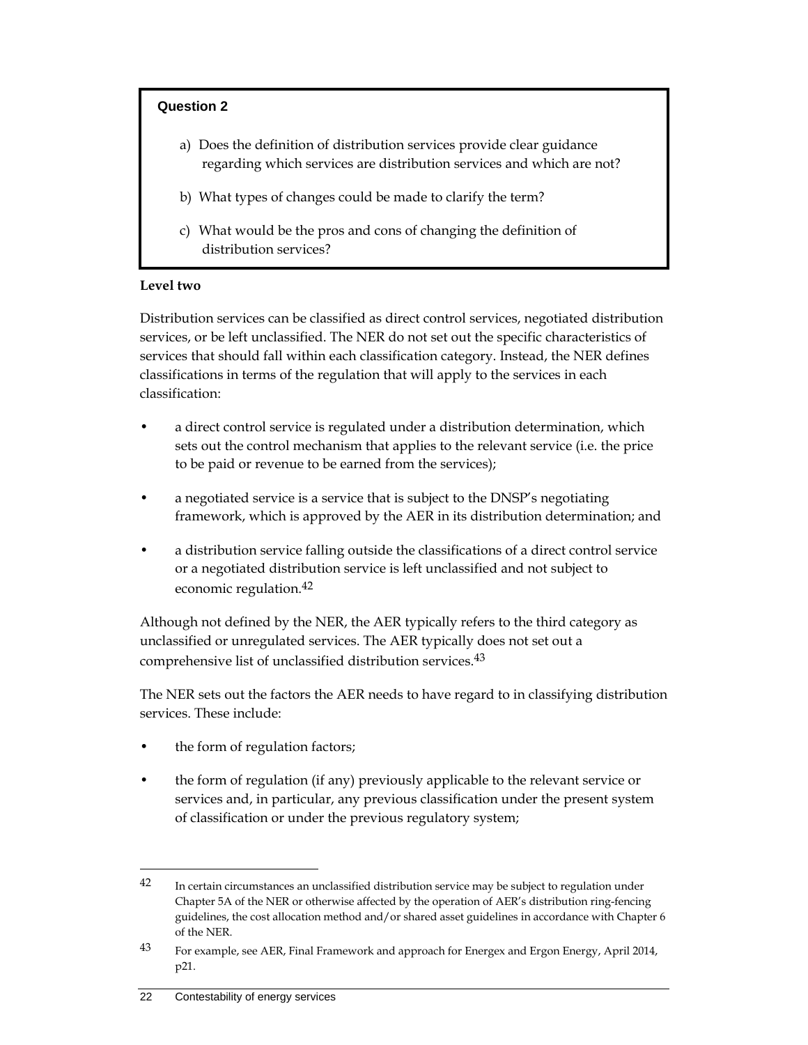**Question 2**

a) Does the definition of distribution services provide clear guidance regarding which services are distribution services and which are not?

b) What types of changes could be made to clarify the term?

c) What would be the pros and cons of changing the definition of distribution services?

**Level two**

Distribution services can be classified as direct control services, negotiated distribution services, or be left unclassified. The NER do not set out the specific characteristics of services that should fall within each classification category. Instead, the NER defines classifications in terms of the regulation that will apply to the services in each classification:

- a direct control service is regulated under a distribution determination, which sets out the control mechanism that applies to the relevant service (i.e. the price to be paid or revenue to be earned from the services);
- a negotiated service is a service that is subject to the DNSP's negotiating framework, which is approved by the AER in its distribution determination; and
- a distribution service falling outside the classifications of a direct control service or a negotiated distribution service is left unclassified and not subject to economic regulation.[42]

Although not defined by the NER, the AER typically refers to the third category as unclassified or unregulated services. The AER typically does not set out a comprehensive list of unclassified distribution services.[43]

The NER sets out the factors the AER needs to have regard to in classifying distribution services. These include:

- the form of regulation factors;
- the form of regulation (if any) previously applicable to the relevant service or services and, in particular, any previous classification under the present system of classification or under the previous regulatory system;

---

[42] In certain circumstances an unclassified distribution service may be subject to regulation under Chapter 5A of the NER or otherwise affected by the operation of AER's distribution ring-fencing guidelines, the cost allocation method and/or shared asset guidelines in accordance with Chapter 6 of the NER.

[43] For example, see AER, Final Framework and approach for Energex and Ergon Energy, April 2014, p21.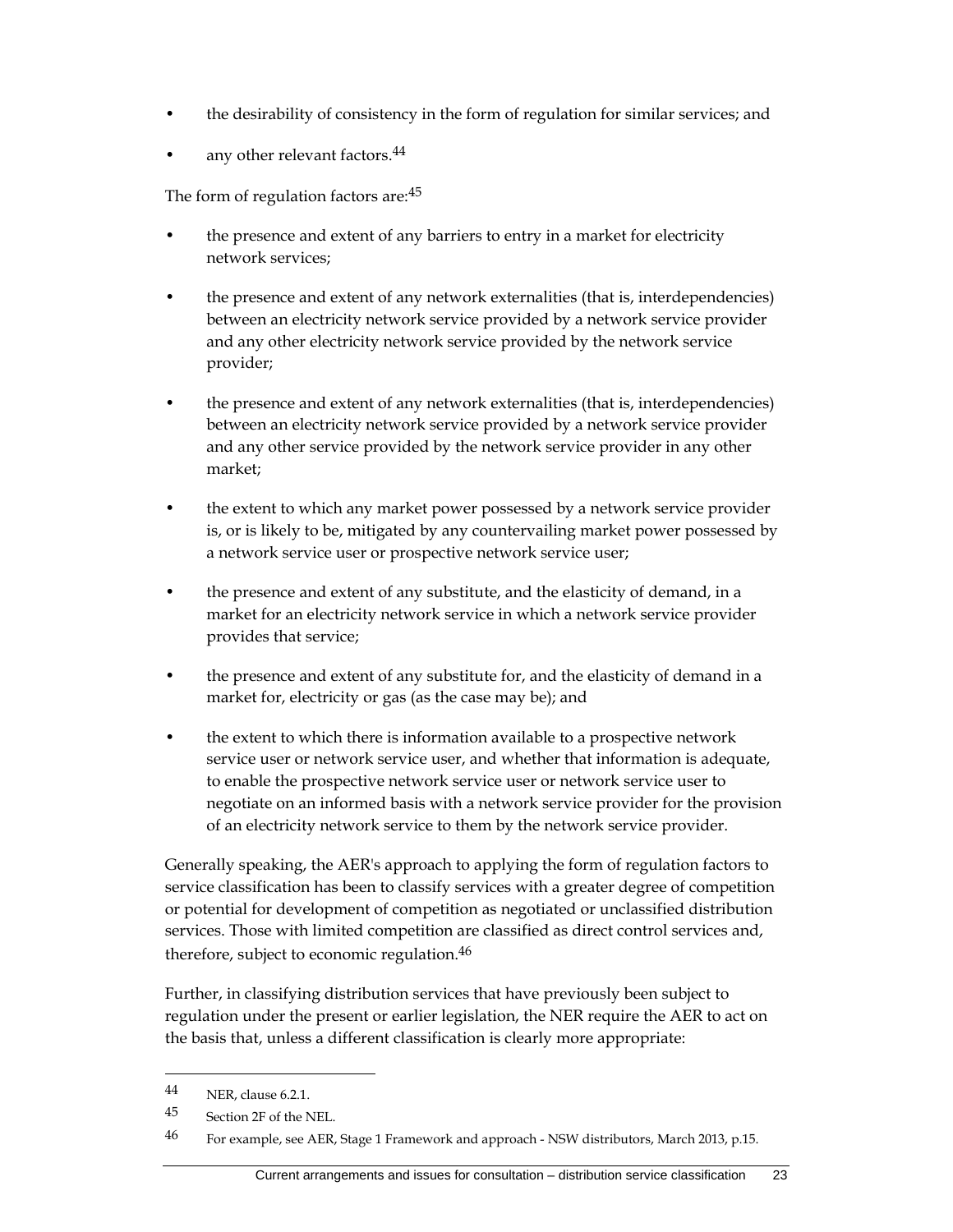- the desirability of consistency in the form of regulation for similar services; and
- any other relevant factors.[44]

The form of regulation factors are:[45]

- the presence and extent of any barriers to entry in a market for electricity network services;
- the presence and extent of any network externalities (that is, interdependencies) between an electricity network service provided by a network service provider and any other electricity network service provided by the network service provider;
- the presence and extent of any network externalities (that is, interdependencies) between an electricity network service provided by a network service provider and any other service provided by the network service provider in any other market;
- the extent to which any market power possessed by a network service provider is, or is likely to be, mitigated by any countervailing market power possessed by a network service user or prospective network service user;
- the presence and extent of any substitute, and the elasticity of demand, in a market for an electricity network service in which a network service provider provides that service;
- the presence and extent of any substitute for, and the elasticity of demand in a market for, electricity or gas (as the case may be); and
- the extent to which there is information available to a prospective network service user or network service user, and whether that information is adequate, to enable the prospective network service user or network service user to negotiate on an informed basis with a network service provider for the provision of an electricity network service to them by the network service provider.

Generally speaking, the AER's approach to applying the form of regulation factors to service classification has been to classify services with a greater degree of competition or potential for development of competition as negotiated or unclassified distribution services. Those with limited competition are classified as direct control services and, therefore, subject to economic regulation.[46]

Further, in classifying distribution services that have previously been subject to regulation under the present or earlier legislation, the NER require the AER to act on the basis that, unless a different classification is clearly more appropriate:

---

44 NER, clause 6.2.1.

45 Section 2F of the NEL.

46 For example, see AER, Stage 1 Framework and approach - NSW distributors, March 2013, p.15.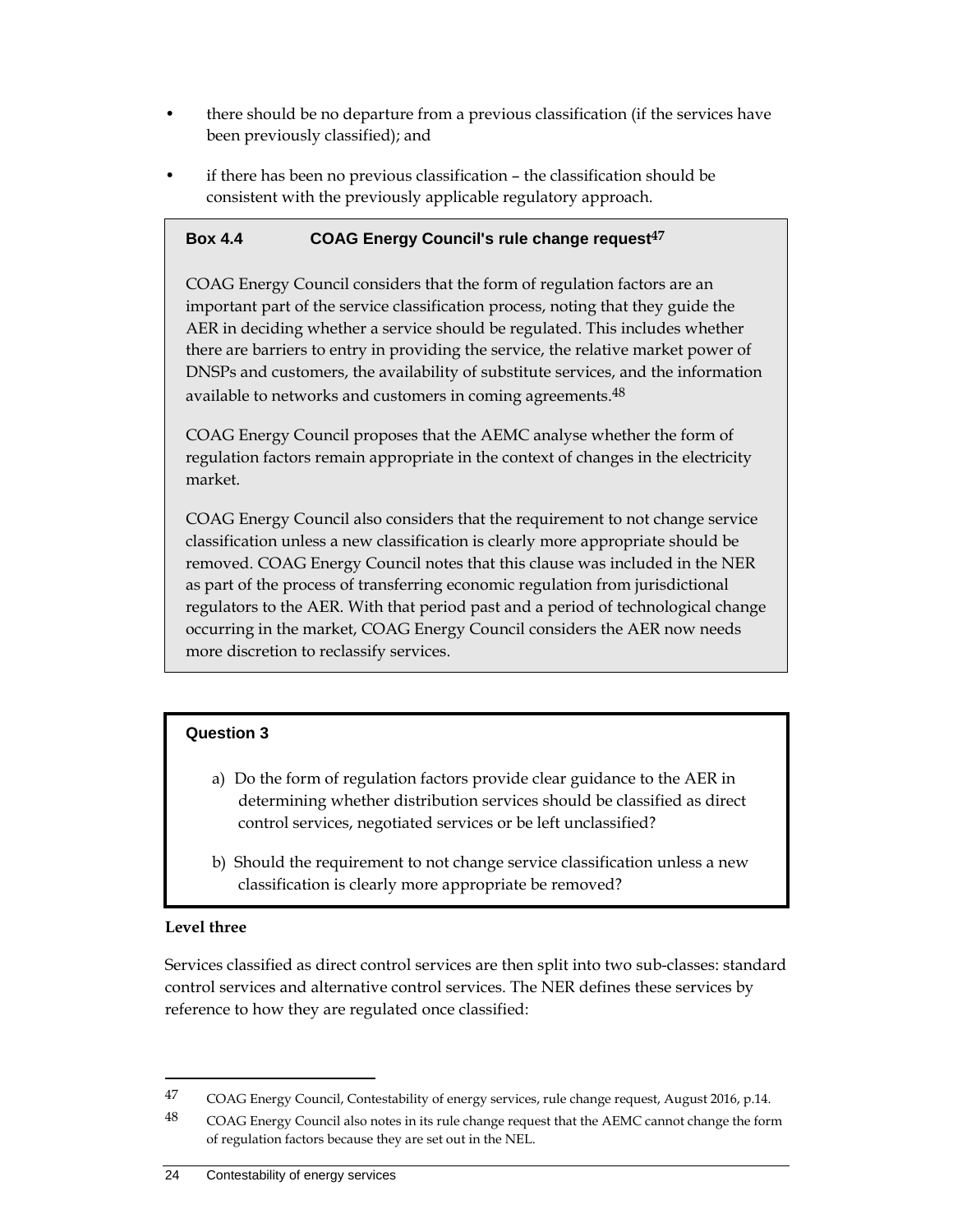- there should be no departure from a previous classification (if the services have been previously classified); and
- if there has been no previous classification – the classification should be consistent with the previously applicable regulatory approach.

> **Box 4.4 COAG Energy Council's rule change request[47]**
>
> COAG Energy Council considers that the form of regulation factors are an important part of the service classification process, noting that they guide the AER in deciding whether a service should be regulated. This includes whether there are barriers to entry in providing the service, the relative market power of DNSPs and customers, the availability of substitute services, and the information available to networks and customers in coming agreements.[48]
>
> COAG Energy Council proposes that the AEMC analyse whether the form of regulation factors remain appropriate in the context of changes in the electricity market.
>
> COAG Energy Council also considers that the requirement to not change service classification unless a new classification is clearly more appropriate should be removed. COAG Energy Council notes that this clause was included in the NER as part of the process of transferring economic regulation from jurisdictional regulators to the AER. With that period past and a period of technological change occurring in the market, COAG Energy Council considers the AER now needs more discretion to reclassify services.

> **Question 3**
>
> a) Do the form of regulation factors provide clear guidance to the AER in determining whether distribution services should be classified as direct control services, negotiated services or be left unclassified?
>
> b) Should the requirement to not change service classification unless a new classification is clearly more appropriate be removed?

**Level three**

Services classified as direct control services are then split into two sub-classes: standard control services and alternative control services. The NER defines these services by reference to how they are regulated once classified:

---

47 COAG Energy Council, Contestability of energy services, rule change request, August 2016, p.14.

48 COAG Energy Council also notes in its rule change request that the AEMC cannot change the form of regulation factors because they are set out in the NEL.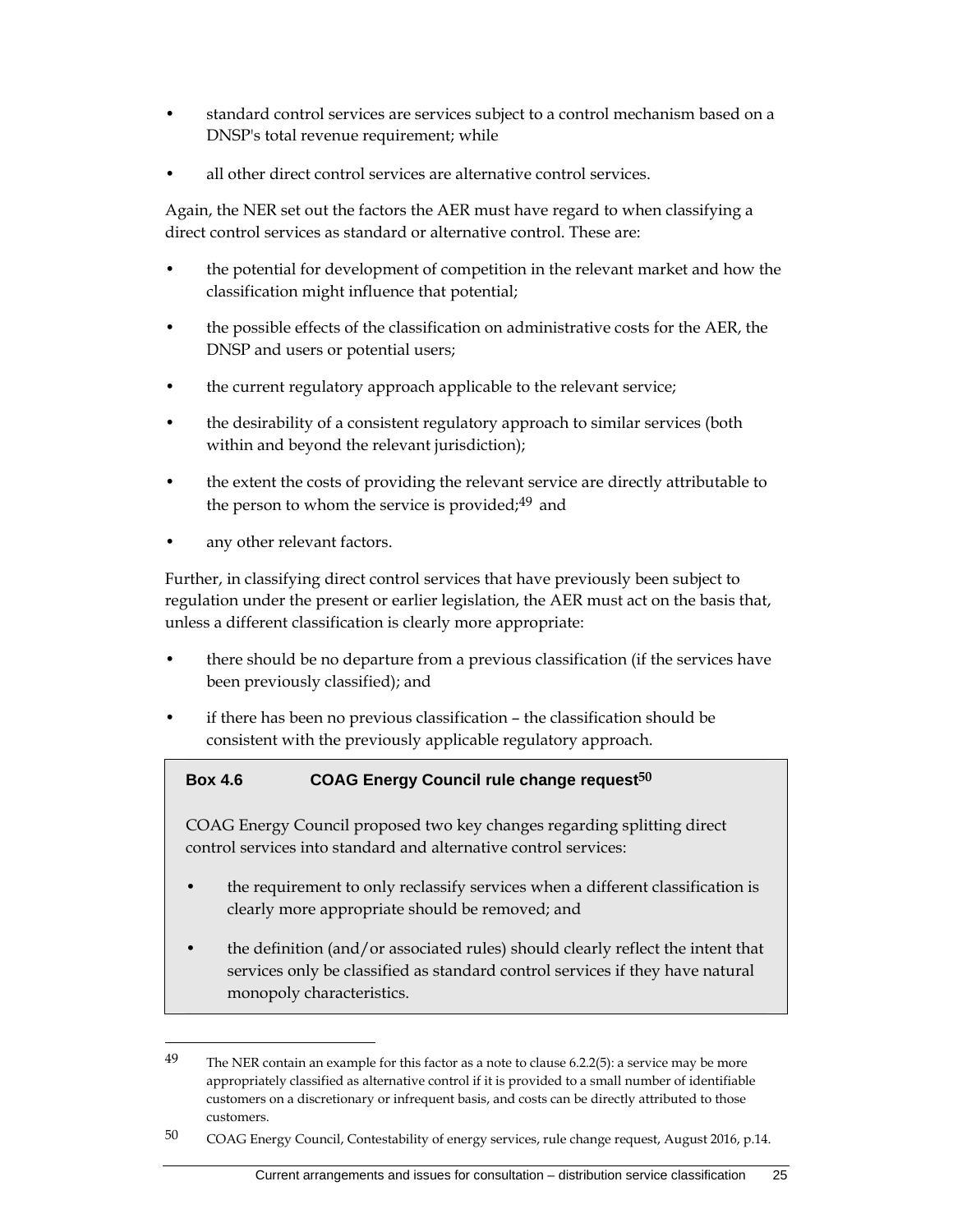- standard control services are services subject to a control mechanism based on a DNSP's total revenue requirement; while
- all other direct control services are alternative control services.

Again, the NER set out the factors the AER must have regard to when classifying a direct control services as standard or alternative control. These are:

- the potential for development of competition in the relevant market and how the classification might influence that potential;
- the possible effects of the classification on administrative costs for the AER, the DNSP and users or potential users;
- the current regulatory approach applicable to the relevant service;
- the desirability of a consistent regulatory approach to similar services (both within and beyond the relevant jurisdiction);
- the extent the costs of providing the relevant service are directly attributable to the person to whom the service is provided;[49] and
- any other relevant factors.

Further, in classifying direct control services that have previously been subject to regulation under the present or earlier legislation, the AER must act on the basis that, unless a different classification is clearly more appropriate:

- there should be no departure from a previous classification (if the services have been previously classified); and
- if there has been no previous classification – the classification should be consistent with the previously applicable regulatory approach.

**Box 4.6 COAG Energy Council rule change request[50]**

COAG Energy Council proposed two key changes regarding splitting direct control services into standard and alternative control services:

- the requirement to only reclassify services when a different classification is clearly more appropriate should be removed; and
- the definition (and/or associated rules) should clearly reflect the intent that services only be classified as standard control services if they have natural monopoly characteristics.

---

[49] The NER contain an example for this factor as a note to clause 6.2.2(5): a service may be more appropriately classified as alternative control if it is provided to a small number of identifiable customers on a discretionary or infrequent basis, and costs can be directly attributed to those customers.

[50] COAG Energy Council, Contestability of energy services, rule change request, August 2016, p.14.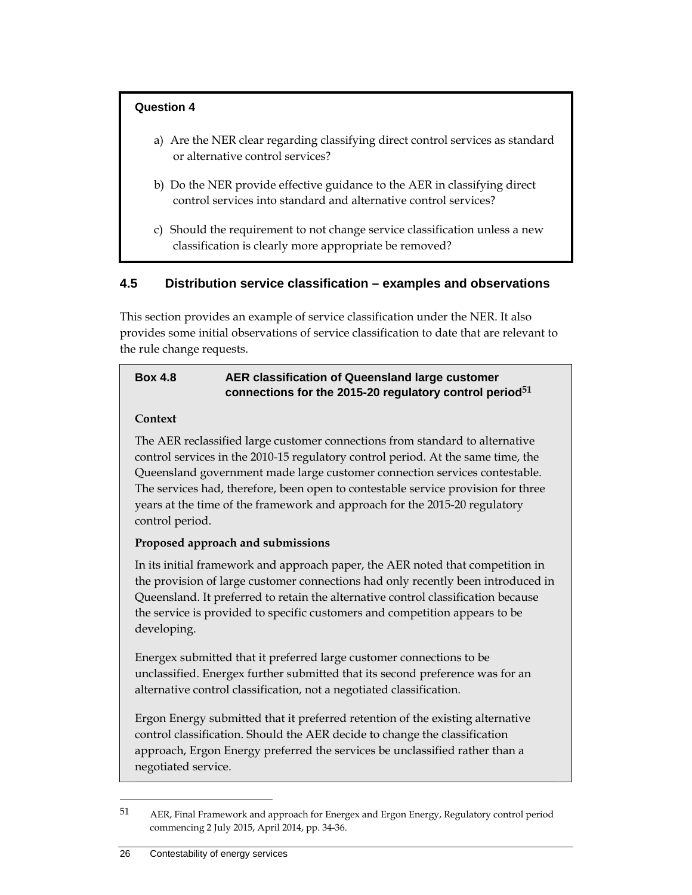**Question 4**

a) Are the NER clear regarding classifying direct control services as standard or alternative control services?

b) Do the NER provide effective guidance to the AER in classifying direct control services into standard and alternative control services?

c) Should the requirement to not change service classification unless a new classification is clearly more appropriate be removed?

### 4.5 Distribution service classification – examples and observations

This section provides an example of service classification under the NER. It also provides some initial observations of service classification to date that are relevant to the rule change requests.

**Box 4.8 AER classification of Queensland large customer connections for the 2015-20 regulatory control period**[51]

**Context**

The AER reclassified large customer connections from standard to alternative control services in the 2010-15 regulatory control period. At the same time, the Queensland government made large customer connection services contestable. The services had, therefore, been open to contestable service provision for three years at the time of the framework and approach for the 2015-20 regulatory control period.

**Proposed approach and submissions**

In its initial framework and approach paper, the AER noted that competition in the provision of large customer connections had only recently been introduced in Queensland. It preferred to retain the alternative control classification because the service is provided to specific customers and competition appears to be developing.

Energex submitted that it preferred large customer connections to be unclassified. Energex further submitted that its second preference was for an alternative control classification, not a negotiated classification.

Ergon Energy submitted that it preferred retention of the existing alternative control classification. Should the AER decide to change the classification approach, Ergon Energy preferred the services be unclassified rather than a negotiated service.

---

51 AER, Final Framework and approach for Energex and Ergon Energy, Regulatory control period commencing 2 July 2015, April 2014, pp. 34-36.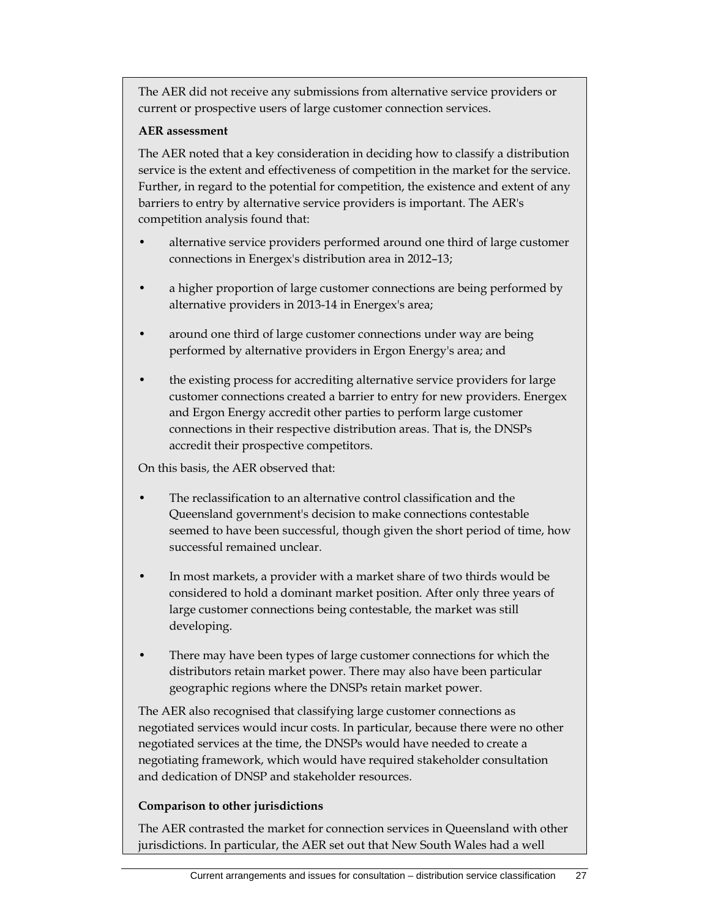The AER did not receive any submissions from alternative service providers or current or prospective users of large customer connection services.

**AER assessment**

The AER noted that a key consideration in deciding how to classify a distribution service is the extent and effectiveness of competition in the market for the service. Further, in regard to the potential for competition, the existence and extent of any barriers to entry by alternative service providers is important. The AER's competition analysis found that:

- alternative service providers performed around one third of large customer connections in Energex's distribution area in 2012–13;
- a higher proportion of large customer connections are being performed by alternative providers in 2013-14 in Energex's area;
- around one third of large customer connections under way are being performed by alternative providers in Ergon Energy's area; and
- the existing process for accrediting alternative service providers for large customer connections created a barrier to entry for new providers. Energex and Ergon Energy accredit other parties to perform large customer connections in their respective distribution areas. That is, the DNSPs accredit their prospective competitors.

On this basis, the AER observed that:

- The reclassification to an alternative control classification and the Queensland government's decision to make connections contestable seemed to have been successful, though given the short period of time, how successful remained unclear.
- In most markets, a provider with a market share of two thirds would be considered to hold a dominant market position. After only three years of large customer connections being contestable, the market was still developing.
- There may have been types of large customer connections for which the distributors retain market power. There may also have been particular geographic regions where the DNSPs retain market power.

The AER also recognised that classifying large customer connections as negotiated services would incur costs. In particular, because there were no other negotiated services at the time, the DNSPs would have needed to create a negotiating framework, which would have required stakeholder consultation and dedication of DNSP and stakeholder resources.

**Comparison to other jurisdictions**

The AER contrasted the market for connection services in Queensland with other jurisdictions. In particular, the AER set out that New South Wales had a well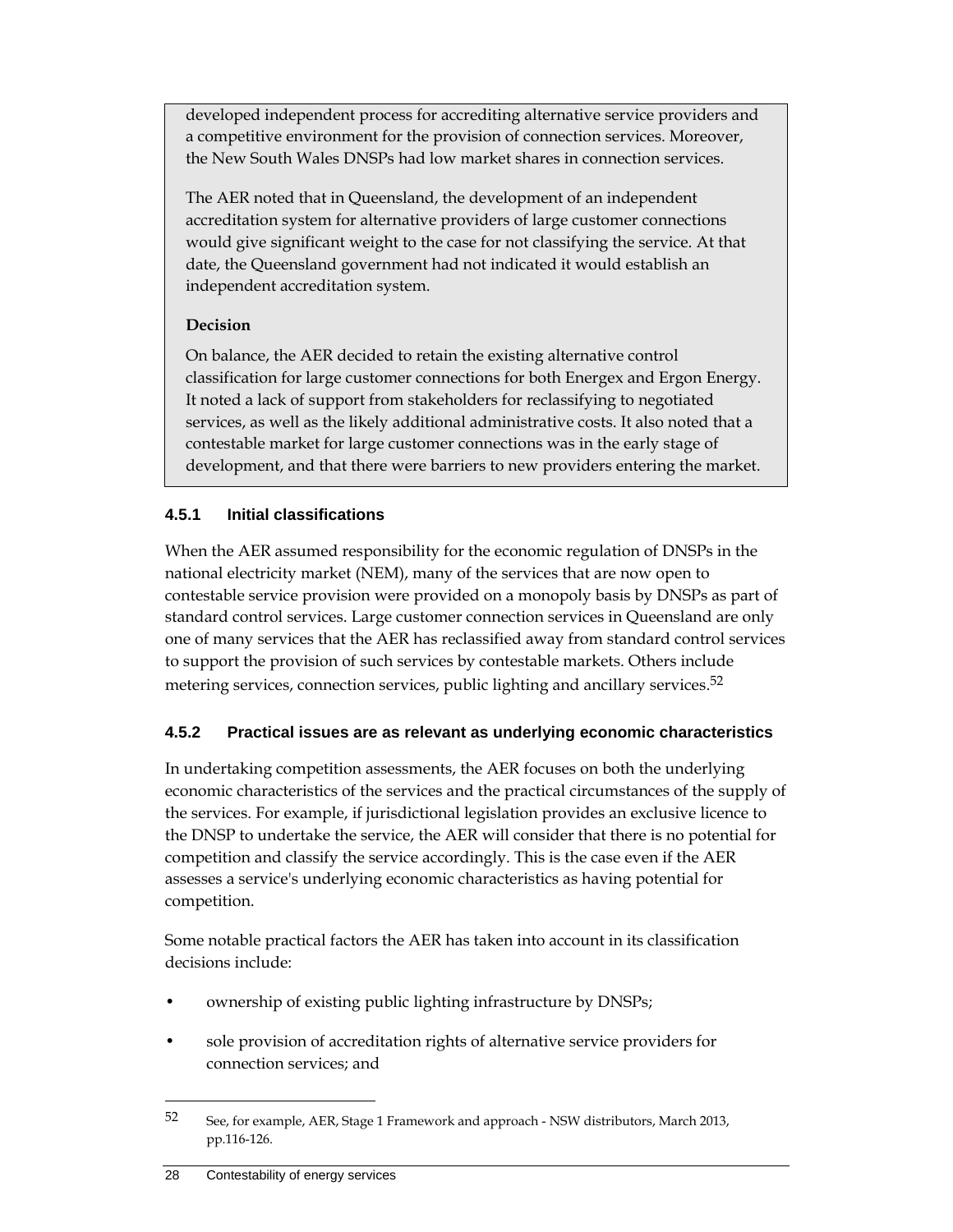developed independent process for accrediting alternative service providers and a competitive environment for the provision of connection services. Moreover, the New South Wales DNSPs had low market shares in connection services.

The AER noted that in Queensland, the development of an independent accreditation system for alternative providers of large customer connections would give significant weight to the case for not classifying the service. At that date, the Queensland government had not indicated it would establish an independent accreditation system.

**Decision**

On balance, the AER decided to retain the existing alternative control classification for large customer connections for both Energex and Ergon Energy. It noted a lack of support from stakeholders for reclassifying to negotiated services, as well as the likely additional administrative costs. It also noted that a contestable market for large customer connections was in the early stage of development, and that there were barriers to new providers entering the market.

### 4.5.1 Initial classifications

When the AER assumed responsibility for the economic regulation of DNSPs in the national electricity market (NEM), many of the services that are now open to contestable service provision were provided on a monopoly basis by DNSPs as part of standard control services. Large customer connection services in Queensland are only one of many services that the AER has reclassified away from standard control services to support the provision of such services by contestable markets. Others include metering services, connection services, public lighting and ancillary services.[52]

### 4.5.2 Practical issues are as relevant as underlying economic characteristics

In undertaking competition assessments, the AER focuses on both the underlying economic characteristics of the services and the practical circumstances of the supply of the services. For example, if jurisdictional legislation provides an exclusive licence to the DNSP to undertake the service, the AER will consider that there is no potential for competition and classify the service accordingly. This is the case even if the AER assesses a service's underlying economic characteristics as having potential for competition.

Some notable practical factors the AER has taken into account in its classification decisions include:

- ownership of existing public lighting infrastructure by DNSPs;
- sole provision of accreditation rights of alternative service providers for connection services; and

---

52 See, for example, AER, Stage 1 Framework and approach - NSW distributors, March 2013, pp.116-126.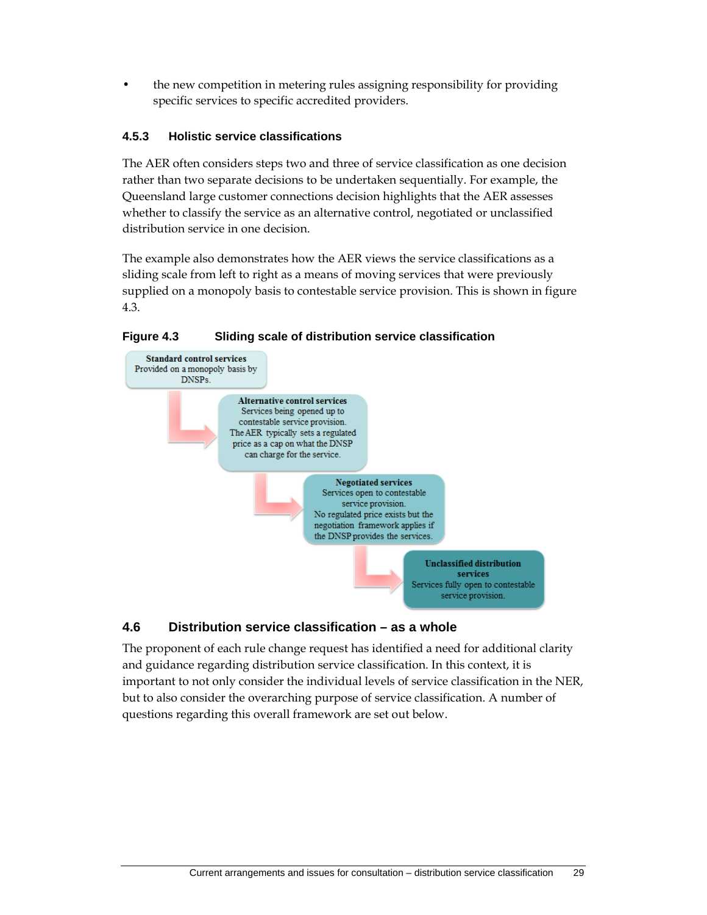- the new competition in metering rules assigning responsibility for providing specific services to specific accredited providers.

### 4.5.3 Holistic service classifications

The AER often considers steps two and three of service classification as one decision rather than two separate decisions to be undertaken sequentially. For example, the Queensland large customer connections decision highlights that the AER assesses whether to classify the service as an alternative control, negotiated or unclassified distribution service in one decision.

The example also demonstrates how the AER views the service classifications as a sliding scale from left to right as a means of moving services that were previously supplied on a monopoly basis to contestable service provision. This is shown in figure 4.3.

**Figure 4.3 Sliding scale of distribution service classification**

**Standard control services**
Provided on a monopoly basis by DNSPs.

**Alternative control services**
Services being opened up to contestable service provision. The AER typically sets a regulated price as a cap on what the DNSP can charge for the service.

**Negotiated services**
Services open to contestable service provision. No regulated price exists but the negotiation framework applies if the DNSP provides the services.

**Unclassified distribution services**
Services fully open to contestable service provision.

## 4.6 Distribution service classification – as a whole

The proponent of each rule change request has identified a need for additional clarity and guidance regarding distribution service classification. In this context, it is important to not only consider the individual levels of service classification in the NER, but to also consider the overarching purpose of service classification. A number of questions regarding this overall framework are set out below.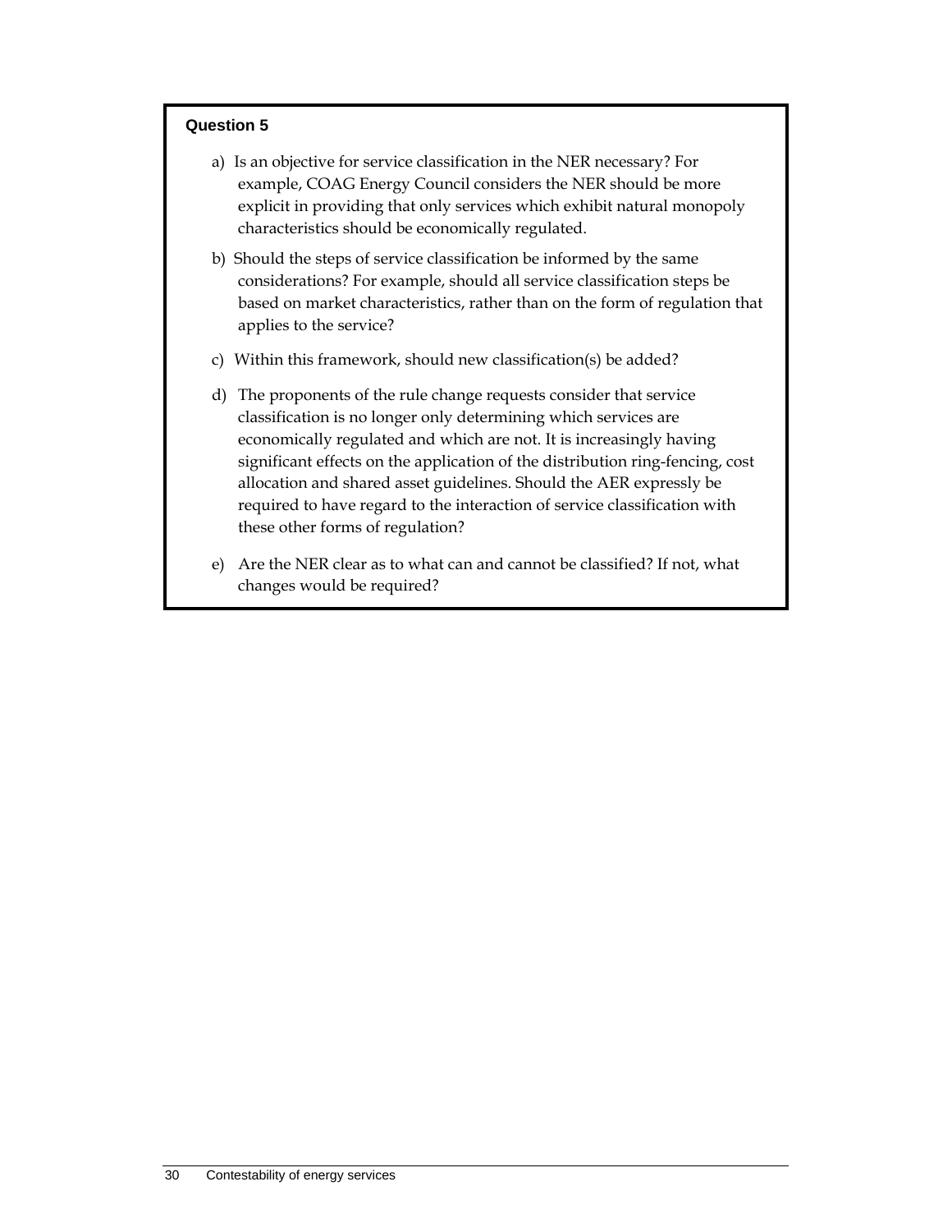**Question 5**

a) Is an objective for service classification in the NER necessary? For example, COAG Energy Council considers the NER should be more explicit in providing that only services which exhibit natural monopoly characteristics should be economically regulated.

b) Should the steps of service classification be informed by the same considerations? For example, should all service classification steps be based on market characteristics, rather than on the form of regulation that applies to the service?

c) Within this framework, should new classification(s) be added?

d) The proponents of the rule change requests consider that service classification is no longer only determining which services are economically regulated and which are not. It is increasingly having significant effects on the application of the distribution ring-fencing, cost allocation and shared asset guidelines. Should the AER expressly be required to have regard to the interaction of service classification with these other forms of regulation?

e) Are the NER clear as to what can and cannot be classified? If not, what changes would be required?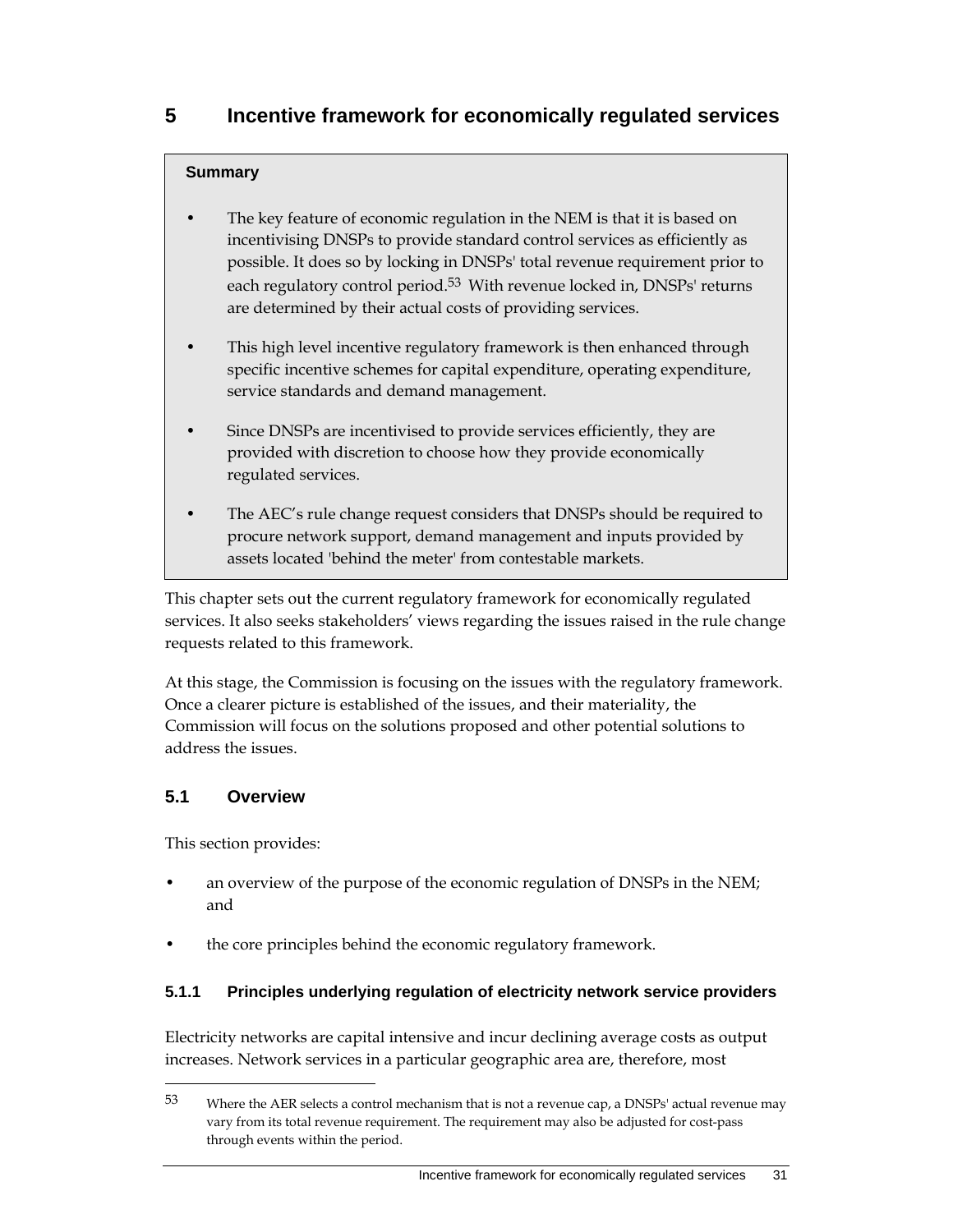# 5 Incentive framework for economically regulated services

**Summary**

- The key feature of economic regulation in the NEM is that it is based on incentivising DNSPs to provide standard control services as efficiently as possible. It does so by locking in DNSPs' total revenue requirement prior to each regulatory control period.[53] With revenue locked in, DNSPs' returns are determined by their actual costs of providing services.
- This high level incentive regulatory framework is then enhanced through specific incentive schemes for capital expenditure, operating expenditure, service standards and demand management.
- Since DNSPs are incentivised to provide services efficiently, they are provided with discretion to choose how they provide economically regulated services.
- The AEC's rule change request considers that DNSPs should be required to procure network support, demand management and inputs provided by assets located 'behind the meter' from contestable markets.

This chapter sets out the current regulatory framework for economically regulated services. It also seeks stakeholders' views regarding the issues raised in the rule change requests related to this framework.

At this stage, the Commission is focusing on the issues with the regulatory framework. Once a clearer picture is established of the issues, and their materiality, the Commission will focus on the solutions proposed and other potential solutions to address the issues.

## 5.1 Overview

This section provides:

- an overview of the purpose of the economic regulation of DNSPs in the NEM; and
- the core principles behind the economic regulatory framework.

### 5.1.1 Principles underlying regulation of electricity network service providers

Electricity networks are capital intensive and incur declining average costs as output increases. Network services in a particular geographic area are, therefore, most

---

53 Where the AER selects a control mechanism that is not a revenue cap, a DNSPs' actual revenue may vary from its total revenue requirement. The requirement may also be adjusted for cost-pass through events within the period.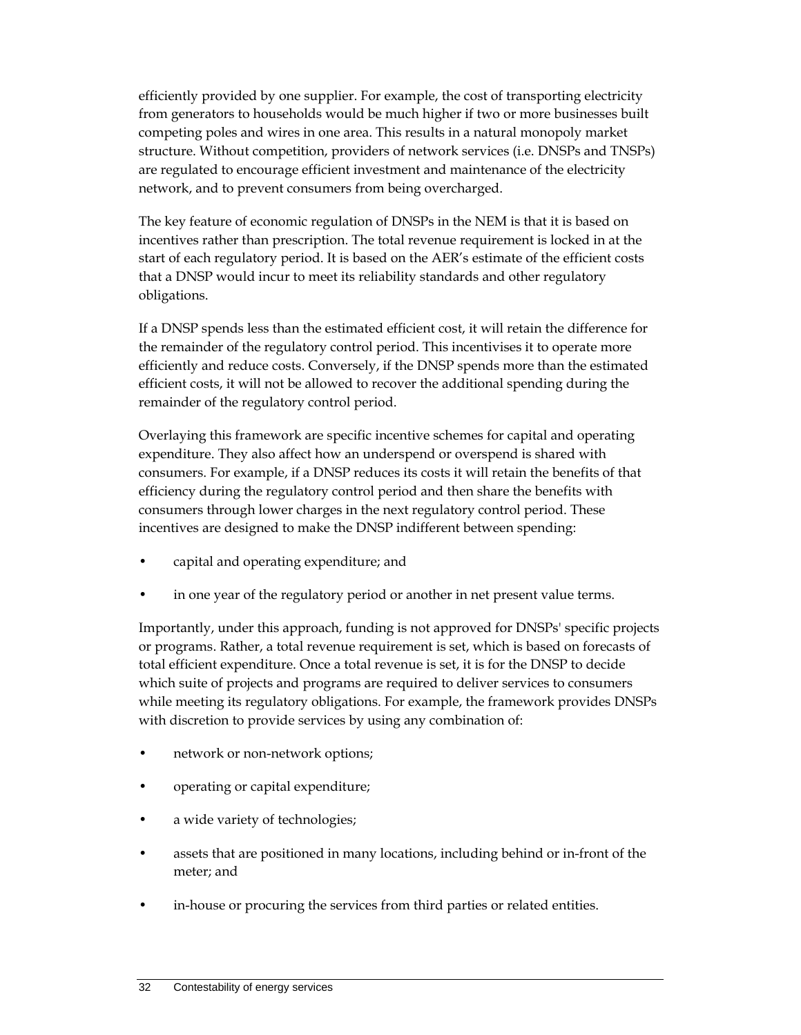efficiently provided by one supplier. For example, the cost of transporting electricity from generators to households would be much higher if two or more businesses built competing poles and wires in one area. This results in a natural monopoly market structure. Without competition, providers of network services (i.e. DNSPs and TNSPs) are regulated to encourage efficient investment and maintenance of the electricity network, and to prevent consumers from being overcharged.

The key feature of economic regulation of DNSPs in the NEM is that it is based on incentives rather than prescription. The total revenue requirement is locked in at the start of each regulatory period. It is based on the AER's estimate of the efficient costs that a DNSP would incur to meet its reliability standards and other regulatory obligations.

If a DNSP spends less than the estimated efficient cost, it will retain the difference for the remainder of the regulatory control period. This incentivises it to operate more efficiently and reduce costs. Conversely, if the DNSP spends more than the estimated efficient costs, it will not be allowed to recover the additional spending during the remainder of the regulatory control period.

Overlaying this framework are specific incentive schemes for capital and operating expenditure. They also affect how an underspend or overspend is shared with consumers. For example, if a DNSP reduces its costs it will retain the benefits of that efficiency during the regulatory control period and then share the benefits with consumers through lower charges in the next regulatory control period. These incentives are designed to make the DNSP indifferent between spending:

- capital and operating expenditure; and
- in one year of the regulatory period or another in net present value terms.

Importantly, under this approach, funding is not approved for DNSPs' specific projects or programs. Rather, a total revenue requirement is set, which is based on forecasts of total efficient expenditure. Once a total revenue is set, it is for the DNSP to decide which suite of projects and programs are required to deliver services to consumers while meeting its regulatory obligations. For example, the framework provides DNSPs with discretion to provide services by using any combination of:

- network or non-network options;
- operating or capital expenditure;
- a wide variety of technologies;
- assets that are positioned in many locations, including behind or in-front of the meter; and
- in-house or procuring the services from third parties or related entities.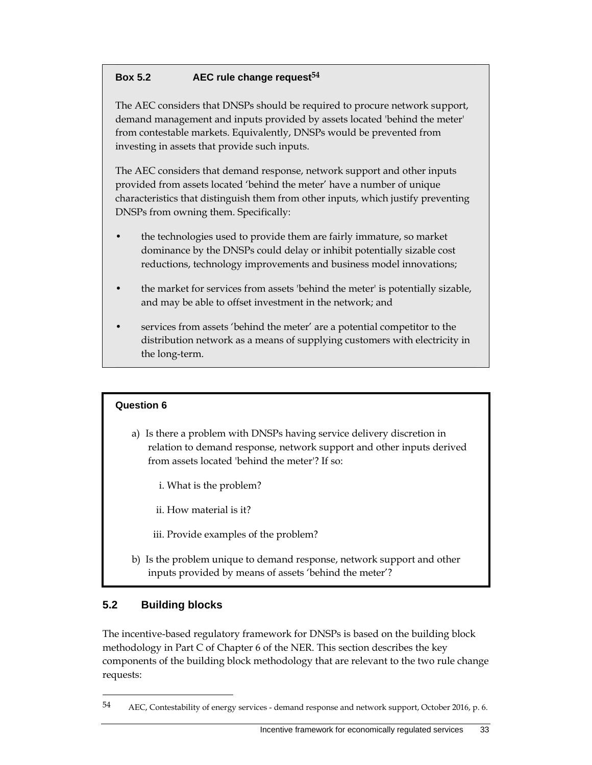**Box 5.2 AEC rule change request[54]**

The AEC considers that DNSPs should be required to procure network support, demand management and inputs provided by assets located 'behind the meter' from contestable markets. Equivalently, DNSPs would be prevented from investing in assets that provide such inputs.

The AEC considers that demand response, network support and other inputs provided from assets located 'behind the meter' have a number of unique characteristics that distinguish them from other inputs, which justify preventing DNSPs from owning them. Specifically:

- the technologies used to provide them are fairly immature, so market dominance by the DNSPs could delay or inhibit potentially sizable cost reductions, technology improvements and business model innovations;
- the market for services from assets 'behind the meter' is potentially sizable, and may be able to offset investment in the network; and
- services from assets 'behind the meter' are a potential competitor to the distribution network as a means of supplying customers with electricity in the long-term.

**Question 6**

a) Is there a problem with DNSPs having service delivery discretion in relation to demand response, network support and other inputs derived from assets located 'behind the meter'? If so:

   i. What is the problem?

   ii. How material is it?

   iii. Provide examples of the problem?

b) Is the problem unique to demand response, network support and other inputs provided by means of assets 'behind the meter'?

## 5.2 Building blocks

The incentive-based regulatory framework for DNSPs is based on the building block methodology in Part C of Chapter 6 of the NER. This section describes the key components of the building block methodology that are relevant to the two rule change requests:

54 AEC, Contestability of energy services - demand response and network support, October 2016, p. 6.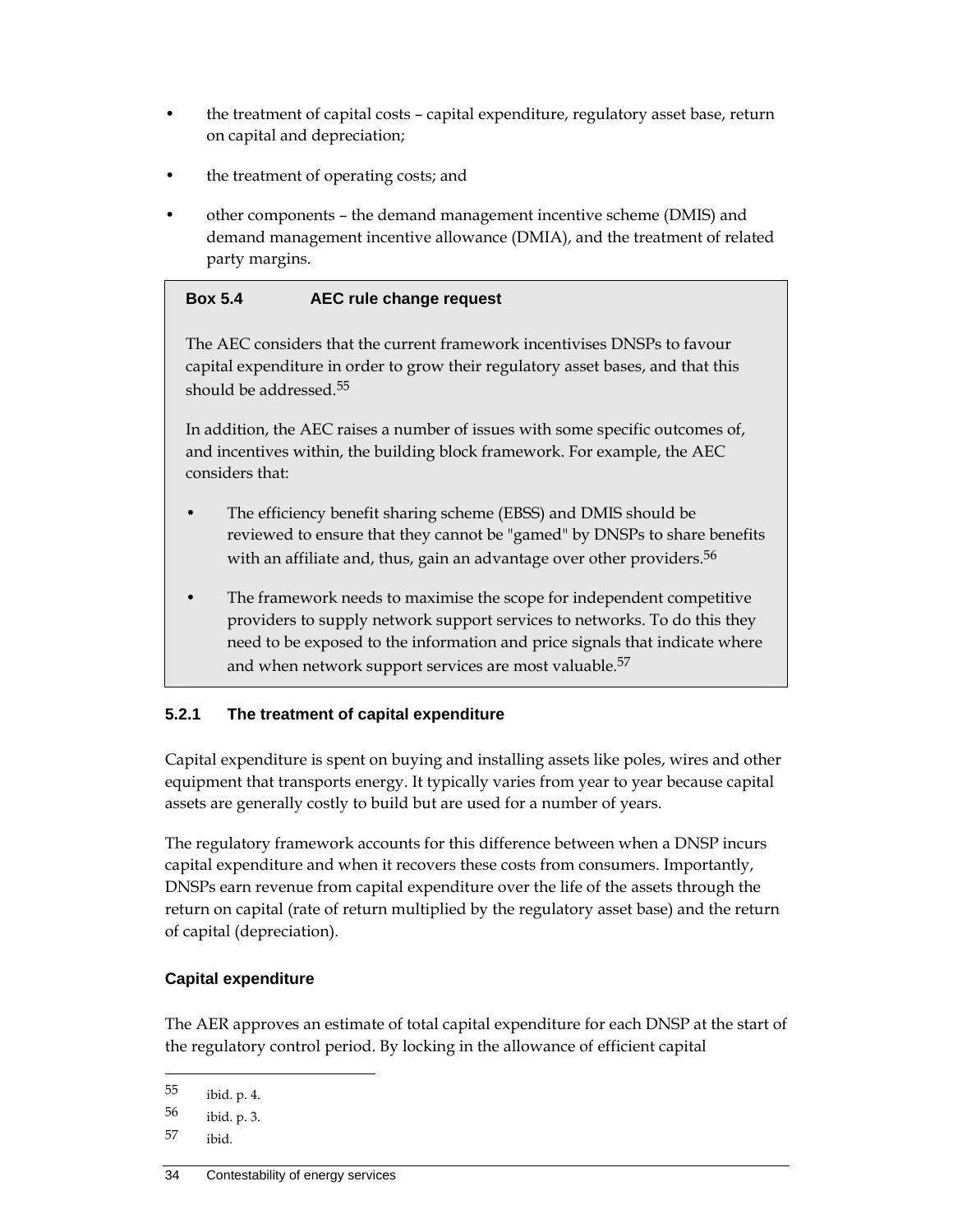- the treatment of capital costs – capital expenditure, regulatory asset base, return on capital and depreciation;
- the treatment of operating costs; and
- other components – the demand management incentive scheme (DMIS) and demand management incentive allowance (DMIA), and the treatment of related party margins.

> **Box 5.4 AEC rule change request**
>
> The AEC considers that the current framework incentivises DNSPs to favour capital expenditure in order to grow their regulatory asset bases, and that this should be addressed.[55]
>
> In addition, the AEC raises a number of issues with some specific outcomes of, and incentives within, the building block framework. For example, the AEC considers that:
>
> - The efficiency benefit sharing scheme (EBSS) and DMIS should be reviewed to ensure that they cannot be "gamed" by DNSPs to share benefits with an affiliate and, thus, gain an advantage over other providers.[56]
> - The framework needs to maximise the scope for independent competitive providers to supply network support services to networks. To do this they need to be exposed to the information and price signals that indicate where and when network support services are most valuable.[57]

### 5.2.1 The treatment of capital expenditure

Capital expenditure is spent on buying and installing assets like poles, wires and other equipment that transports energy. It typically varies from year to year because capital assets are generally costly to build but are used for a number of years.

The regulatory framework accounts for this difference between when a DNSP incurs capital expenditure and when it recovers these costs from consumers. Importantly, DNSPs earn revenue from capital expenditure over the life of the assets through the return on capital (rate of return multiplied by the regulatory asset base) and the return of capital (depreciation).

#### Capital expenditure

The AER approves an estimate of total capital expenditure for each DNSP at the start of the regulatory control period. By locking in the allowance of efficient capital

---

55 ibid. p. 4.

56 ibid. p. 3.

57 ibid.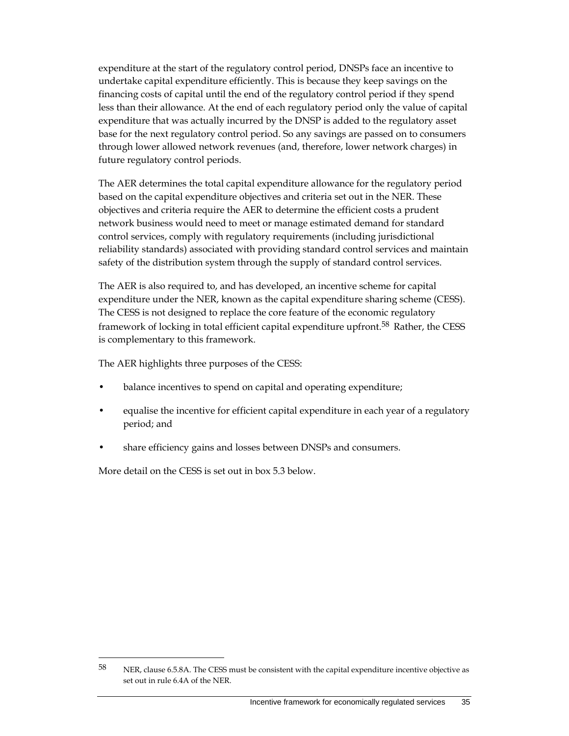expenditure at the start of the regulatory control period, DNSPs face an incentive to undertake capital expenditure efficiently. This is because they keep savings on the financing costs of capital until the end of the regulatory control period if they spend less than their allowance. At the end of each regulatory period only the value of capital expenditure that was actually incurred by the DNSP is added to the regulatory asset base for the next regulatory control period. So any savings are passed on to consumers through lower allowed network revenues (and, therefore, lower network charges) in future regulatory control periods.

The AER determines the total capital expenditure allowance for the regulatory period based on the capital expenditure objectives and criteria set out in the NER. These objectives and criteria require the AER to determine the efficient costs a prudent network business would need to meet or manage estimated demand for standard control services, comply with regulatory requirements (including jurisdictional reliability standards) associated with providing standard control services and maintain safety of the distribution system through the supply of standard control services.

The AER is also required to, and has developed, an incentive scheme for capital expenditure under the NER, known as the capital expenditure sharing scheme (CESS). The CESS is not designed to replace the core feature of the economic regulatory framework of locking in total efficient capital expenditure upfront.[58] Rather, the CESS is complementary to this framework.

The AER highlights three purposes of the CESS:

- balance incentives to spend on capital and operating expenditure;
- equalise the incentive for efficient capital expenditure in each year of a regulatory period; and
- share efficiency gains and losses between DNSPs and consumers.

More detail on the CESS is set out in box 5.3 below.

---

58 NER, clause 6.5.8A. The CESS must be consistent with the capital expenditure incentive objective as set out in rule 6.4A of the NER.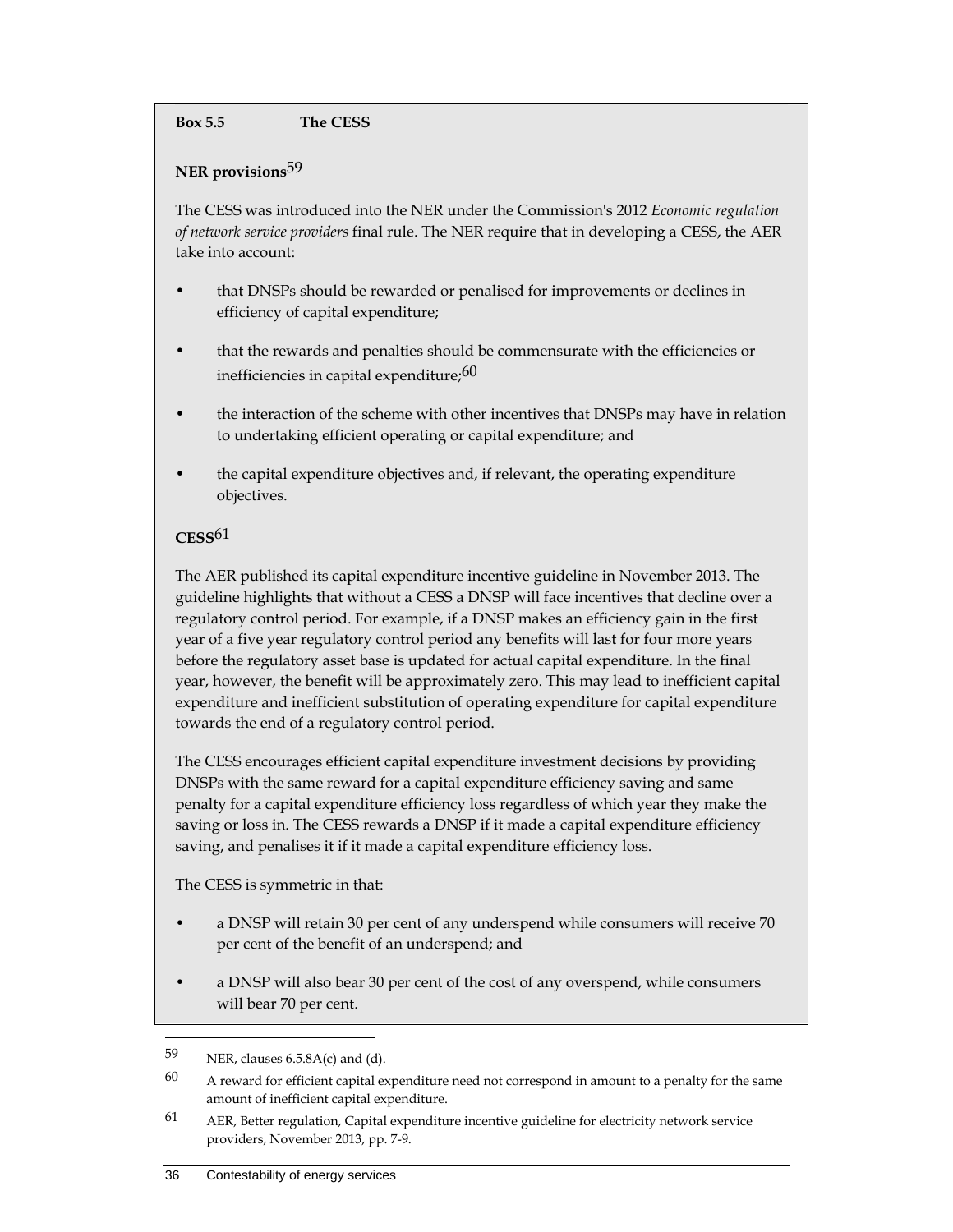**Box 5.5 The CESS**

**NER provisions**[59]

The CESS was introduced into the NER under the Commission's 2012 *Economic regulation of network service providers* final rule. The NER require that in developing a CESS, the AER take into account:

- that DNSPs should be rewarded or penalised for improvements or declines in efficiency of capital expenditure;
- that the rewards and penalties should be commensurate with the efficiencies or inefficiencies in capital expenditure;[60]
- the interaction of the scheme with other incentives that DNSPs may have in relation to undertaking efficient operating or capital expenditure; and
- the capital expenditure objectives and, if relevant, the operating expenditure objectives.

**CESS**[61]

The AER published its capital expenditure incentive guideline in November 2013. The guideline highlights that without a CESS a DNSP will face incentives that decline over a regulatory control period. For example, if a DNSP makes an efficiency gain in the first year of a five year regulatory control period any benefits will last for four more years before the regulatory asset base is updated for actual capital expenditure. In the final year, however, the benefit will be approximately zero. This may lead to inefficient capital expenditure and inefficient substitution of operating expenditure for capital expenditure towards the end of a regulatory control period.

The CESS encourages efficient capital expenditure investment decisions by providing DNSPs with the same reward for a capital expenditure efficiency saving and same penalty for a capital expenditure efficiency loss regardless of which year they make the saving or loss in. The CESS rewards a DNSP if it made a capital expenditure efficiency saving, and penalises it if it made a capital expenditure efficiency loss.

The CESS is symmetric in that:

- a DNSP will retain 30 per cent of any underspend while consumers will receive 70 per cent of the benefit of an underspend; and
- a DNSP will also bear 30 per cent of the cost of any overspend, while consumers will bear 70 per cent.

---

59 NER, clauses 6.5.8A(c) and (d).

60 A reward for efficient capital expenditure need not correspond in amount to a penalty for the same amount of inefficient capital expenditure.

61 AER, Better regulation, Capital expenditure incentive guideline for electricity network service providers, November 2013, pp. 7-9.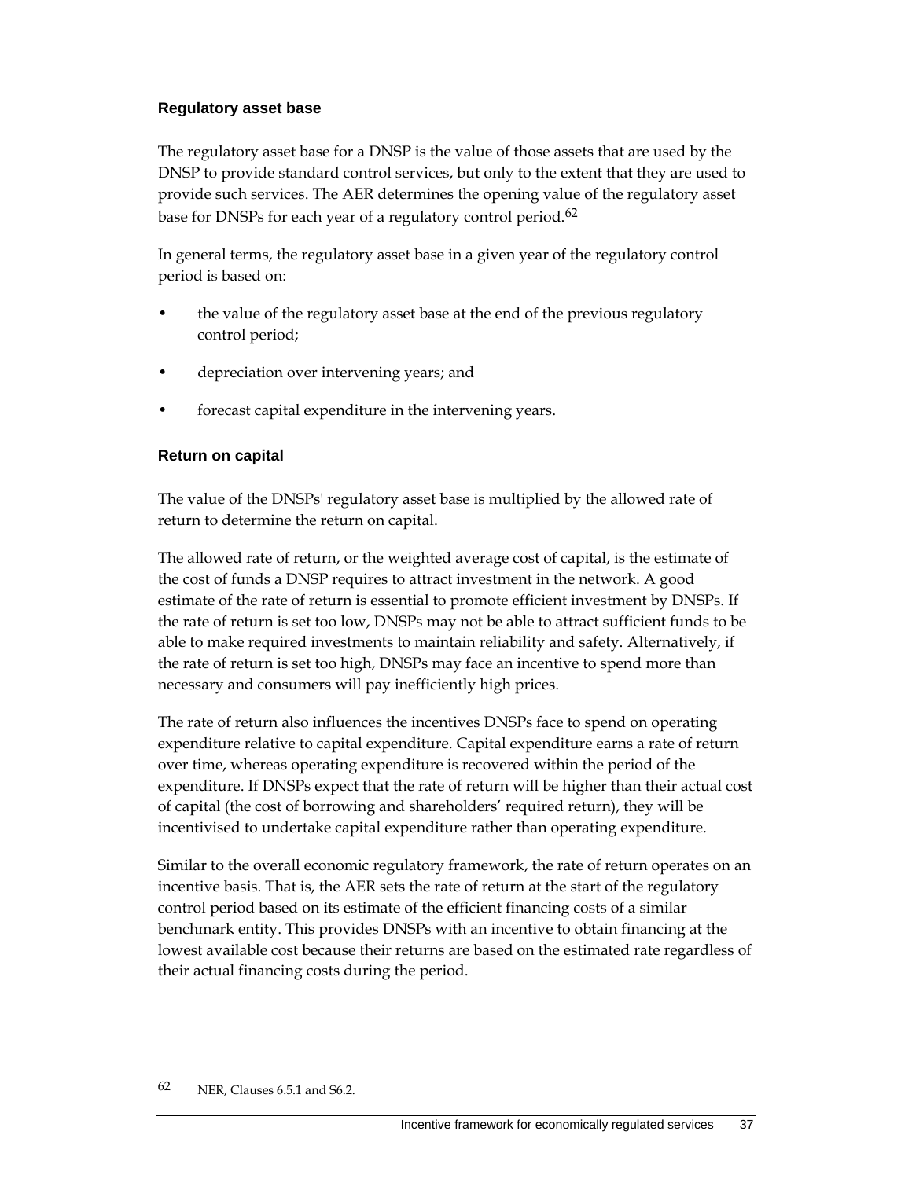### Regulatory asset base

The regulatory asset base for a DNSP is the value of those assets that are used by the DNSP to provide standard control services, but only to the extent that they are used to provide such services. The AER determines the opening value of the regulatory asset base for DNSPs for each year of a regulatory control period.[62]

In general terms, the regulatory asset base in a given year of the regulatory control period is based on:

- the value of the regulatory asset base at the end of the previous regulatory control period;
- depreciation over intervening years; and
- forecast capital expenditure in the intervening years.

### Return on capital

The value of the DNSPs' regulatory asset base is multiplied by the allowed rate of return to determine the return on capital.

The allowed rate of return, or the weighted average cost of capital, is the estimate of the cost of funds a DNSP requires to attract investment in the network. A good estimate of the rate of return is essential to promote efficient investment by DNSPs. If the rate of return is set too low, DNSPs may not be able to attract sufficient funds to be able to make required investments to maintain reliability and safety. Alternatively, if the rate of return is set too high, DNSPs may face an incentive to spend more than necessary and consumers will pay inefficiently high prices.

The rate of return also influences the incentives DNSPs face to spend on operating expenditure relative to capital expenditure. Capital expenditure earns a rate of return over time, whereas operating expenditure is recovered within the period of the expenditure. If DNSPs expect that the rate of return will be higher than their actual cost of capital (the cost of borrowing and shareholders' required return), they will be incentivised to undertake capital expenditure rather than operating expenditure.

Similar to the overall economic regulatory framework, the rate of return operates on an incentive basis. That is, the AER sets the rate of return at the start of the regulatory control period based on its estimate of the efficient financing costs of a similar benchmark entity. This provides DNSPs with an incentive to obtain financing at the lowest available cost because their returns are based on the estimated rate regardless of their actual financing costs during the period.

---

62 NER, Clauses 6.5.1 and S6.2.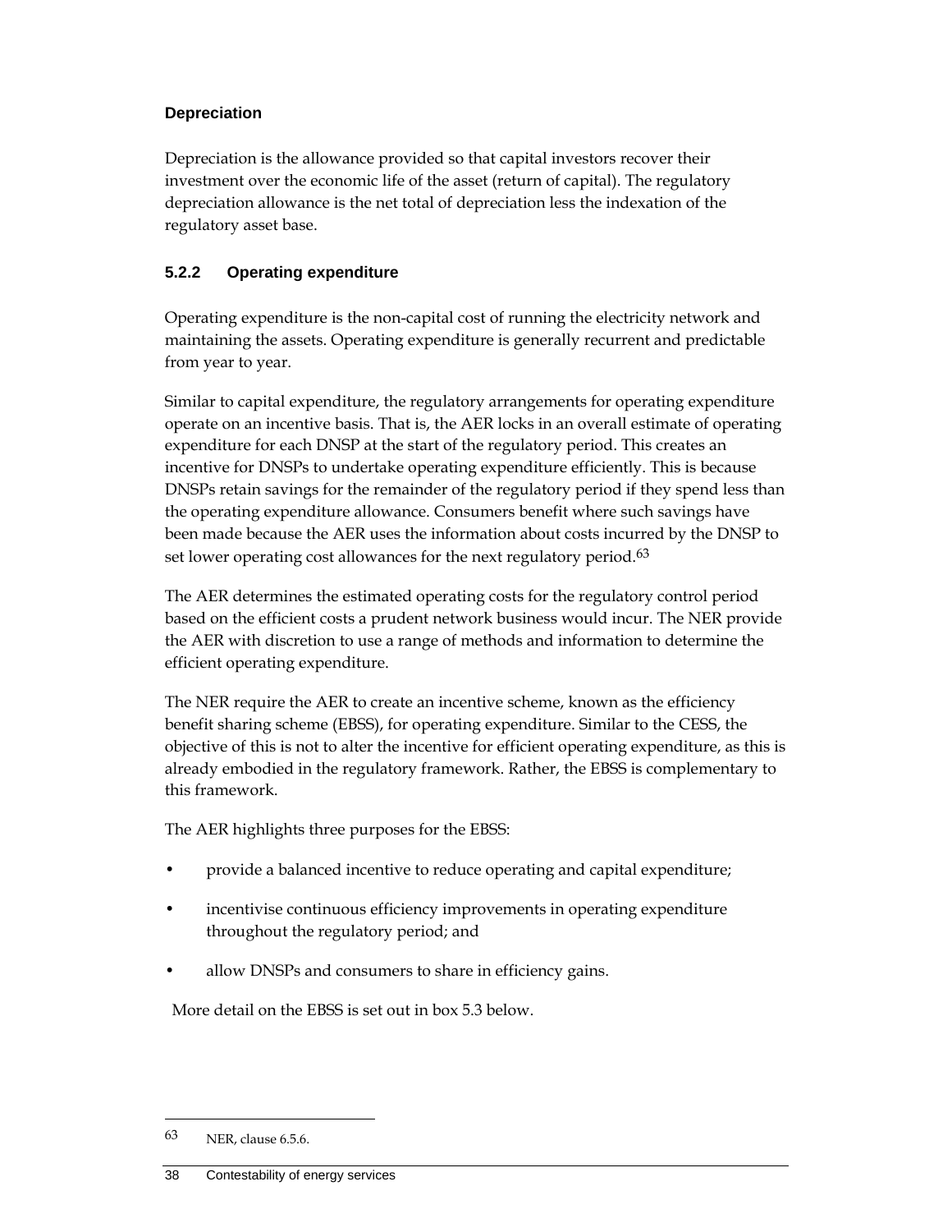### Depreciation

Depreciation is the allowance provided so that capital investors recover their investment over the economic life of the asset (return of capital). The regulatory depreciation allowance is the net total of depreciation less the indexation of the regulatory asset base.

### 5.2.2 Operating expenditure

Operating expenditure is the non-capital cost of running the electricity network and maintaining the assets. Operating expenditure is generally recurrent and predictable from year to year.

Similar to capital expenditure, the regulatory arrangements for operating expenditure operate on an incentive basis. That is, the AER locks in an overall estimate of operating expenditure for each DNSP at the start of the regulatory period. This creates an incentive for DNSPs to undertake operating expenditure efficiently. This is because DNSPs retain savings for the remainder of the regulatory period if they spend less than the operating expenditure allowance. Consumers benefit where such savings have been made because the AER uses the information about costs incurred by the DNSP to set lower operating cost allowances for the next regulatory period.[63]

The AER determines the estimated operating costs for the regulatory control period based on the efficient costs a prudent network business would incur. The NER provide the AER with discretion to use a range of methods and information to determine the efficient operating expenditure.

The NER require the AER to create an incentive scheme, known as the efficiency benefit sharing scheme (EBSS), for operating expenditure. Similar to the CESS, the objective of this is not to alter the incentive for efficient operating expenditure, as this is already embodied in the regulatory framework. Rather, the EBSS is complementary to this framework.

The AER highlights three purposes for the EBSS:

- provide a balanced incentive to reduce operating and capital expenditure;
- incentivise continuous efficiency improvements in operating expenditure throughout the regulatory period; and
- allow DNSPs and consumers to share in efficiency gains.

More detail on the EBSS is set out in box 5.3 below.

---

63 NER, clause 6.5.6.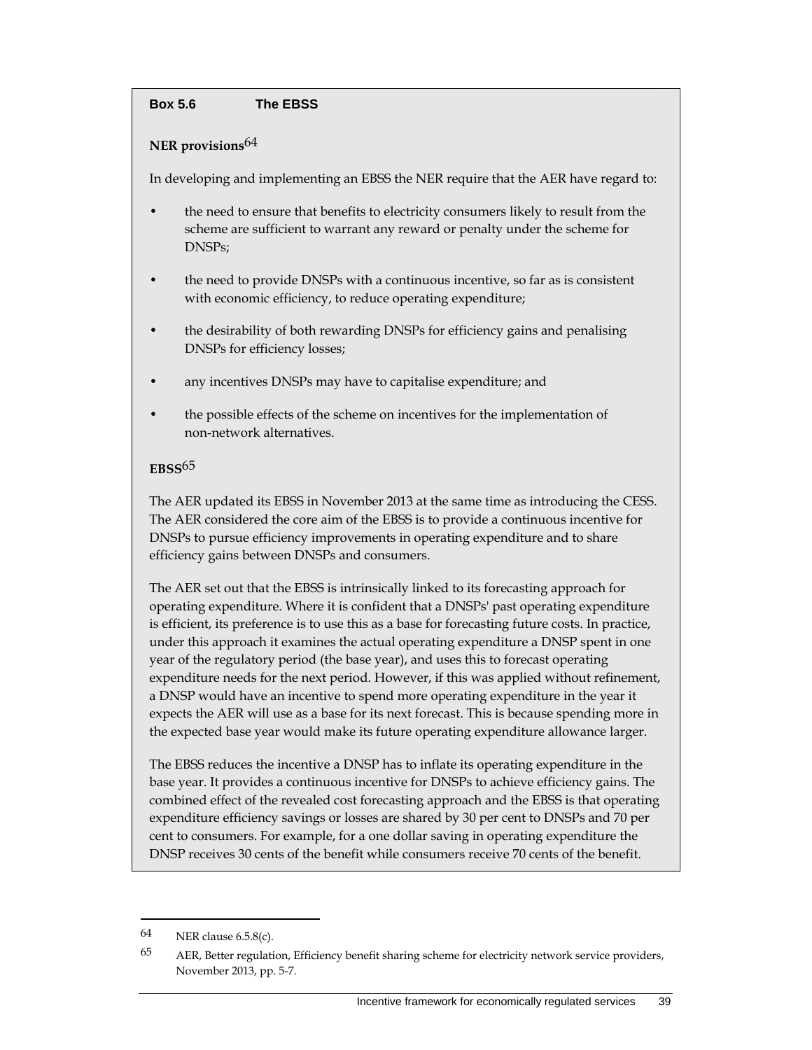**Box 5.6 The EBSS**

**NER provisions**[64]

In developing and implementing an EBSS the NER require that the AER have regard to:

- the need to ensure that benefits to electricity consumers likely to result from the scheme are sufficient to warrant any reward or penalty under the scheme for DNSPs;
- the need to provide DNSPs with a continuous incentive, so far as is consistent with economic efficiency, to reduce operating expenditure;
- the desirability of both rewarding DNSPs for efficiency gains and penalising DNSPs for efficiency losses;
- any incentives DNSPs may have to capitalise expenditure; and
- the possible effects of the scheme on incentives for the implementation of non-network alternatives.

**EBSS**[65]

The AER updated its EBSS in November 2013 at the same time as introducing the CESS. The AER considered the core aim of the EBSS is to provide a continuous incentive for DNSPs to pursue efficiency improvements in operating expenditure and to share efficiency gains between DNSPs and consumers.

The AER set out that the EBSS is intrinsically linked to its forecasting approach for operating expenditure. Where it is confident that a DNSPs' past operating expenditure is efficient, its preference is to use this as a base for forecasting future costs. In practice, under this approach it examines the actual operating expenditure a DNSP spent in one year of the regulatory period (the base year), and uses this to forecast operating expenditure needs for the next period. However, if this was applied without refinement, a DNSP would have an incentive to spend more operating expenditure in the year it expects the AER will use as a base for its next forecast. This is because spending more in the expected base year would make its future operating expenditure allowance larger.

The EBSS reduces the incentive a DNSP has to inflate its operating expenditure in the base year. It provides a continuous incentive for DNSPs to achieve efficiency gains. The combined effect of the revealed cost forecasting approach and the EBSS is that operating expenditure efficiency savings or losses are shared by 30 per cent to DNSPs and 70 per cent to consumers. For example, for a one dollar saving in operating expenditure the DNSP receives 30 cents of the benefit while consumers receive 70 cents of the benefit.

---

64 NER clause 6.5.8(c).

65 AER, Better regulation, Efficiency benefit sharing scheme for electricity network service providers, November 2013, pp. 5-7.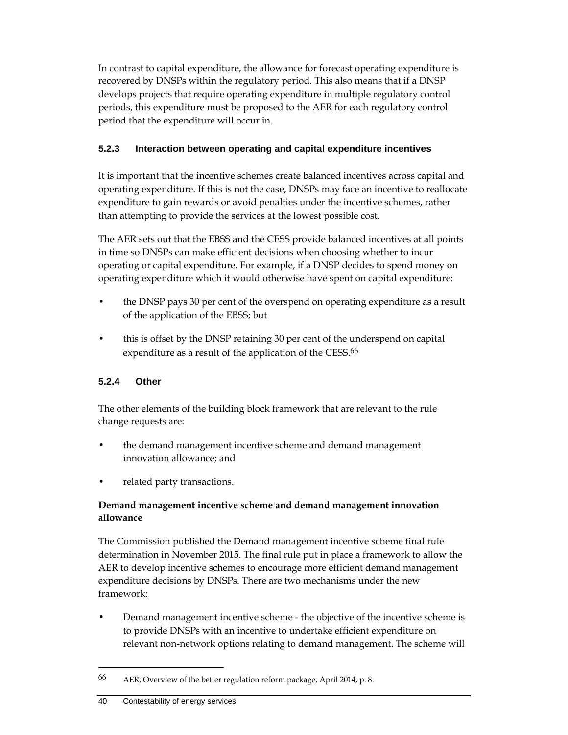In contrast to capital expenditure, the allowance for forecast operating expenditure is recovered by DNSPs within the regulatory period. This also means that if a DNSP develops projects that require operating expenditure in multiple regulatory control periods, this expenditure must be proposed to the AER for each regulatory control period that the expenditure will occur in.

### 5.2.3 Interaction between operating and capital expenditure incentives

It is important that the incentive schemes create balanced incentives across capital and operating expenditure. If this is not the case, DNSPs may face an incentive to reallocate expenditure to gain rewards or avoid penalties under the incentive schemes, rather than attempting to provide the services at the lowest possible cost.

The AER sets out that the EBSS and the CESS provide balanced incentives at all points in time so DNSPs can make efficient decisions when choosing whether to incur operating or capital expenditure. For example, if a DNSP decides to spend money on operating expenditure which it would otherwise have spent on capital expenditure:

- the DNSP pays 30 per cent of the overspend on operating expenditure as a result of the application of the EBSS; but
- this is offset by the DNSP retaining 30 per cent of the underspend on capital expenditure as a result of the application of the CESS.[66]

### 5.2.4 Other

The other elements of the building block framework that are relevant to the rule change requests are:

- the demand management incentive scheme and demand management innovation allowance; and
- related party transactions.

**Demand management incentive scheme and demand management innovation allowance**

The Commission published the Demand management incentive scheme final rule determination in November 2015. The final rule put in place a framework to allow the AER to develop incentive schemes to encourage more efficient demand management expenditure decisions by DNSPs. There are two mechanisms under the new framework:

- Demand management incentive scheme - the objective of the incentive scheme is to provide DNSPs with an incentive to undertake efficient expenditure on relevant non-network options relating to demand management. The scheme will

---

66 AER, Overview of the better regulation reform package, April 2014, p. 8.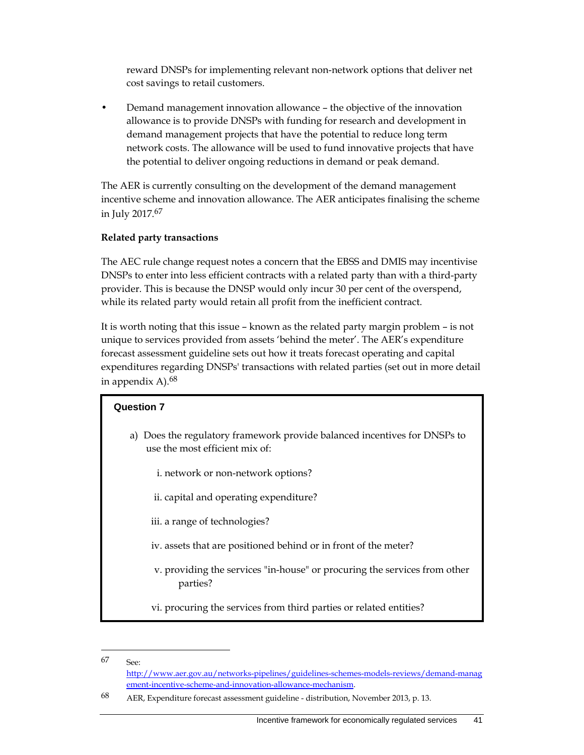reward DNSPs for implementing relevant non-network options that deliver net cost savings to retail customers.

- Demand management innovation allowance – the objective of the innovation allowance is to provide DNSPs with funding for research and development in demand management projects that have the potential to reduce long term network costs. The allowance will be used to fund innovative projects that have the potential to deliver ongoing reductions in demand or peak demand.

The AER is currently consulting on the development of the demand management incentive scheme and innovation allowance. The AER anticipates finalising the scheme in July 2017.[67]

**Related party transactions**

The AEC rule change request notes a concern that the EBSS and DMIS may incentivise DNSPs to enter into less efficient contracts with a related party than with a third-party provider. This is because the DNSP would only incur 30 per cent of the overspend, while its related party would retain all profit from the inefficient contract.

It is worth noting that this issue – known as the related party margin problem – is not unique to services provided from assets 'behind the meter'. The AER's expenditure forecast assessment guideline sets out how it treats forecast operating and capital expenditures regarding DNSPs' transactions with related parties (set out in more detail in appendix A).[68]

> **Question 7**
>
> a) Does the regulatory framework provide balanced incentives for DNSPs to use the most efficient mix of:
>
> i. network or non-network options?
>
> ii. capital and operating expenditure?
>
> iii. a range of technologies?
>
> iv. assets that are positioned behind or in front of the meter?
>
> v. providing the services "in-house" or procuring the services from other parties?
>
> vi. procuring the services from third parties or related entities?

---

67 See: http://www.aer.gov.au/networks-pipelines/guidelines-schemes-models-reviews/demand-management-incentive-scheme-and-innovation-allowance-mechanism.

68 AER, Expenditure forecast assessment guideline - distribution, November 2013, p. 13.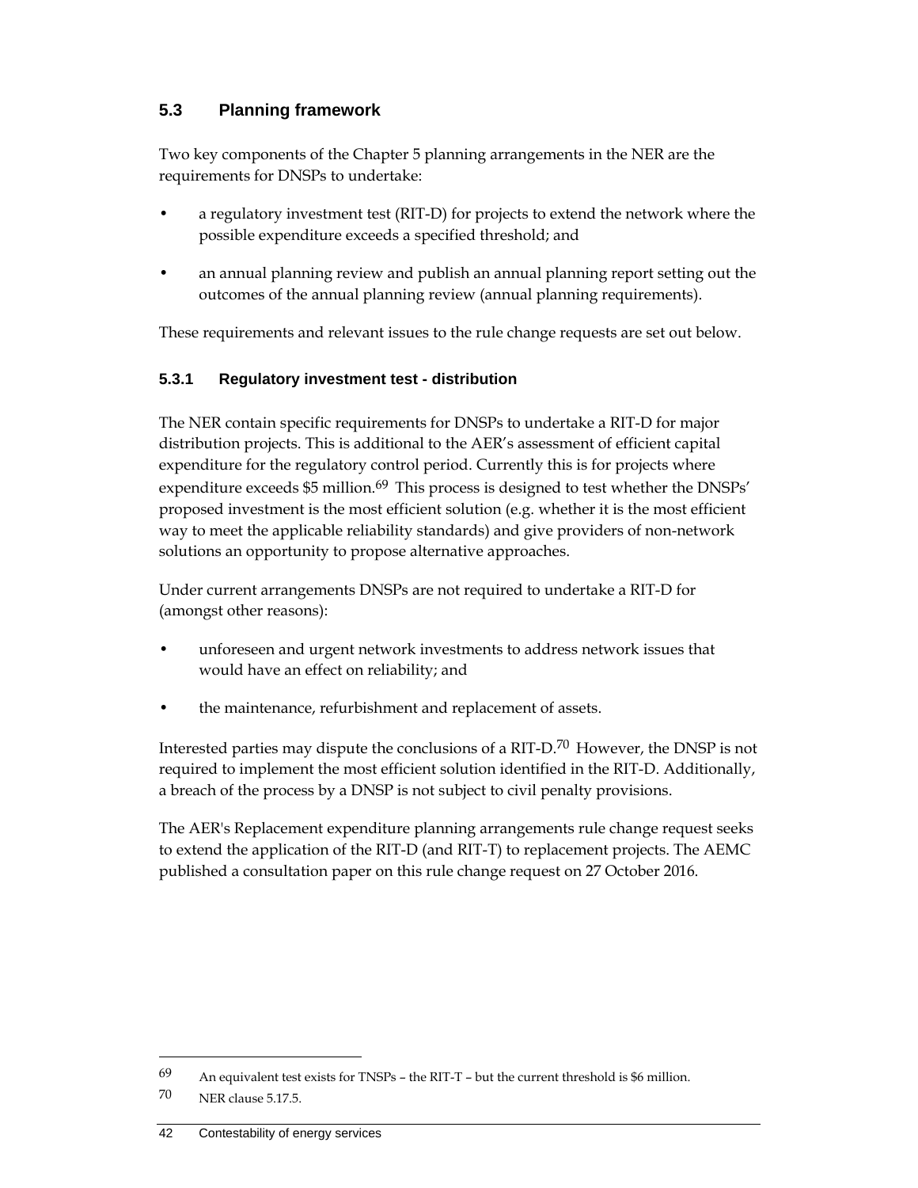## 5.3 Planning framework

Two key components of the Chapter 5 planning arrangements in the NER are the requirements for DNSPs to undertake:

- a regulatory investment test (RIT-D) for projects to extend the network where the possible expenditure exceeds a specified threshold; and
- an annual planning review and publish an annual planning report setting out the outcomes of the annual planning review (annual planning requirements).

These requirements and relevant issues to the rule change requests are set out below.

### 5.3.1 Regulatory investment test - distribution

The NER contain specific requirements for DNSPs to undertake a RIT-D for major distribution projects. This is additional to the AER's assessment of efficient capital expenditure for the regulatory control period. Currently this is for projects where expenditure exceeds $5 million.[69] This process is designed to test whether the DNSPs' proposed investment is the most efficient solution (e.g. whether it is the most efficient way to meet the applicable reliability standards) and give providers of non-network solutions an opportunity to propose alternative approaches.

Under current arrangements DNSPs are not required to undertake a RIT-D for (amongst other reasons):

- unforeseen and urgent network investments to address network issues that would have an effect on reliability; and
- the maintenance, refurbishment and replacement of assets.

Interested parties may dispute the conclusions of a RIT-D.[70] However, the DNSP is not required to implement the most efficient solution identified in the RIT-D. Additionally, a breach of the process by a DNSP is not subject to civil penalty provisions.

The AER's Replacement expenditure planning arrangements rule change request seeks to extend the application of the RIT-D (and RIT-T) to replacement projects. The AEMC published a consultation paper on this rule change request on 27 October 2016.

---

69 An equivalent test exists for TNSPs – the RIT-T – but the current threshold is $6 million.

70 NER clause 5.17.5.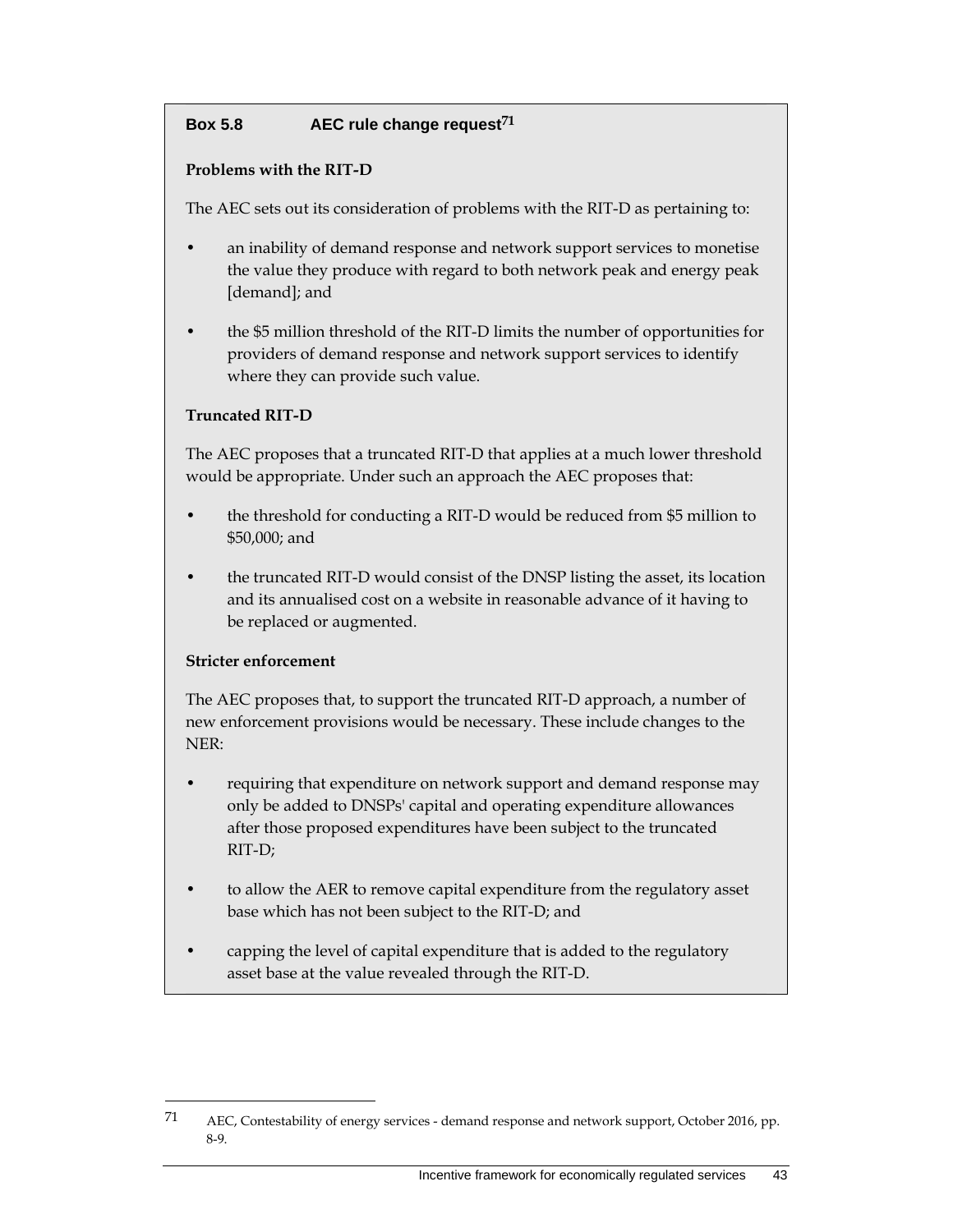**Box 5.8 AEC rule change request[71]**

**Problems with the RIT-D**

The AEC sets out its consideration of problems with the RIT-D as pertaining to:

- an inability of demand response and network support services to monetise the value they produce with regard to both network peak and energy peak [demand]; and
- the $5 million threshold of the RIT-D limits the number of opportunities for providers of demand response and network support services to identify where they can provide such value.

**Truncated RIT-D**

The AEC proposes that a truncated RIT-D that applies at a much lower threshold would be appropriate. Under such an approach the AEC proposes that:

- the threshold for conducting a RIT-D would be reduced from $5 million to $50,000; and
- the truncated RIT-D would consist of the DNSP listing the asset, its location and its annualised cost on a website in reasonable advance of it having to be replaced or augmented.

**Stricter enforcement**

The AEC proposes that, to support the truncated RIT-D approach, a number of new enforcement provisions would be necessary. These include changes to the NER:

- requiring that expenditure on network support and demand response may only be added to DNSPs' capital and operating expenditure allowances after those proposed expenditures have been subject to the truncated RIT-D;
- to allow the AER to remove capital expenditure from the regulatory asset base which has not been subject to the RIT-D; and
- capping the level of capital expenditure that is added to the regulatory asset base at the value revealed through the RIT-D.

---

71 AEC, Contestability of energy services - demand response and network support, October 2016, pp. 8-9.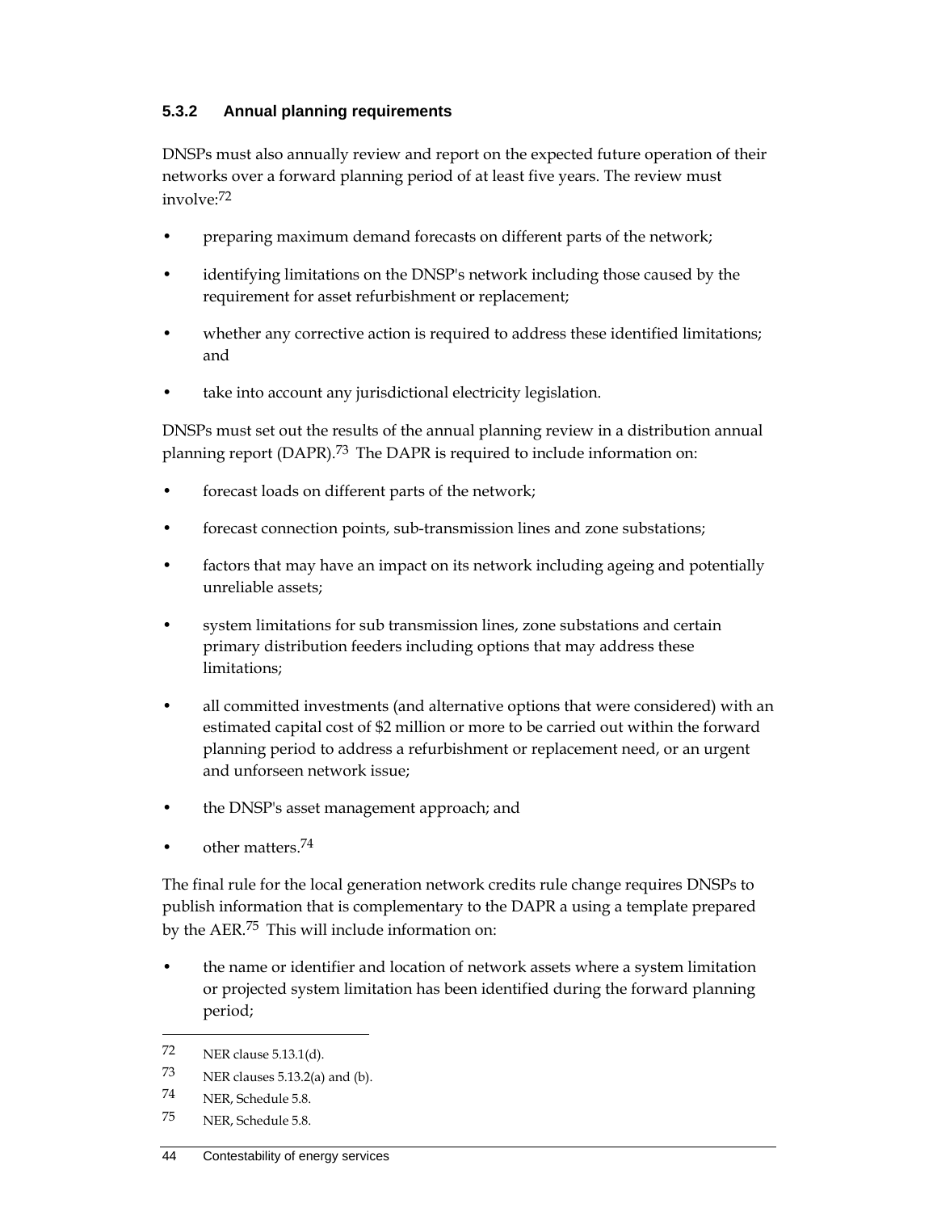### 5.3.2 Annual planning requirements

DNSPs must also annually review and report on the expected future operation of their networks over a forward planning period of at least five years. The review must involve:[72]

- preparing maximum demand forecasts on different parts of the network;
- identifying limitations on the DNSP's network including those caused by the requirement for asset refurbishment or replacement;
- whether any corrective action is required to address these identified limitations; and
- take into account any jurisdictional electricity legislation.

DNSPs must set out the results of the annual planning review in a distribution annual planning report (DAPR).[73] The DAPR is required to include information on:

- forecast loads on different parts of the network;
- forecast connection points, sub-transmission lines and zone substations;
- factors that may have an impact on its network including ageing and potentially unreliable assets;
- system limitations for sub transmission lines, zone substations and certain primary distribution feeders including options that may address these limitations;
- all committed investments (and alternative options that were considered) with an estimated capital cost of $2 million or more to be carried out within the forward planning period to address a refurbishment or replacement need, or an urgent and unforseen network issue;
- the DNSP's asset management approach; and
- other matters.[74]

The final rule for the local generation network credits rule change requires DNSPs to publish information that is complementary to the DAPR a using a template prepared by the AER.[75] This will include information on:

- the name or identifier and location of network assets where a system limitation or projected system limitation has been identified during the forward planning period;

---

72 NER clause 5.13.1(d).

73 NER clauses 5.13.2(a) and (b).

74 NER, Schedule 5.8.

75 NER, Schedule 5.8.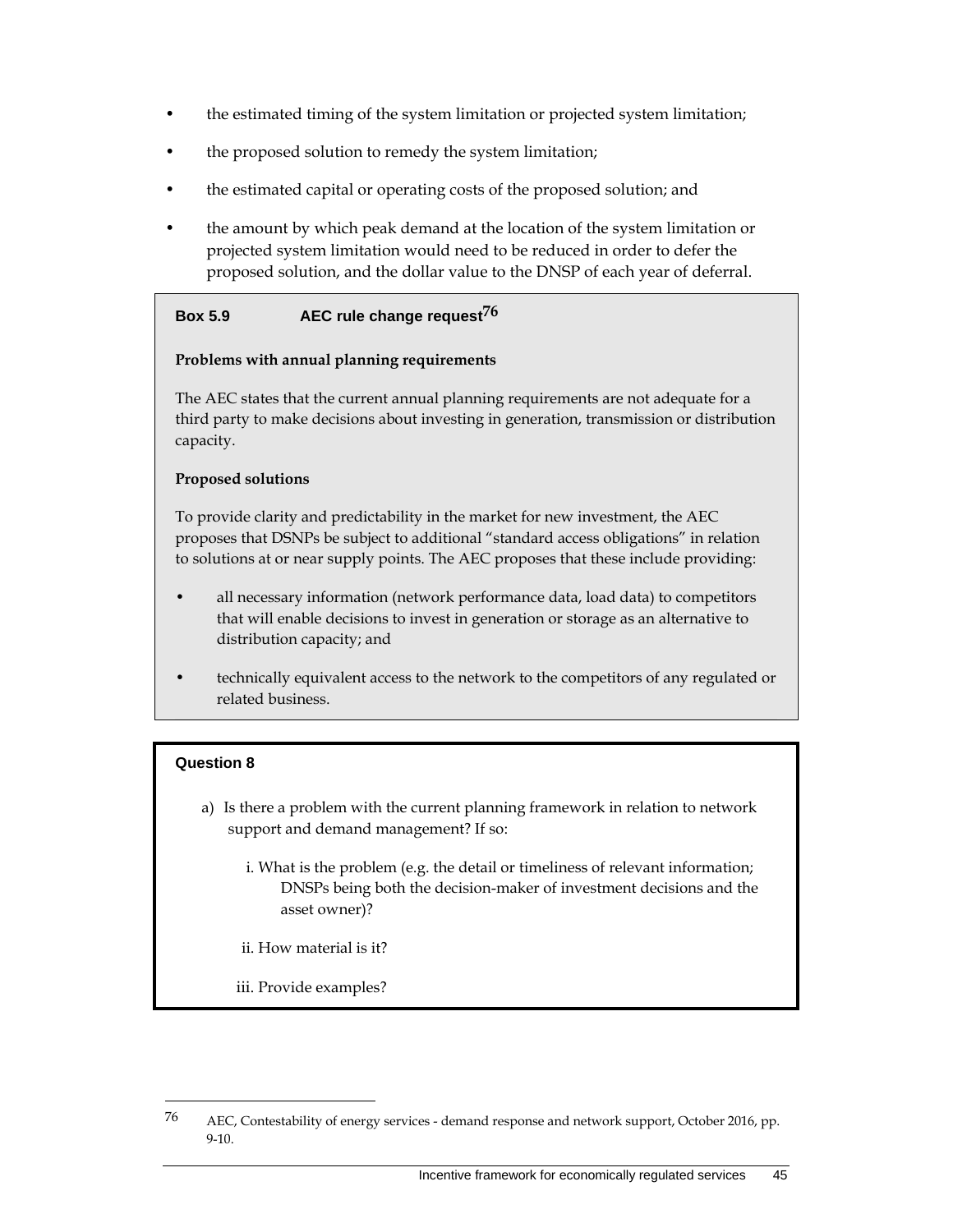- the estimated timing of the system limitation or projected system limitation;
- the proposed solution to remedy the system limitation;
- the estimated capital or operating costs of the proposed solution; and
- the amount by which peak demand at the location of the system limitation or projected system limitation would need to be reduced in order to defer the proposed solution, and the dollar value to the DNSP of each year of deferral.

**Box 5.9 AEC rule change request[76]**

**Problems with annual planning requirements**

The AEC states that the current annual planning requirements are not adequate for a third party to make decisions about investing in generation, transmission or distribution capacity.

**Proposed solutions**

To provide clarity and predictability in the market for new investment, the AEC proposes that DSNPs be subject to additional "standard access obligations" in relation to solutions at or near supply points. The AEC proposes that these include providing:

- all necessary information (network performance data, load data) to competitors that will enable decisions to invest in generation or storage as an alternative to distribution capacity; and
- technically equivalent access to the network to the competitors of any regulated or related business.

**Question 8**

a) Is there a problem with the current planning framework in relation to network support and demand management? If so:

   i. What is the problem (e.g. the detail or timeliness of relevant information; DNSPs being both the decision-maker of investment decisions and the asset owner)?

   ii. How material is it?

   iii. Provide examples?

---

76 AEC, Contestability of energy services - demand response and network support, October 2016, pp. 9-10.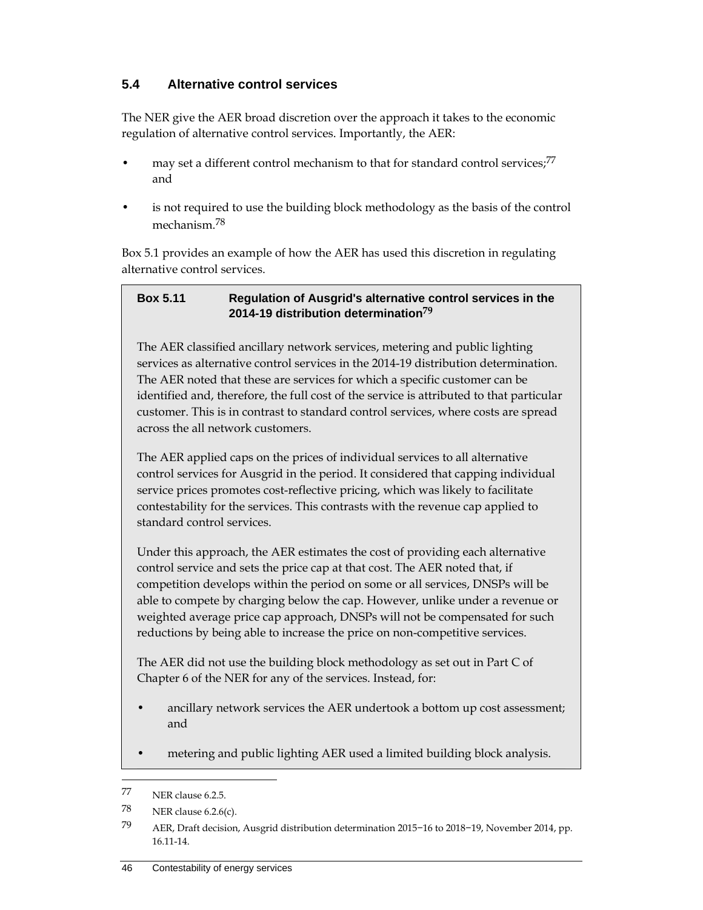## 5.4 Alternative control services

The NER give the AER broad discretion over the approach it takes to the economic regulation of alternative control services. Importantly, the AER:

- may set a different control mechanism to that for standard control services;[77] and
- is not required to use the building block methodology as the basis of the control mechanism.[78]

Box 5.1 provides an example of how the AER has used this discretion in regulating alternative control services.

> **Box 5.11 Regulation of Ausgrid's alternative control services in the 2014-19 distribution determination[79]**
>
> The AER classified ancillary network services, metering and public lighting services as alternative control services in the 2014-19 distribution determination. The AER noted that these are services for which a specific customer can be identified and, therefore, the full cost of the service is attributed to that particular customer. This is in contrast to standard control services, where costs are spread across the all network customers.
>
> The AER applied caps on the prices of individual services to all alternative control services for Ausgrid in the period. It considered that capping individual service prices promotes cost-reflective pricing, which was likely to facilitate contestability for the services. This contrasts with the revenue cap applied to standard control services.
>
> Under this approach, the AER estimates the cost of providing each alternative control service and sets the price cap at that cost. The AER noted that, if competition develops within the period on some or all services, DNSPs will be able to compete by charging below the cap. However, unlike under a revenue or weighted average price cap approach, DNSPs will not be compensated for such reductions by being able to increase the price on non-competitive services.
>
> The AER did not use the building block methodology as set out in Part C of Chapter 6 of the NER for any of the services. Instead, for:
>
> - ancillary network services the AER undertook a bottom up cost assessment; and
> - metering and public lighting AER used a limited building block analysis.

---

77 NER clause 6.2.5.

78 NER clause 6.2.6(c).

79 AER, Draft decision, Ausgrid distribution determination 2015−16 to 2018−19, November 2014, pp. 16.11-14.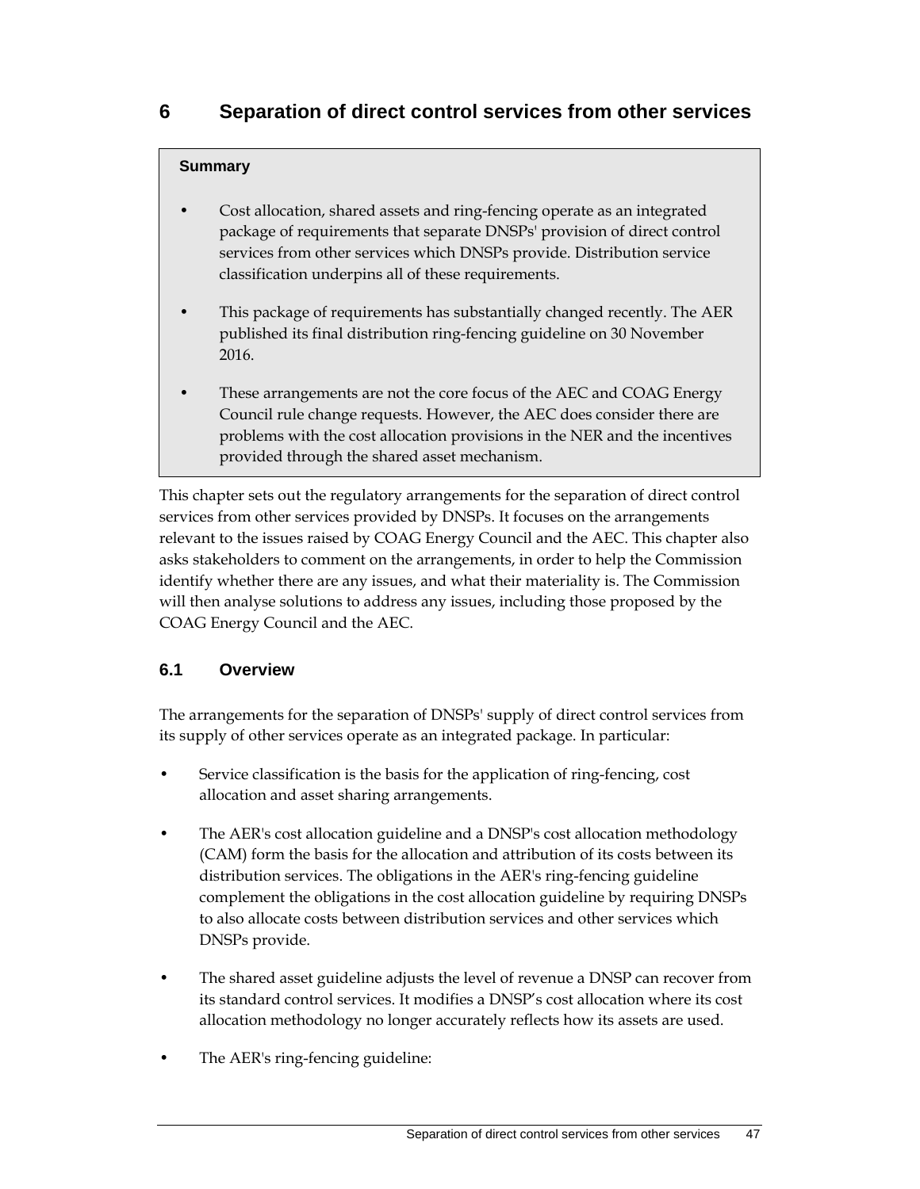# 6 Separation of direct control services from other services

> **Summary**
>
> - Cost allocation, shared assets and ring-fencing operate as an integrated package of requirements that separate DNSPs' provision of direct control services from other services which DNSPs provide. Distribution service classification underpins all of these requirements.
> - This package of requirements has substantially changed recently. The AER published its final distribution ring-fencing guideline on 30 November 2016.
> - These arrangements are not the core focus of the AEC and COAG Energy Council rule change requests. However, the AEC does consider there are problems with the cost allocation provisions in the NER and the incentives provided through the shared asset mechanism.

This chapter sets out the regulatory arrangements for the separation of direct control services from other services provided by DNSPs. It focuses on the arrangements relevant to the issues raised by COAG Energy Council and the AEC. This chapter also asks stakeholders to comment on the arrangements, in order to help the Commission identify whether there are any issues, and what their materiality is. The Commission will then analyse solutions to address any issues, including those proposed by the COAG Energy Council and the AEC.

## 6.1 Overview

The arrangements for the separation of DNSPs' supply of direct control services from its supply of other services operate as an integrated package. In particular:

- Service classification is the basis for the application of ring-fencing, cost allocation and asset sharing arrangements.
- The AER's cost allocation guideline and a DNSP's cost allocation methodology (CAM) form the basis for the allocation and attribution of its costs between its distribution services. The obligations in the AER's ring-fencing guideline complement the obligations in the cost allocation guideline by requiring DNSPs to also allocate costs between distribution services and other services which DNSPs provide.
- The shared asset guideline adjusts the level of revenue a DNSP can recover from its standard control services. It modifies a DNSP's cost allocation where its cost allocation methodology no longer accurately reflects how its assets are used.
- The AER's ring-fencing guideline: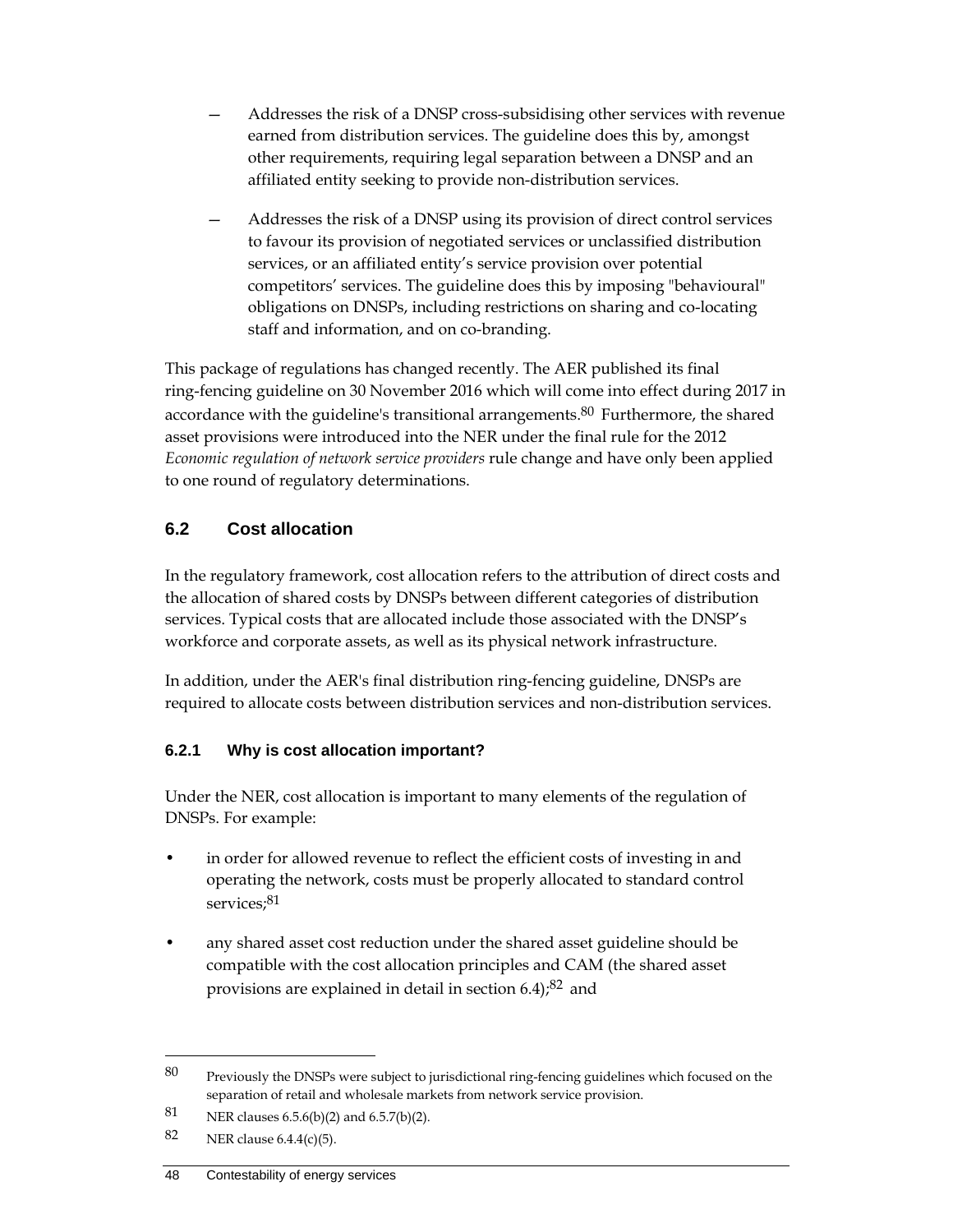— Addresses the risk of a DNSP cross-subsidising other services with revenue earned from distribution services. The guideline does this by, amongst other requirements, requiring legal separation between a DNSP and an affiliated entity seeking to provide non-distribution services.

— Addresses the risk of a DNSP using its provision of direct control services to favour its provision of negotiated services or unclassified distribution services, or an affiliated entity's service provision over potential competitors' services. The guideline does this by imposing "behavioural" obligations on DNSPs, including restrictions on sharing and co-locating staff and information, and on co-branding.

This package of regulations has changed recently. The AER published its final ring-fencing guideline on 30 November 2016 which will come into effect during 2017 in accordance with the guideline's transitional arrangements.[80] Furthermore, the shared asset provisions were introduced into the NER under the final rule for the 2012 *Economic regulation of network service providers* rule change and have only been applied to one round of regulatory determinations.

## 6.2 Cost allocation

In the regulatory framework, cost allocation refers to the attribution of direct costs and the allocation of shared costs by DNSPs between different categories of distribution services. Typical costs that are allocated include those associated with the DNSP's workforce and corporate assets, as well as its physical network infrastructure.

In addition, under the AER's final distribution ring-fencing guideline, DNSPs are required to allocate costs between distribution services and non-distribution services.

### 6.2.1 Why is cost allocation important?

Under the NER, cost allocation is important to many elements of the regulation of DNSPs. For example:

- in order for allowed revenue to reflect the efficient costs of investing in and operating the network, costs must be properly allocated to standard control services;[81]
- any shared asset cost reduction under the shared asset guideline should be compatible with the cost allocation principles and CAM (the shared asset provisions are explained in detail in section 6.4);[82] and

---

80 Previously the DNSPs were subject to jurisdictional ring-fencing guidelines which focused on the separation of retail and wholesale markets from network service provision.

81 NER clauses 6.5.6(b)(2) and 6.5.7(b)(2).

82 NER clause 6.4.4(c)(5).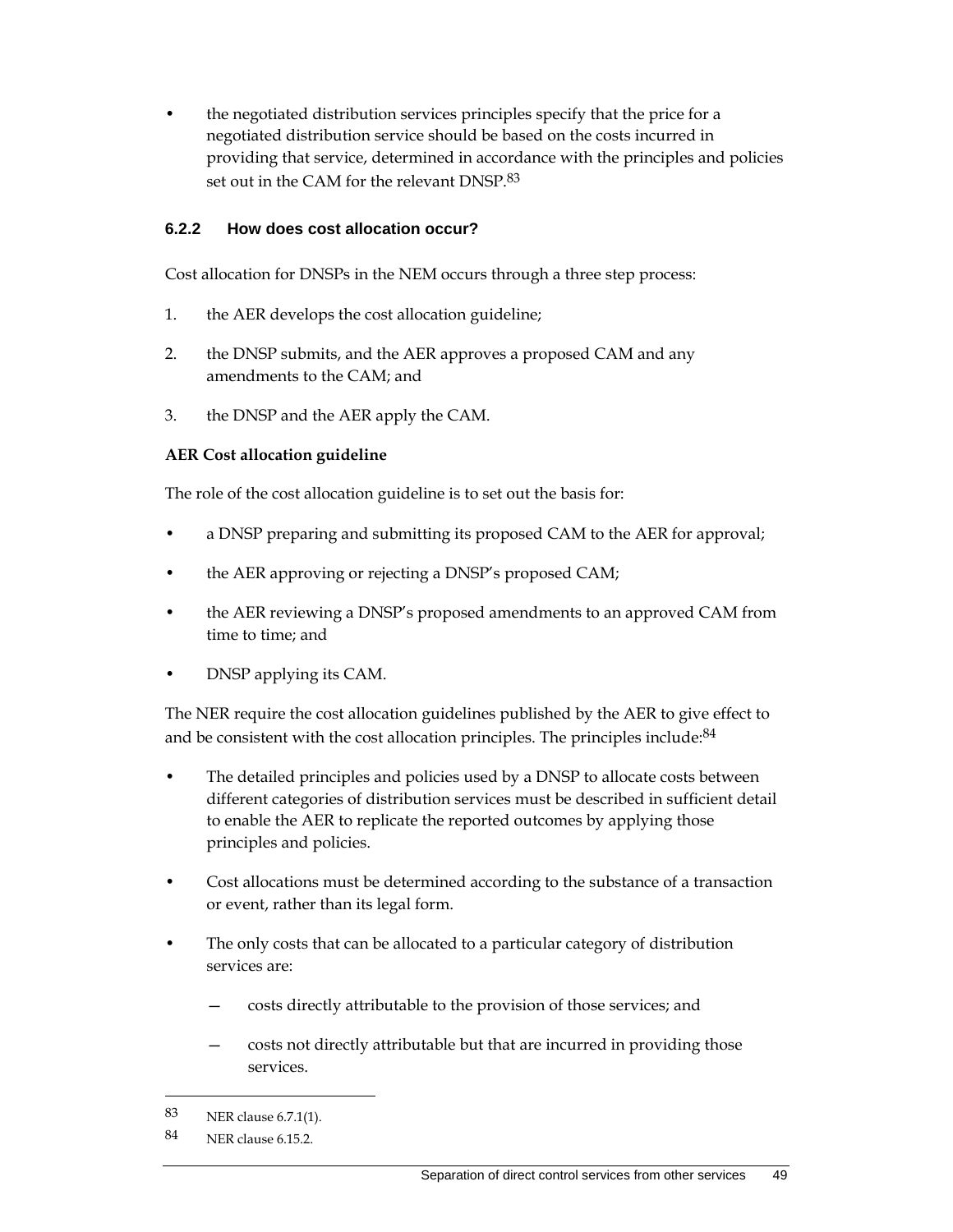- the negotiated distribution services principles specify that the price for a negotiated distribution service should be based on the costs incurred in providing that service, determined in accordance with the principles and policies set out in the CAM for the relevant DNSP.[83]

### 6.2.2 How does cost allocation occur?

Cost allocation for DNSPs in the NEM occurs through a three step process:

1. the AER develops the cost allocation guideline;
2. the DNSP submits, and the AER approves a proposed CAM and any amendments to the CAM; and
3. the DNSP and the AER apply the CAM.

**AER Cost allocation guideline**

The role of the cost allocation guideline is to set out the basis for:

- a DNSP preparing and submitting its proposed CAM to the AER for approval;
- the AER approving or rejecting a DNSP's proposed CAM;
- the AER reviewing a DNSP's proposed amendments to an approved CAM from time to time; and
- DNSP applying its CAM.

The NER require the cost allocation guidelines published by the AER to give effect to and be consistent with the cost allocation principles. The principles include:[84]

- The detailed principles and policies used by a DNSP to allocate costs between different categories of distribution services must be described in sufficient detail to enable the AER to replicate the reported outcomes by applying those principles and policies.
- Cost allocations must be determined according to the substance of a transaction or event, rather than its legal form.
- The only costs that can be allocated to a particular category of distribution services are:
  - costs directly attributable to the provision of those services; and
  - costs not directly attributable but that are incurred in providing those services.

---

83 NER clause 6.7.1(1).

84 NER clause 6.15.2.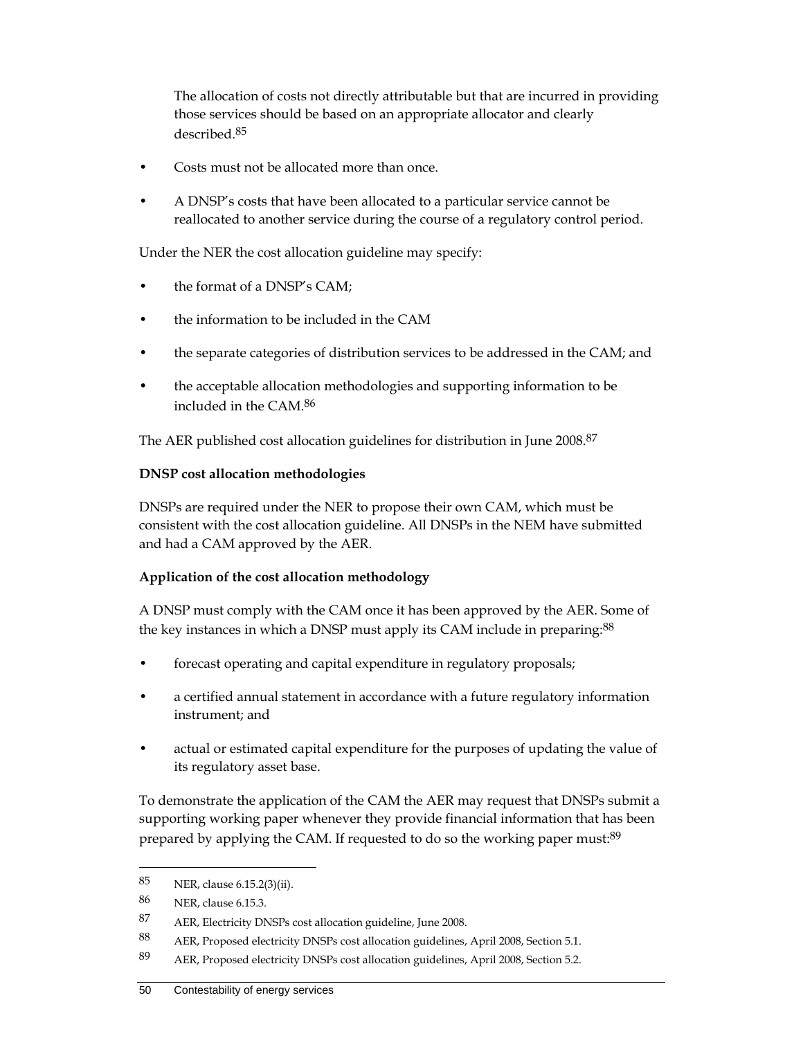The allocation of costs not directly attributable but that are incurred in providing those services should be based on an appropriate allocator and clearly described.[85]

- Costs must not be allocated more than once.
- A DNSP's costs that have been allocated to a particular service cannot be reallocated to another service during the course of a regulatory control period.

Under the NER the cost allocation guideline may specify:

- the format of a DNSP's CAM;
- the information to be included in the CAM
- the separate categories of distribution services to be addressed in the CAM; and
- the acceptable allocation methodologies and supporting information to be included in the CAM.[86]

The AER published cost allocation guidelines for distribution in June 2008.[87]

**DNSP cost allocation methodologies**

DNSPs are required under the NER to propose their own CAM, which must be consistent with the cost allocation guideline. All DNSPs in the NEM have submitted and had a CAM approved by the AER.

**Application of the cost allocation methodology**

A DNSP must comply with the CAM once it has been approved by the AER. Some of the key instances in which a DNSP must apply its CAM include in preparing:[88]

- forecast operating and capital expenditure in regulatory proposals;
- a certified annual statement in accordance with a future regulatory information instrument; and
- actual or estimated capital expenditure for the purposes of updating the value of its regulatory asset base.

To demonstrate the application of the CAM the AER may request that DNSPs submit a supporting working paper whenever they provide financial information that has been prepared by applying the CAM. If requested to do so the working paper must:[89]

---

85 NER, clause 6.15.2(3)(ii).

86 NER, clause 6.15.3.

87 AER, Electricity DNSPs cost allocation guideline, June 2008.

88 AER, Proposed electricity DNSPs cost allocation guidelines, April 2008, Section 5.1.

89 AER, Proposed electricity DNSPs cost allocation guidelines, April 2008, Section 5.2.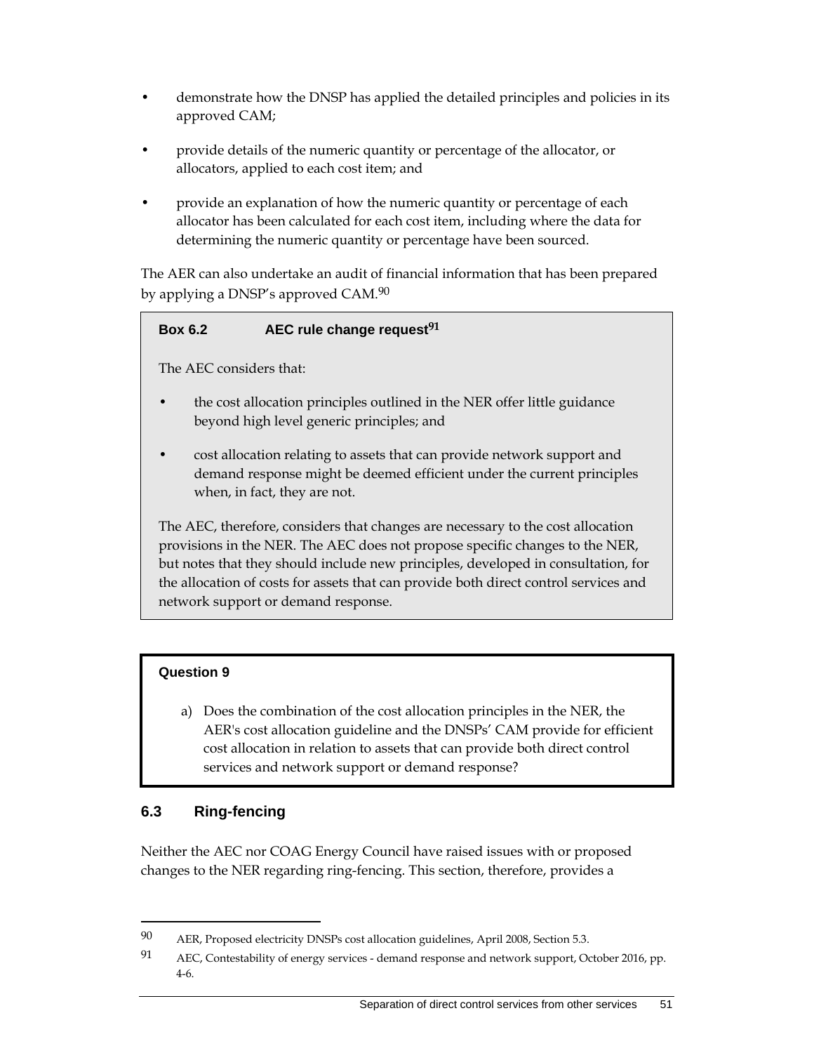- demonstrate how the DNSP has applied the detailed principles and policies in its approved CAM;
- provide details of the numeric quantity or percentage of the allocator, or allocators, applied to each cost item; and
- provide an explanation of how the numeric quantity or percentage of each allocator has been calculated for each cost item, including where the data for determining the numeric quantity or percentage have been sourced.

The AER can also undertake an audit of financial information that has been prepared by applying a DNSP's approved CAM.[90]

**Box 6.2 AEC rule change request[91]**

The AEC considers that:

- the cost allocation principles outlined in the NER offer little guidance beyond high level generic principles; and
- cost allocation relating to assets that can provide network support and demand response might be deemed efficient under the current principles when, in fact, they are not.

The AEC, therefore, considers that changes are necessary to the cost allocation provisions in the NER. The AEC does not propose specific changes to the NER, but notes that they should include new principles, developed in consultation, for the allocation of costs for assets that can provide both direct control services and network support or demand response.

**Question 9**

a) Does the combination of the cost allocation principles in the NER, the AER's cost allocation guideline and the DNSPs' CAM provide for efficient cost allocation in relation to assets that can provide both direct control services and network support or demand response?

## 6.3 Ring-fencing

Neither the AEC nor COAG Energy Council have raised issues with or proposed changes to the NER regarding ring-fencing. This section, therefore, provides a

---

90 AER, Proposed electricity DNSPs cost allocation guidelines, April 2008, Section 5.3.

91 AEC, Contestability of energy services - demand response and network support, October 2016, pp. 4-6.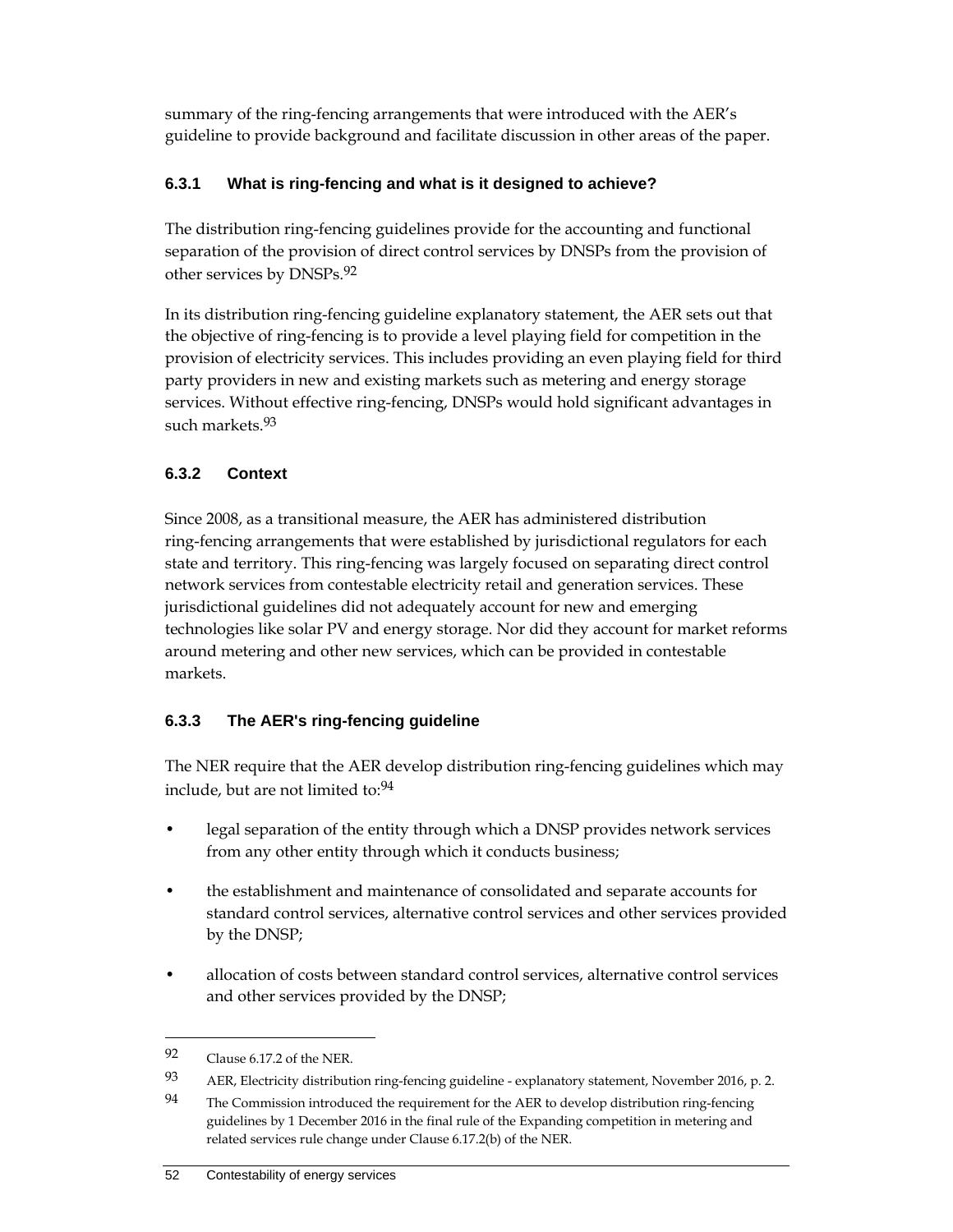summary of the ring-fencing arrangements that were introduced with the AER's guideline to provide background and facilitate discussion in other areas of the paper.

### 6.3.1 What is ring-fencing and what is it designed to achieve?

The distribution ring-fencing guidelines provide for the accounting and functional separation of the provision of direct control services by DNSPs from the provision of other services by DNSPs.[92]

In its distribution ring-fencing guideline explanatory statement, the AER sets out that the objective of ring-fencing is to provide a level playing field for competition in the provision of electricity services. This includes providing an even playing field for third party providers in new and existing markets such as metering and energy storage services. Without effective ring-fencing, DNSPs would hold significant advantages in such markets.[93]

### 6.3.2 Context

Since 2008, as a transitional measure, the AER has administered distribution ring-fencing arrangements that were established by jurisdictional regulators for each state and territory. This ring-fencing was largely focused on separating direct control network services from contestable electricity retail and generation services. These jurisdictional guidelines did not adequately account for new and emerging technologies like solar PV and energy storage. Nor did they account for market reforms around metering and other new services, which can be provided in contestable markets.

### 6.3.3 The AER's ring-fencing guideline

The NER require that the AER develop distribution ring-fencing guidelines which may include, but are not limited to:[94]

- legal separation of the entity through which a DNSP provides network services from any other entity through which it conducts business;
- the establishment and maintenance of consolidated and separate accounts for standard control services, alternative control services and other services provided by the DNSP;
- allocation of costs between standard control services, alternative control services and other services provided by the DNSP;

---

92 Clause 6.17.2 of the NER.

93 AER, Electricity distribution ring-fencing guideline - explanatory statement, November 2016, p. 2.

94 The Commission introduced the requirement for the AER to develop distribution ring-fencing guidelines by 1 December 2016 in the final rule of the Expanding competition in metering and related services rule change under Clause 6.17.2(b) of the NER.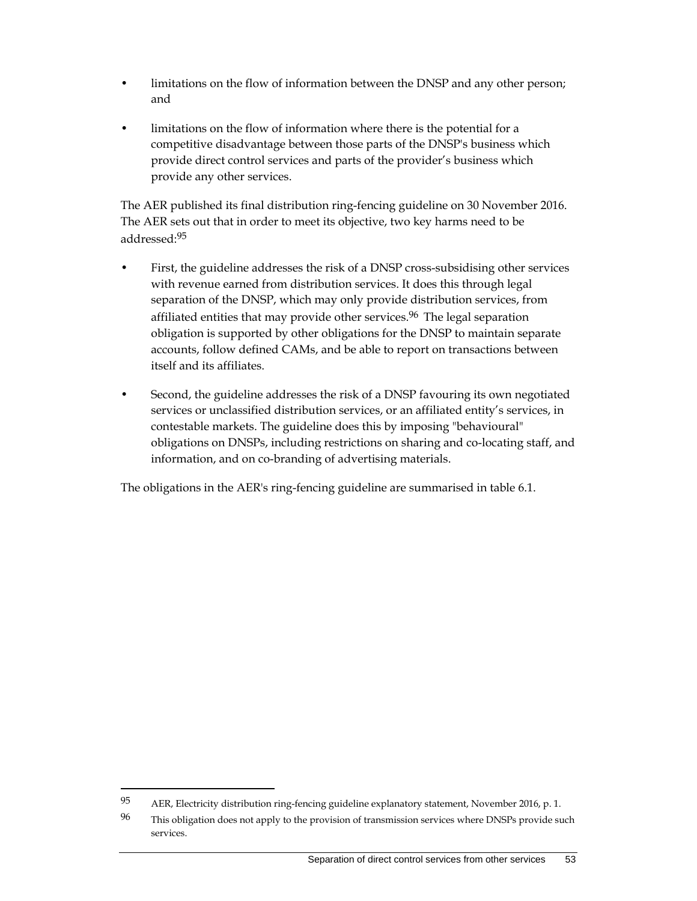- limitations on the flow of information between the DNSP and any other person; and
- limitations on the flow of information where there is the potential for a competitive disadvantage between those parts of the DNSP's business which provide direct control services and parts of the provider's business which provide any other services.

The AER published its final distribution ring-fencing guideline on 30 November 2016. The AER sets out that in order to meet its objective, two key harms need to be addressed:[95]

- First, the guideline addresses the risk of a DNSP cross-subsidising other services with revenue earned from distribution services. It does this through legal separation of the DNSP, which may only provide distribution services, from affiliated entities that may provide other services.[96] The legal separation obligation is supported by other obligations for the DNSP to maintain separate accounts, follow defined CAMs, and be able to report on transactions between itself and its affiliates.
- Second, the guideline addresses the risk of a DNSP favouring its own negotiated services or unclassified distribution services, or an affiliated entity's services, in contestable markets. The guideline does this by imposing "behavioural" obligations on DNSPs, including restrictions on sharing and co-locating staff, and information, and on co-branding of advertising materials.

The obligations in the AER's ring-fencing guideline are summarised in table 6.1.

---

[95] AER, Electricity distribution ring-fencing guideline explanatory statement, November 2016, p. 1.

[96] This obligation does not apply to the provision of transmission services where DNSPs provide such services.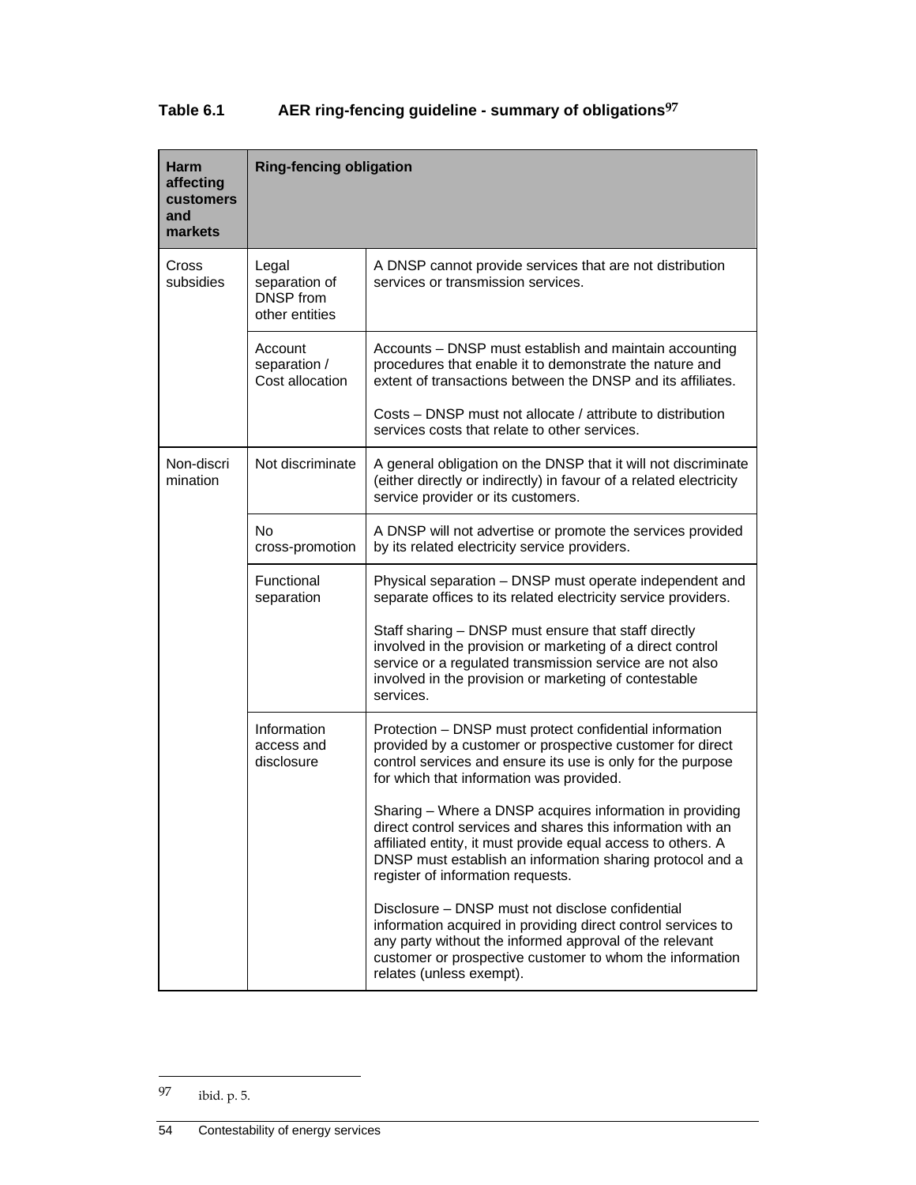**Table 6.1 AER ring-fencing guideline - summary of obligations[97]**

| Harm affecting customers and markets | Ring-fencing obligation | |
|---|---|---|
| Cross subsidies | Legal separation of DNSP from other entities | A DNSP cannot provide services that are not distribution services or transmission services. |
| | Account separation / Cost allocation | Accounts – DNSP must establish and maintain accounting procedures that enable it to demonstrate the nature and extent of transactions between the DNSP and its affiliates.<br><br>Costs – DNSP must not allocate / attribute to distribution services costs that relate to other services. |
| Non-discrimination | Not discriminate | A general obligation on the DNSP that it will not discriminate (either directly or indirectly) in favour of a related electricity service provider or its customers. |
| | No cross-promotion | A DNSP will not advertise or promote the services provided by its related electricity service providers. |
| | Functional separation | Physical separation – DNSP must operate independent and separate offices to its related electricity service providers.<br><br>Staff sharing – DNSP must ensure that staff directly involved in the provision or marketing of a direct control service or a regulated transmission service are not also involved in the provision or marketing of contestable services. |
| | Information access and disclosure | Protection – DNSP must protect confidential information provided by a customer or prospective customer for direct control services and ensure its use is only for the purpose for which that information was provided.<br><br>Sharing – Where a DNSP acquires information in providing direct control services and shares this information with an affiliated entity, it must provide equal access to others. A DNSP must establish an information sharing protocol and a register of information requests.<br><br>Disclosure – DNSP must not disclose confidential information acquired in providing direct control services to any party without the informed approval of the relevant customer or prospective customer to whom the information relates (unless exempt). |

[97] ibid. p. 5.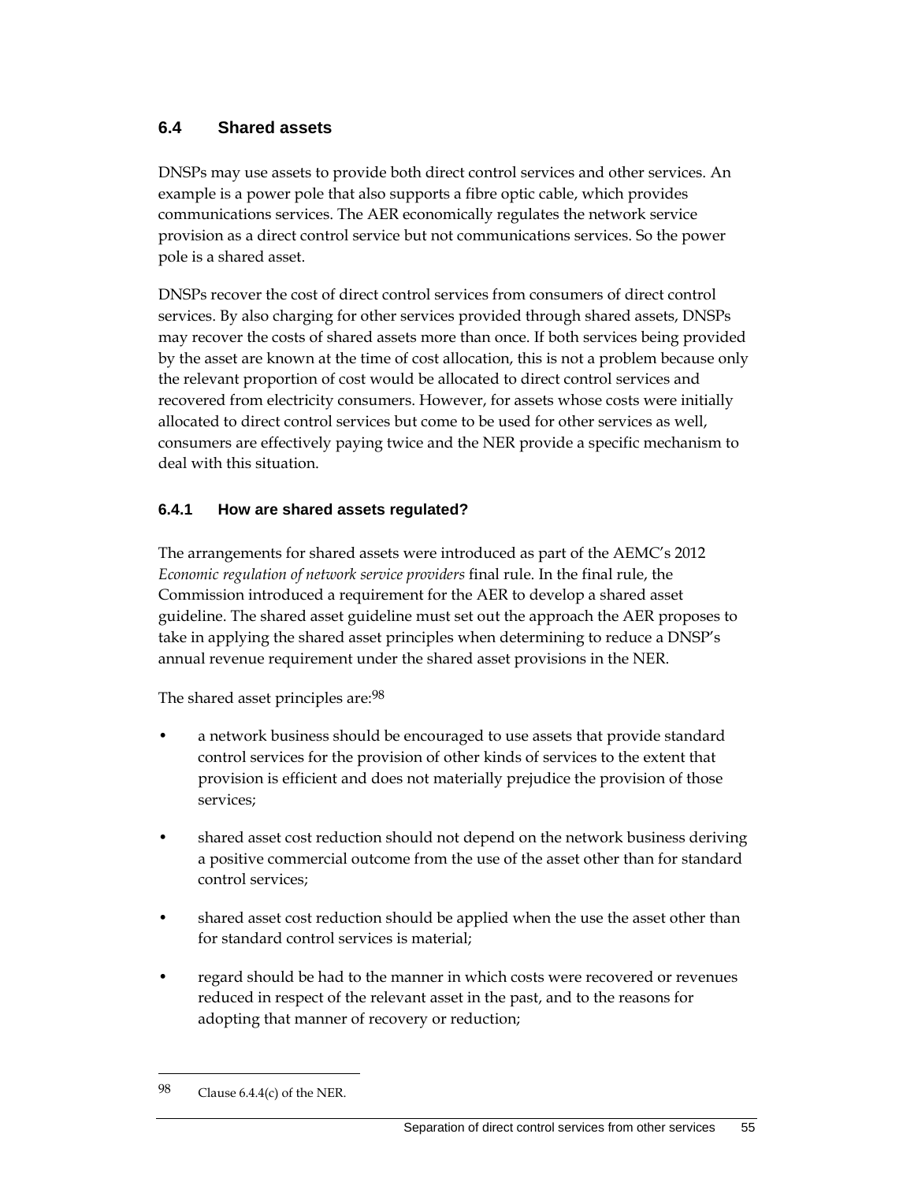## 6.4 Shared assets

DNSPs may use assets to provide both direct control services and other services. An example is a power pole that also supports a fibre optic cable, which provides communications services. The AER economically regulates the network service provision as a direct control service but not communications services. So the power pole is a shared asset.

DNSPs recover the cost of direct control services from consumers of direct control services. By also charging for other services provided through shared assets, DNSPs may recover the costs of shared assets more than once. If both services being provided by the asset are known at the time of cost allocation, this is not a problem because only the relevant proportion of cost would be allocated to direct control services and recovered from electricity consumers. However, for assets whose costs were initially allocated to direct control services but come to be used for other services as well, consumers are effectively paying twice and the NER provide a specific mechanism to deal with this situation.

### 6.4.1 How are shared assets regulated?

The arrangements for shared assets were introduced as part of the AEMC's 2012 *Economic regulation of network service providers* final rule. In the final rule, the Commission introduced a requirement for the AER to develop a shared asset guideline. The shared asset guideline must set out the approach the AER proposes to take in applying the shared asset principles when determining to reduce a DNSP's annual revenue requirement under the shared asset provisions in the NER.

The shared asset principles are:[98]

- a network business should be encouraged to use assets that provide standard control services for the provision of other kinds of services to the extent that provision is efficient and does not materially prejudice the provision of those services;
- shared asset cost reduction should not depend on the network business deriving a positive commercial outcome from the use of the asset other than for standard control services;
- shared asset cost reduction should be applied when the use the asset other than for standard control services is material;
- regard should be had to the manner in which costs were recovered or revenues reduced in respect of the relevant asset in the past, and to the reasons for adopting that manner of recovery or reduction;

98 Clause 6.4.4(c) of the NER.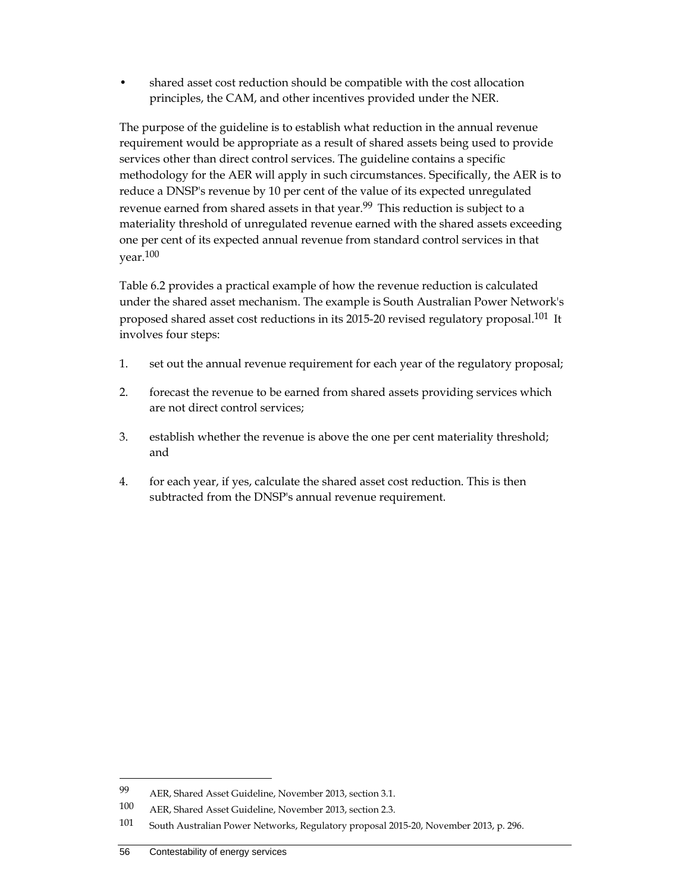- shared asset cost reduction should be compatible with the cost allocation principles, the CAM, and other incentives provided under the NER.

The purpose of the guideline is to establish what reduction in the annual revenue requirement would be appropriate as a result of shared assets being used to provide services other than direct control services. The guideline contains a specific methodology for the AER will apply in such circumstances. Specifically, the AER is to reduce a DNSP's revenue by 10 per cent of the value of its expected unregulated revenue earned from shared assets in that year.[99] This reduction is subject to a materiality threshold of unregulated revenue earned with the shared assets exceeding one per cent of its expected annual revenue from standard control services in that year.[100]

Table 6.2 provides a practical example of how the revenue reduction is calculated under the shared asset mechanism. The example is South Australian Power Network's proposed shared asset cost reductions in its 2015-20 revised regulatory proposal.[101] It involves four steps:

1. set out the annual revenue requirement for each year of the regulatory proposal;
2. forecast the revenue to be earned from shared assets providing services which are not direct control services;
3. establish whether the revenue is above the one per cent materiality threshold; and
4. for each year, if yes, calculate the shared asset cost reduction. This is then subtracted from the DNSP's annual revenue requirement.

---

99 AER, Shared Asset Guideline, November 2013, section 3.1.

100 AER, Shared Asset Guideline, November 2013, section 2.3.

101 South Australian Power Networks, Regulatory proposal 2015-20, November 2013, p. 296.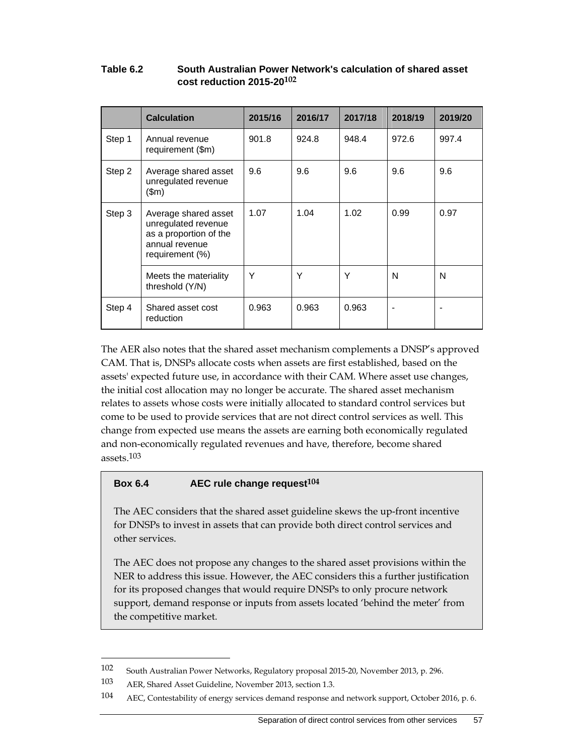**Table 6.2 South Australian Power Network's calculation of shared asset cost reduction 2015-20[102]**

| | Calculation | 2015/16 | 2016/17 | 2017/18 | 2018/19 | 2019/20 |
|---|---|---|---|---|---|---|
| Step 1 | Annual revenue requirement ($m) | 901.8 | 924.8 | 948.4 | 972.6 | 997.4 |
| Step 2 | Average shared asset unregulated revenue ($m) | 9.6 | 9.6 | 9.6 | 9.6 | 9.6 |
| Step 3 | Average shared asset unregulated revenue as a proportion of the annual revenue requirement (%) | 1.07 | 1.04 | 1.02 | 0.99 | 0.97 |
| | Meets the materiality threshold (Y/N) | Y | Y | Y | N | N |
| Step 4 | Shared asset cost reduction | 0.963 | 0.963 | 0.963 | - | - |

The AER also notes that the shared asset mechanism complements a DNSP's approved CAM. That is, DNSPs allocate costs when assets are first established, based on the assets' expected future use, in accordance with their CAM. Where asset use changes, the initial cost allocation may no longer be accurate. The shared asset mechanism relates to assets whose costs were initially allocated to standard control services but come to be used to provide services that are not direct control services as well. This change from expected use means the assets are earning both economically regulated and non-economically regulated revenues and have, therefore, become shared assets.[103]

**Box 6.4 AEC rule change request[104]**

The AEC considers that the shared asset guideline skews the up-front incentive for DNSPs to invest in assets that can provide both direct control services and other services.

The AEC does not propose any changes to the shared asset provisions within the NER to address this issue. However, the AEC considers this a further justification for its proposed changes that would require DNSPs to only procure network support, demand response or inputs from assets located 'behind the meter' from the competitive market.

---

102 South Australian Power Networks, Regulatory proposal 2015-20, November 2013, p. 296.

103 AER, Shared Asset Guideline, November 2013, section 1.3.

104 AEC, Contestability of energy services demand response and network support, October 2016, p. 6.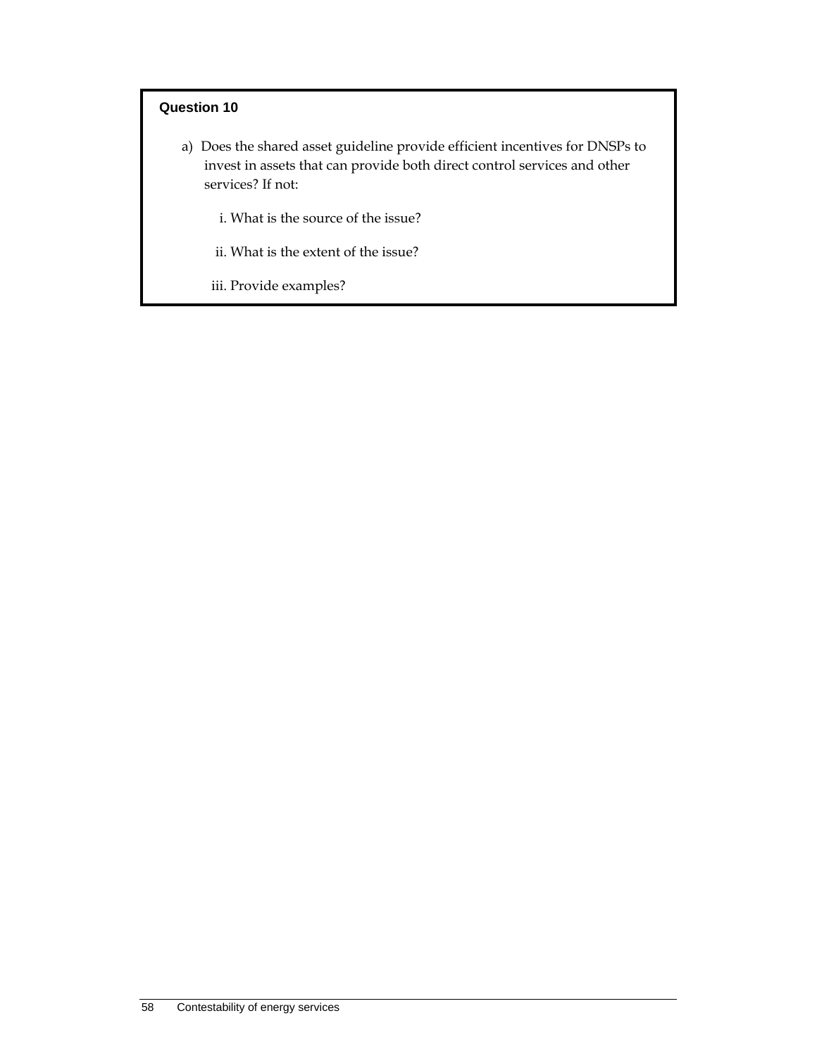**Question 10**

a) Does the shared asset guideline provide efficient incentives for DNSPs to invest in assets that can provide both direct control services and other services? If not:

i. What is the source of the issue?

ii. What is the extent of the issue?

iii. Provide examples?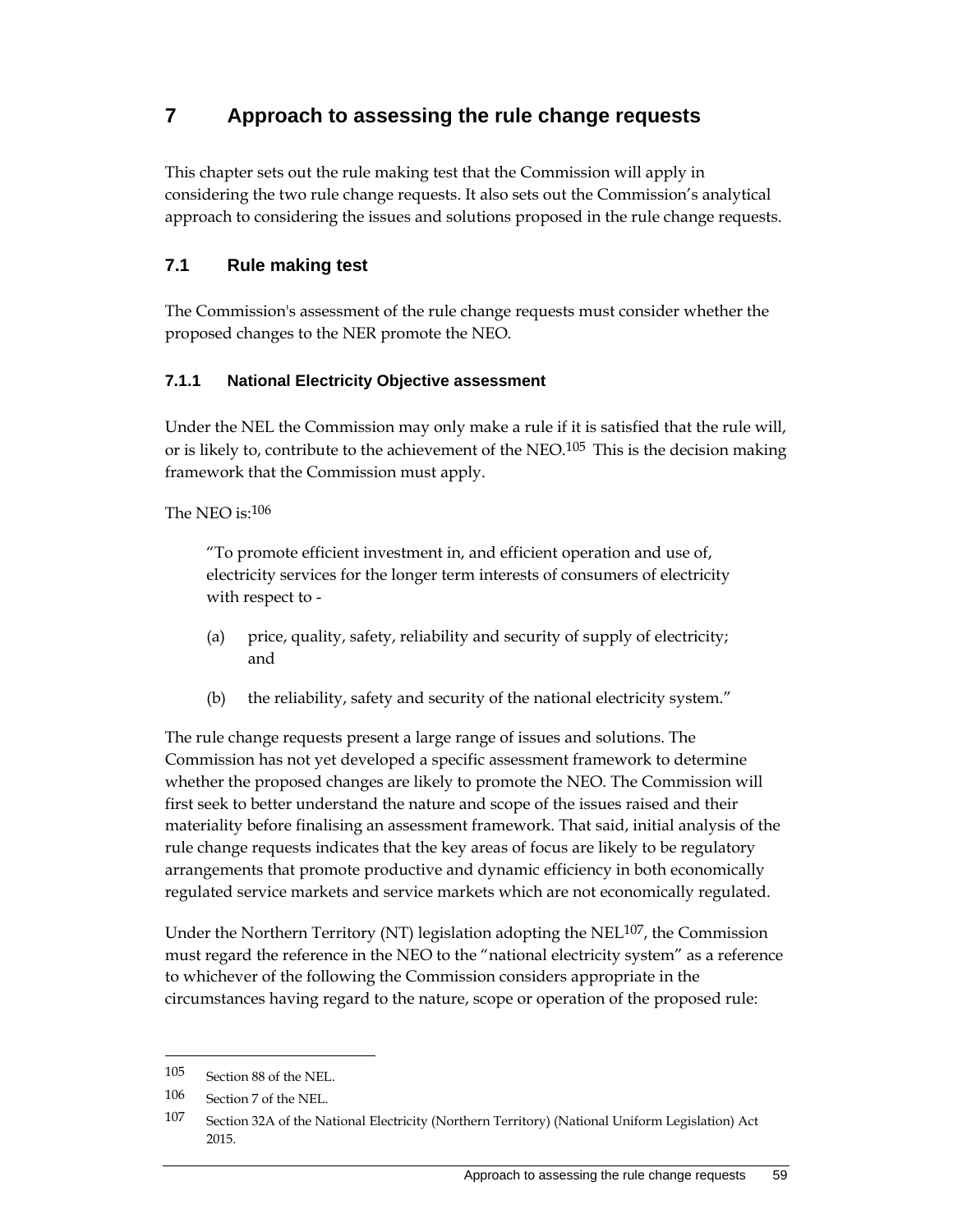# 7 Approach to assessing the rule change requests

This chapter sets out the rule making test that the Commission will apply in considering the two rule change requests. It also sets out the Commission's analytical approach to considering the issues and solutions proposed in the rule change requests.

## 7.1 Rule making test

The Commission's assessment of the rule change requests must consider whether the proposed changes to the NER promote the NEO.

### 7.1.1 National Electricity Objective assessment

Under the NEL the Commission may only make a rule if it is satisfied that the rule will, or is likely to, contribute to the achievement of the NEO.[105] This is the decision making framework that the Commission must apply.

The NEO is:[106]

> "To promote efficient investment in, and efficient operation and use of, electricity services for the longer term interests of consumers of electricity with respect to -
>
> (a) price, quality, safety, reliability and security of supply of electricity; and
>
> (b) the reliability, safety and security of the national electricity system."

The rule change requests present a large range of issues and solutions. The Commission has not yet developed a specific assessment framework to determine whether the proposed changes are likely to promote the NEO. The Commission will first seek to better understand the nature and scope of the issues raised and their materiality before finalising an assessment framework. That said, initial analysis of the rule change requests indicates that the key areas of focus are likely to be regulatory arrangements that promote productive and dynamic efficiency in both economically regulated service markets and service markets which are not economically regulated.

Under the Northern Territory (NT) legislation adopting the NEL[107], the Commission must regard the reference in the NEO to the "national electricity system" as a reference to whichever of the following the Commission considers appropriate in the circumstances having regard to the nature, scope or operation of the proposed rule:

---

105 Section 88 of the NEL.

106 Section 7 of the NEL.

107 Section 32A of the National Electricity (Northern Territory) (National Uniform Legislation) Act 2015.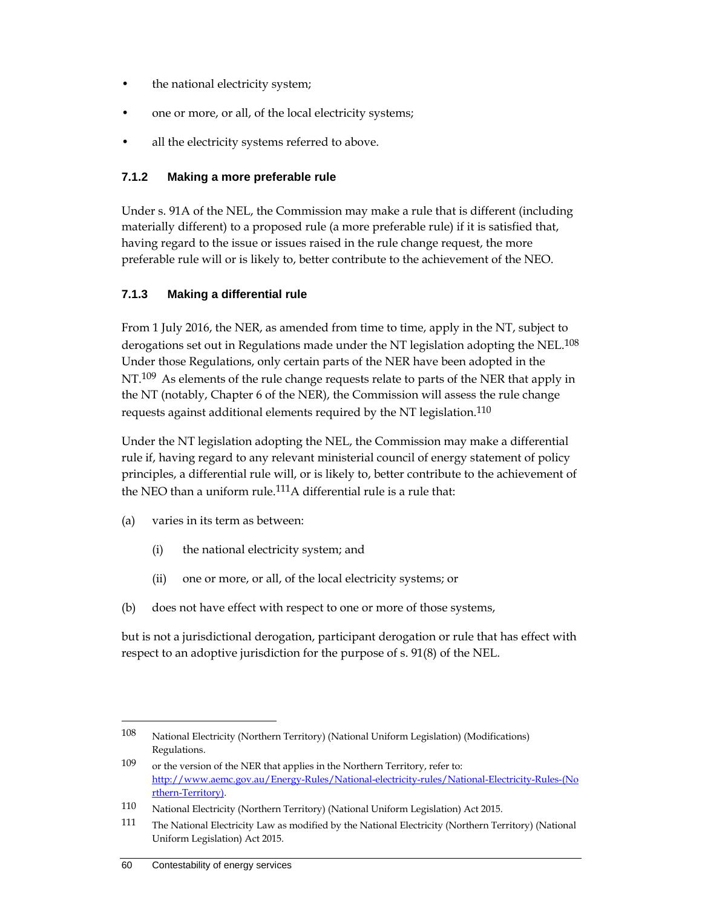- the national electricity system;
- one or more, or all, of the local electricity systems;
- all the electricity systems referred to above.

### 7.1.2 Making a more preferable rule

Under s. 91A of the NEL, the Commission may make a rule that is different (including materially different) to a proposed rule (a more preferable rule) if it is satisfied that, having regard to the issue or issues raised in the rule change request, the more preferable rule will or is likely to, better contribute to the achievement of the NEO.

### 7.1.3 Making a differential rule

From 1 July 2016, the NER, as amended from time to time, apply in the NT, subject to derogations set out in Regulations made under the NT legislation adopting the NEL.[108] Under those Regulations, only certain parts of the NER have been adopted in the NT.[109] As elements of the rule change requests relate to parts of the NER that apply in the NT (notably, Chapter 6 of the NER), the Commission will assess the rule change requests against additional elements required by the NT legislation.[110]

Under the NT legislation adopting the NEL, the Commission may make a differential rule if, having regard to any relevant ministerial council of energy statement of policy principles, a differential rule will, or is likely to, better contribute to the achievement of the NEO than a uniform rule.[111] A differential rule is a rule that:

(a) varies in its term as between:

  (i) the national electricity system; and

  (ii) one or more, or all, of the local electricity systems; or

(b) does not have effect with respect to one or more of those systems,

but is not a jurisdictional derogation, participant derogation or rule that has effect with respect to an adoptive jurisdiction for the purpose of s. 91(8) of the NEL.

---

108 National Electricity (Northern Territory) (National Uniform Legislation) (Modifications) Regulations.

109 or the version of the NER that applies in the Northern Territory, refer to: http://www.aemc.gov.au/Energy-Rules/National-electricity-rules/National-Electricity-Rules-(Northern-Territory).

110 National Electricity (Northern Territory) (National Uniform Legislation) Act 2015.

111 The National Electricity Law as modified by the National Electricity (Northern Territory) (National Uniform Legislation) Act 2015.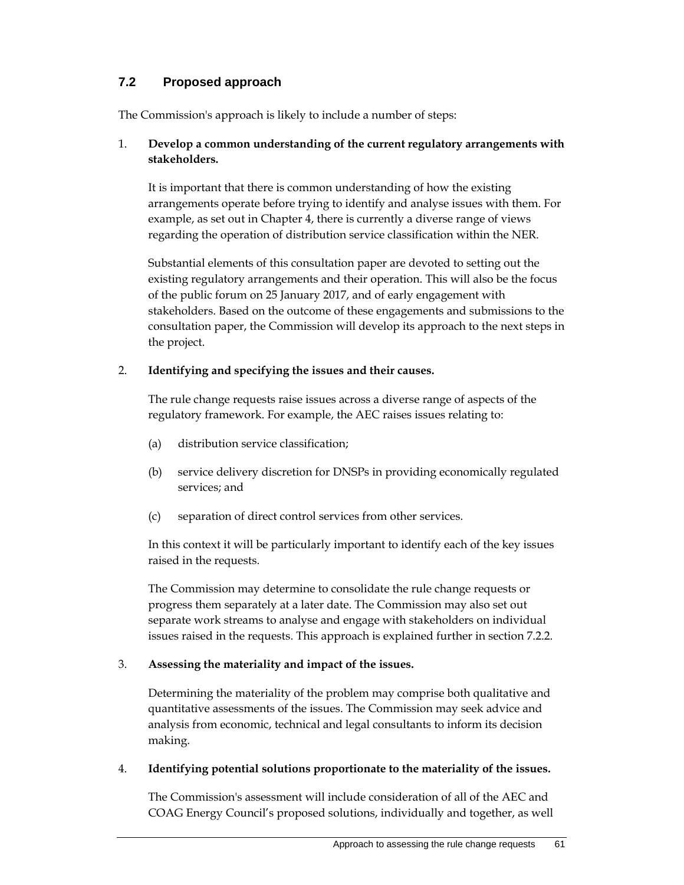## 7.2 Proposed approach

The Commission's approach is likely to include a number of steps:

1. **Develop a common understanding of the current regulatory arrangements with stakeholders.**

   It is important that there is common understanding of how the existing arrangements operate before trying to identify and analyse issues with them. For example, as set out in Chapter 4, there is currently a diverse range of views regarding the operation of distribution service classification within the NER.

   Substantial elements of this consultation paper are devoted to setting out the existing regulatory arrangements and their operation. This will also be the focus of the public forum on 25 January 2017, and of early engagement with stakeholders. Based on the outcome of these engagements and submissions to the consultation paper, the Commission will develop its approach to the next steps in the project.

2. **Identifying and specifying the issues and their causes.**

   The rule change requests raise issues across a diverse range of aspects of the regulatory framework. For example, the AEC raises issues relating to:

   (a) distribution service classification;

   (b) service delivery discretion for DNSPs in providing economically regulated services; and

   (c) separation of direct control services from other services.

   In this context it will be particularly important to identify each of the key issues raised in the requests.

   The Commission may determine to consolidate the rule change requests or progress them separately at a later date. The Commission may also set out separate work streams to analyse and engage with stakeholders on individual issues raised in the requests. This approach is explained further in section 7.2.2.

3. **Assessing the materiality and impact of the issues.**

   Determining the materiality of the problem may comprise both qualitative and quantitative assessments of the issues. The Commission may seek advice and analysis from economic, technical and legal consultants to inform its decision making.

4. **Identifying potential solutions proportionate to the materiality of the issues.**

   The Commission's assessment will include consideration of all of the AEC and COAG Energy Council's proposed solutions, individually and together, as well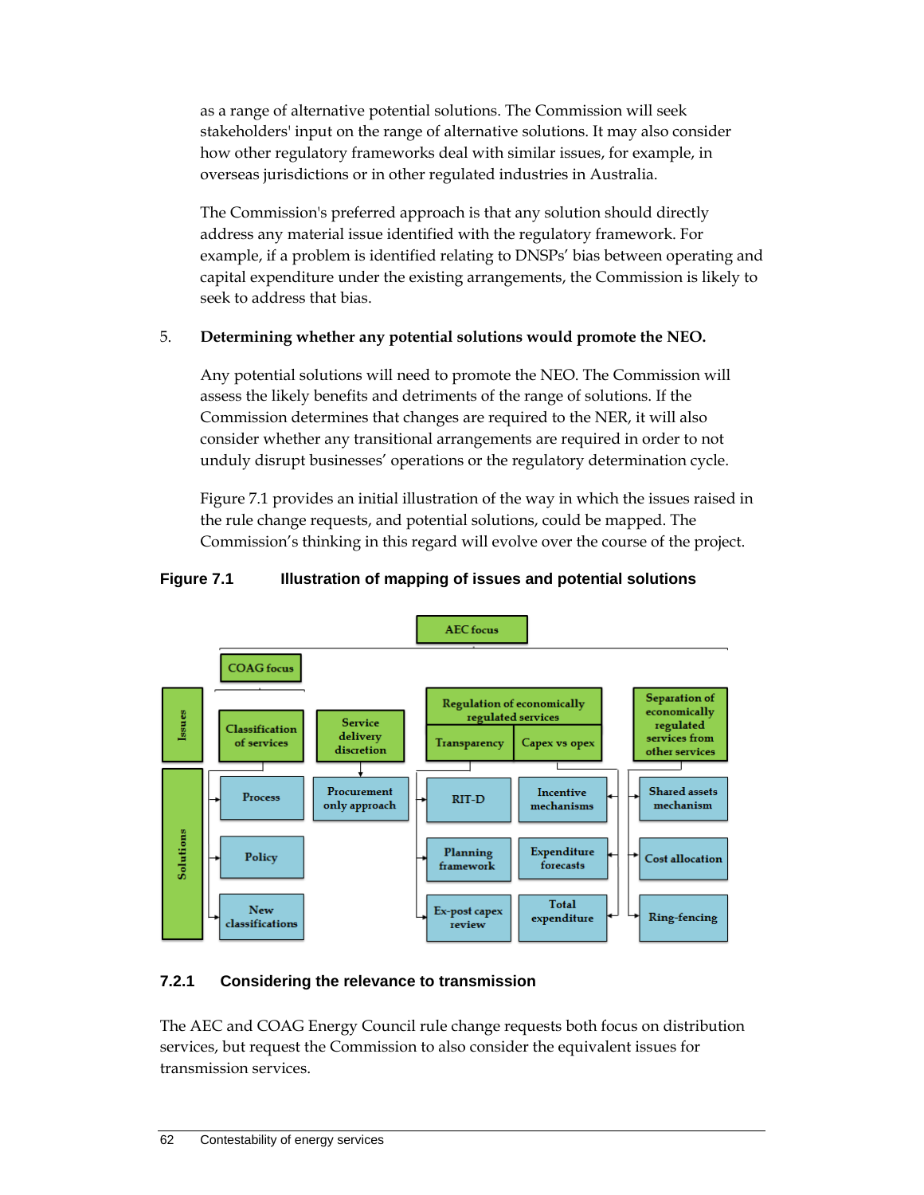as a range of alternative potential solutions. The Commission will seek stakeholders' input on the range of alternative solutions. It may also consider how other regulatory frameworks deal with similar issues, for example, in overseas jurisdictions or in other regulated industries in Australia.

The Commission's preferred approach is that any solution should directly address any material issue identified with the regulatory framework. For example, if a problem is identified relating to DNSPs' bias between operating and capital expenditure under the existing arrangements, the Commission is likely to seek to address that bias.

5. **Determining whether any potential solutions would promote the NEO.**

   Any potential solutions will need to promote the NEO. The Commission will assess the likely benefits and detriments of the range of solutions. If the Commission determines that changes are required to the NER, it will also consider whether any transitional arrangements are required in order to not unduly disrupt businesses' operations or the regulatory determination cycle.

   Figure 7.1 provides an initial illustration of the way in which the issues raised in the rule change requests, and potential solutions, could be mapped. The Commission's thinking in this regard will evolve over the course of the project.

**Figure 7.1 Illustration of mapping of issues and potential solutions**

AEC focus

COAG focus

| | | | | | |
|---|---|---|---|---|---|
| **Issues** | Classification of services | Service delivery discretion | Regulation of economically regulated services: Transparency | Regulation of economically regulated services: Capex vs opex | Separation of economically regulated services from other services |
| **Solutions** | Process | Procurement only approach | RIT-D | Incentive mechanisms | Shared assets mechanism |
| | Policy | | Planning framework | Expenditure forecasts | Cost allocation |
| | New classifications | | Ex-post capex review | Total expenditure | Ring-fencing |

### 7.2.1 Considering the relevance to transmission

The AEC and COAG Energy Council rule change requests both focus on distribution services, but request the Commission to also consider the equivalent issues for transmission services.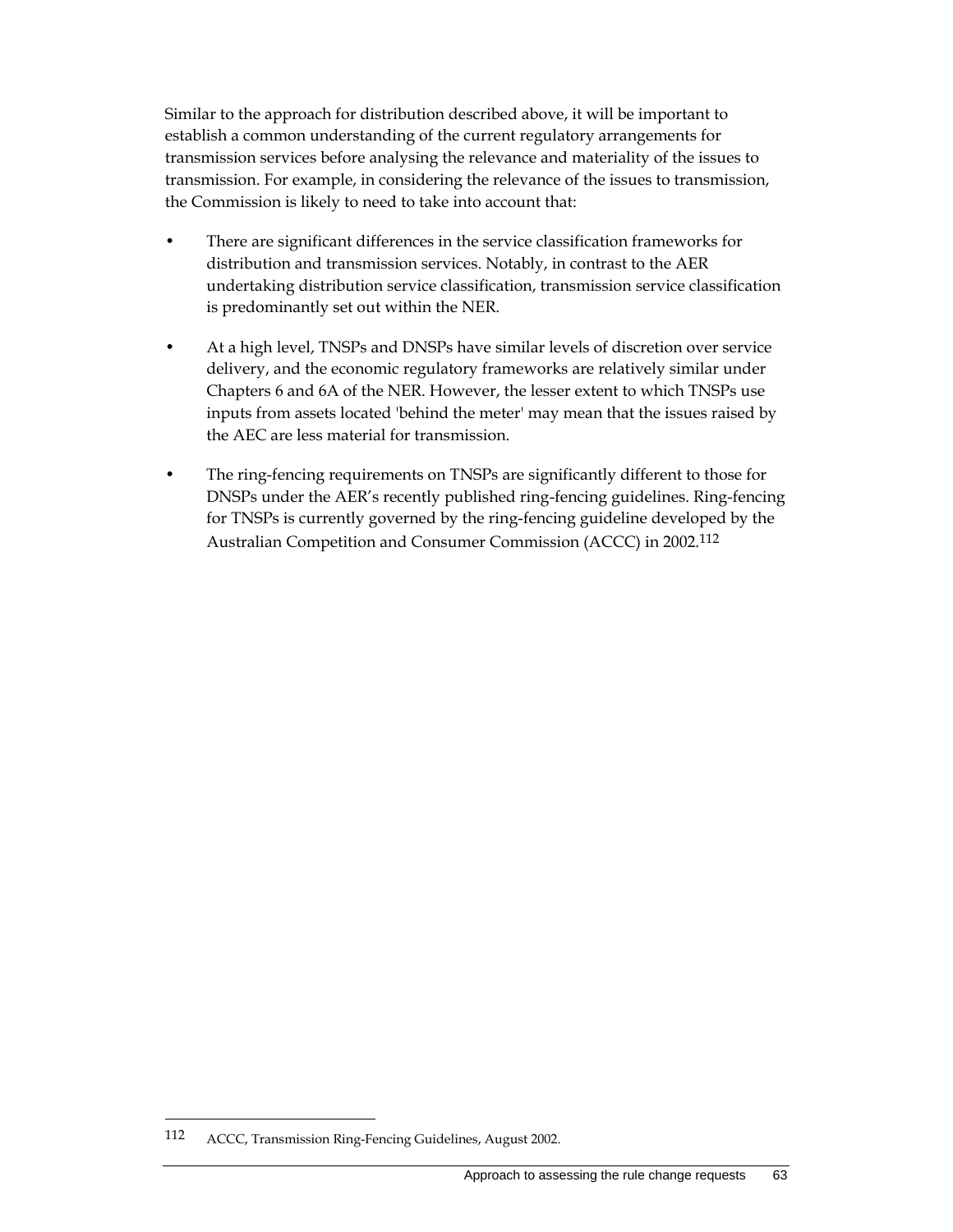Similar to the approach for distribution described above, it will be important to establish a common understanding of the current regulatory arrangements for transmission services before analysing the relevance and materiality of the issues to transmission. For example, in considering the relevance of the issues to transmission, the Commission is likely to need to take into account that:

- There are significant differences in the service classification frameworks for distribution and transmission services. Notably, in contrast to the AER undertaking distribution service classification, transmission service classification is predominantly set out within the NER.
- At a high level, TNSPs and DNSPs have similar levels of discretion over service delivery, and the economic regulatory frameworks are relatively similar under Chapters 6 and 6A of the NER. However, the lesser extent to which TNSPs use inputs from assets located 'behind the meter' may mean that the issues raised by the AEC are less material for transmission.
- The ring-fencing requirements on TNSPs are significantly different to those for DNSPs under the AER's recently published ring-fencing guidelines. Ring-fencing for TNSPs is currently governed by the ring-fencing guideline developed by the Australian Competition and Consumer Commission (ACCC) in 2002.[112]

---

112 ACCC, Transmission Ring-Fencing Guidelines, August 2002.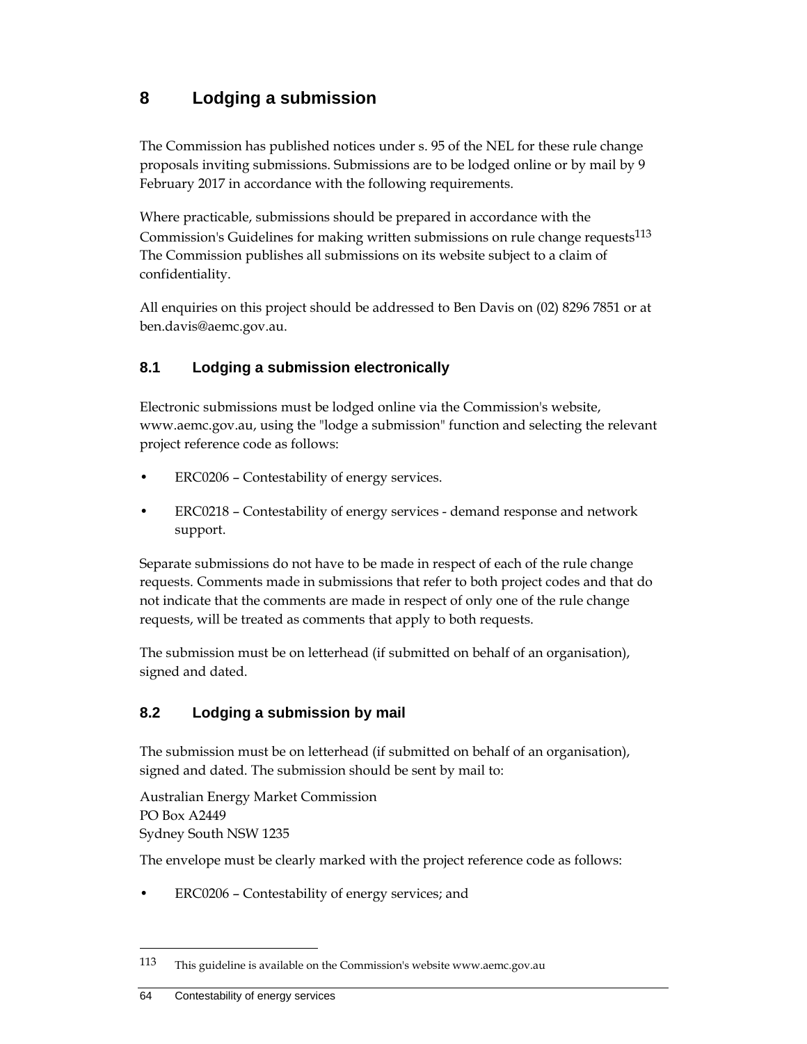# 8 Lodging a submission

The Commission has published notices under s. 95 of the NEL for these rule change proposals inviting submissions. Submissions are to be lodged online or by mail by 9 February 2017 in accordance with the following requirements.

Where practicable, submissions should be prepared in accordance with the Commission's Guidelines for making written submissions on rule change requests[113] The Commission publishes all submissions on its website subject to a claim of confidentiality.

All enquiries on this project should be addressed to Ben Davis on (02) 8296 7851 or at ben.davis@aemc.gov.au.

## 8.1 Lodging a submission electronically

Electronic submissions must be lodged online via the Commission's website, www.aemc.gov.au, using the "lodge a submission" function and selecting the relevant project reference code as follows:

- ERC0206 – Contestability of energy services.
- ERC0218 – Contestability of energy services - demand response and network support.

Separate submissions do not have to be made in respect of each of the rule change requests. Comments made in submissions that refer to both project codes and that do not indicate that the comments are made in respect of only one of the rule change requests, will be treated as comments that apply to both requests.

The submission must be on letterhead (if submitted on behalf of an organisation), signed and dated.

## 8.2 Lodging a submission by mail

The submission must be on letterhead (if submitted on behalf of an organisation), signed and dated. The submission should be sent by mail to:

Australian Energy Market Commission
PO Box A2449
Sydney South NSW 1235

The envelope must be clearly marked with the project reference code as follows:

- ERC0206 – Contestability of energy services; and

---

[113] This guideline is available on the Commission's website www.aemc.gov.au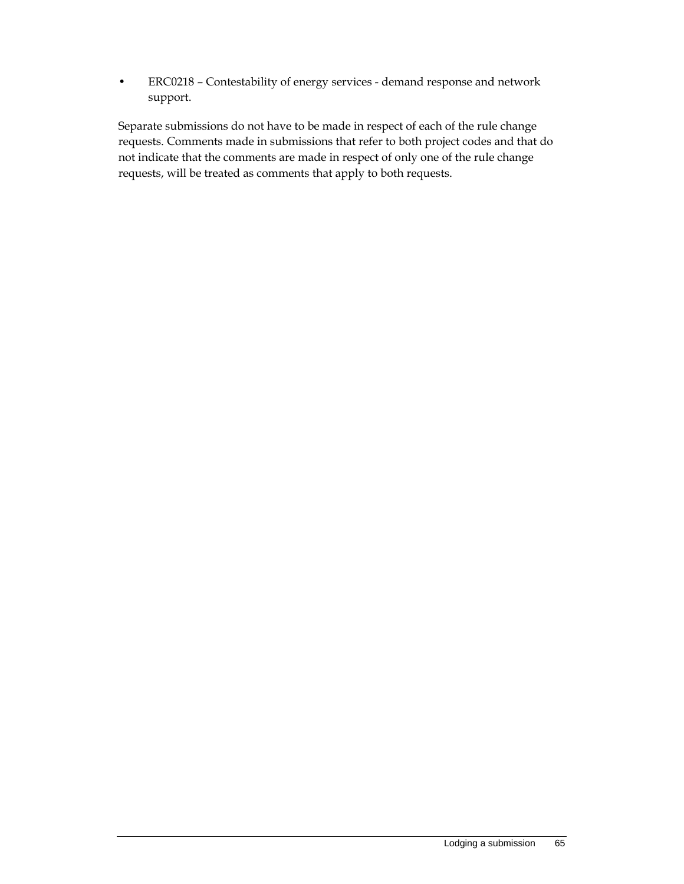- ERC0218 – Contestability of energy services - demand response and network support.

Separate submissions do not have to be made in respect of each of the rule change requests. Comments made in submissions that refer to both project codes and that do not indicate that the comments are made in respect of only one of the rule change requests, will be treated as comments that apply to both requests.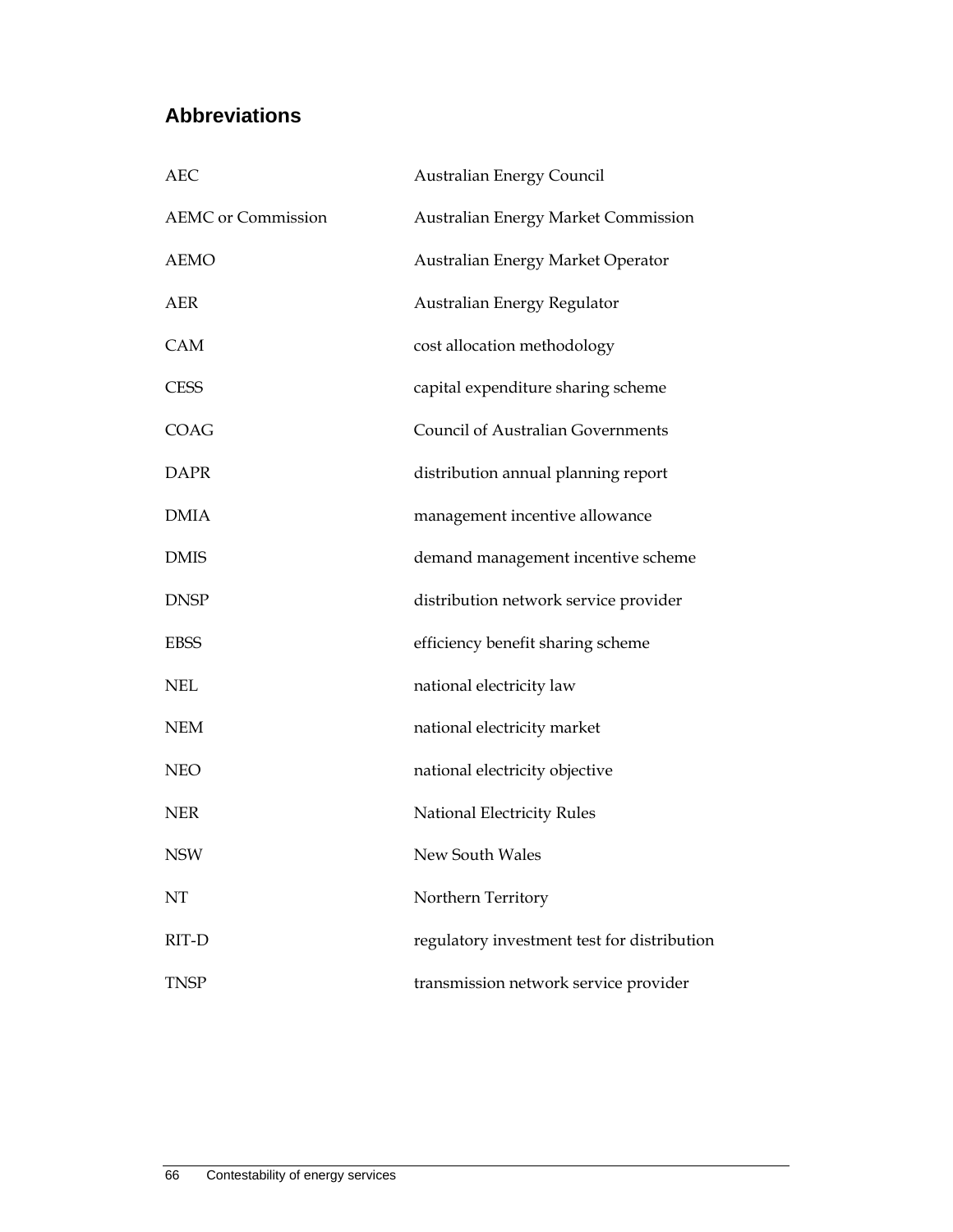## Abbreviations

| | |
|---|---|
| AEC | Australian Energy Council |
| AEMC or Commission | Australian Energy Market Commission |
| AEMO | Australian Energy Market Operator |
| AER | Australian Energy Regulator |
| CAM | cost allocation methodology |
| CESS | capital expenditure sharing scheme |
| COAG | Council of Australian Governments |
| DAPR | distribution annual planning report |
| DMIA | management incentive allowance |
| DMIS | demand management incentive scheme |
| DNSP | distribution network service provider |
| EBSS | efficiency benefit sharing scheme |
| NEL | national electricity law |
| NEM | national electricity market |
| NEO | national electricity objective |
| NER | National Electricity Rules |
| NSW | New South Wales |
| NT | Northern Territory |
| RIT-D | regulatory investment test for distribution |
| TNSP | transmission network service provider |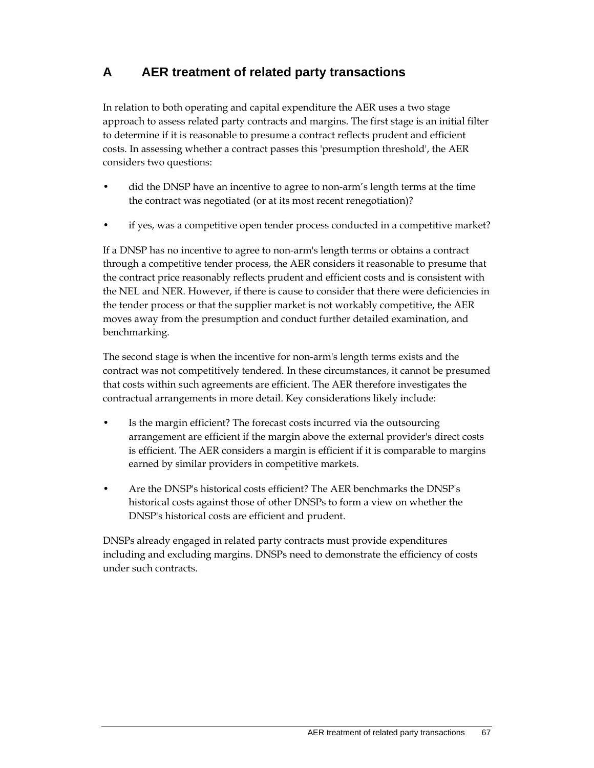# A AER treatment of related party transactions

In relation to both operating and capital expenditure the AER uses a two stage approach to assess related party contracts and margins. The first stage is an initial filter to determine if it is reasonable to presume a contract reflects prudent and efficient costs. In assessing whether a contract passes this 'presumption threshold', the AER considers two questions:

- did the DNSP have an incentive to agree to non-arm’s length terms at the time the contract was negotiated (or at its most recent renegotiation)?
- if yes, was a competitive open tender process conducted in a competitive market?

If a DNSP has no incentive to agree to non-arm's length terms or obtains a contract through a competitive tender process, the AER considers it reasonable to presume that the contract price reasonably reflects prudent and efficient costs and is consistent with the NEL and NER. However, if there is cause to consider that there were deficiencies in the tender process or that the supplier market is not workably competitive, the AER moves away from the presumption and conduct further detailed examination, and benchmarking.

The second stage is when the incentive for non-arm's length terms exists and the contract was not competitively tendered. In these circumstances, it cannot be presumed that costs within such agreements are efficient. The AER therefore investigates the contractual arrangements in more detail. Key considerations likely include:

- Is the margin efficient? The forecast costs incurred via the outsourcing arrangement are efficient if the margin above the external provider's direct costs is efficient. The AER considers a margin is efficient if it is comparable to margins earned by similar providers in competitive markets.
- Are the DNSP's historical costs efficient? The AER benchmarks the DNSP's historical costs against those of other DNSPs to form a view on whether the DNSP's historical costs are efficient and prudent.

DNSPs already engaged in related party contracts must provide expenditures including and excluding margins. DNSPs need to demonstrate the efficiency of costs under such contracts.